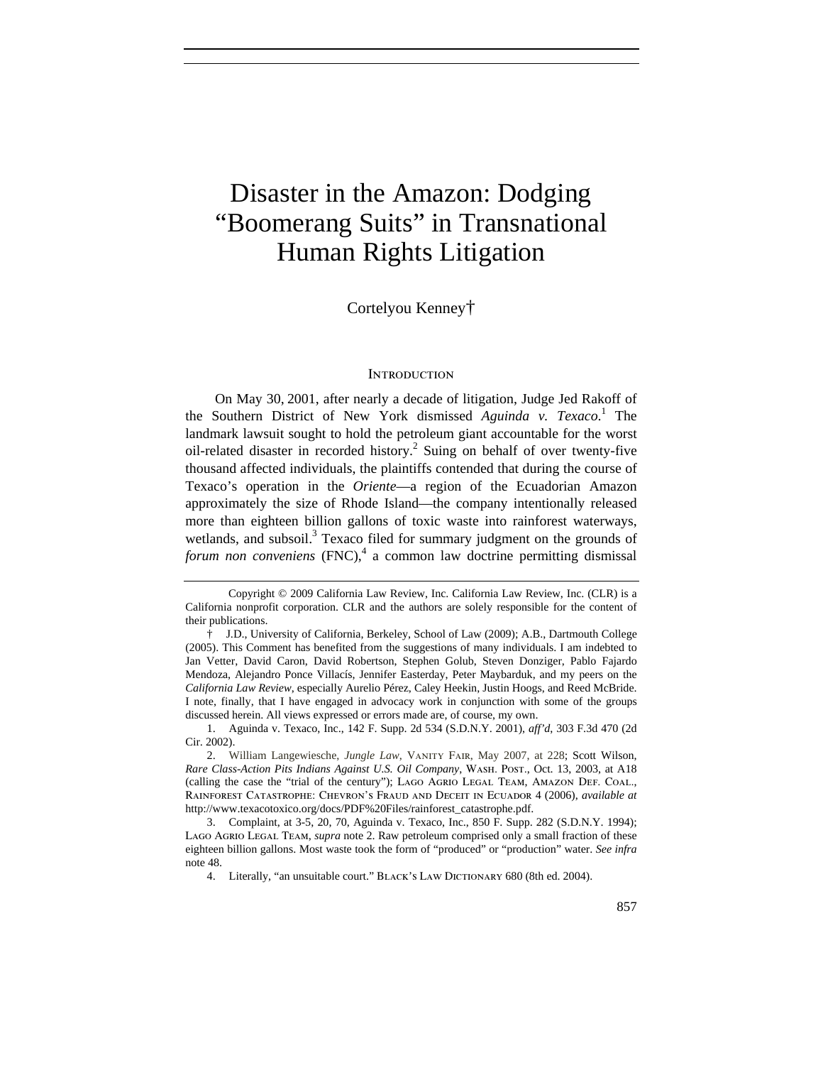# Disaster in the Amazon: Dodging "Boomerang Suits" in Transnational Human Rights Litigation

Cortelyou Kenney†

## Introduction

On May 30, 2001, after nearly a decade of litigation, Judge Jed Rakoff of the Southern District of New York dismissed *Aguinda v. Texaco*.[1] The landmark lawsuit sought to hold the petroleum giant accountable for the worst oil-related disaster in recorded history.[2] Suing on behalf of over twenty-five thousand affected individuals, the plaintiffs contended that during the course of Texaco's operation in the *Oriente*—a region of the Ecuadorian Amazon approximately the size of Rhode Island—the company intentionally released more than eighteen billion gallons of toxic waste into rainforest waterways, wetlands, and subsoil.[3] Texaco filed for summary judgment on the grounds of *forum non conveniens* (FNC),[4] a common law doctrine permitting dismissal

---

Copyright © 2009 California Law Review, Inc. California Law Review, Inc. (CLR) is a California nonprofit corporation. CLR and the authors are solely responsible for the content of their publications.

† J.D., University of California, Berkeley, School of Law (2009); A.B., Dartmouth College (2005). This Comment has benefited from the suggestions of many individuals. I am indebted to Jan Vetter, David Caron, David Robertson, Stephen Golub, Steven Donziger, Pablo Fajardo Mendoza, Alejandro Ponce Villacís, Jennifer Easterday, Peter Maybarduk, and my peers on the *California Law Review*, especially Aurelio Pérez, Caley Heekin, Justin Hoogs, and Reed McBride. I note, finally, that I have engaged in advocacy work in conjunction with some of the groups discussed herein. All views expressed or errors made are, of course, my own.

1. Aguinda v. Texaco, Inc., 142 F. Supp. 2d 534 (S.D.N.Y. 2001), *aff'd*, 303 F.3d 470 (2d Cir. 2002).

2. William Langewiesche, *Jungle Law*, Vanity Fair, May 2007, at 228; Scott Wilson, *Rare Class-Action Pits Indians Against U.S. Oil Company*, Wash. Post., Oct. 13, 2003, at A18 (calling the case the "trial of the century"); Lago Agrio Legal Team, Amazon Def. Coal., Rainforest Catastrophe: Chevron's Fraud and Deceit in Ecuador 4 (2006), *available at* http://www.texacotoxico.org/docs/PDF%20Files/rainforest_catastrophe.pdf.

3. Complaint, at 3-5, 20, 70, Aguinda v. Texaco, Inc., 850 F. Supp. 282 (S.D.N.Y. 1994); Lago Agrio Legal Team, *supra* note 2. Raw petroleum comprised only a small fraction of these eighteen billion gallons. Most waste took the form of "produced" or "production" water. *See infra* note 48.

4. Literally, "an unsuitable court." Black's Law Dictionary 680 (8th ed. 2004).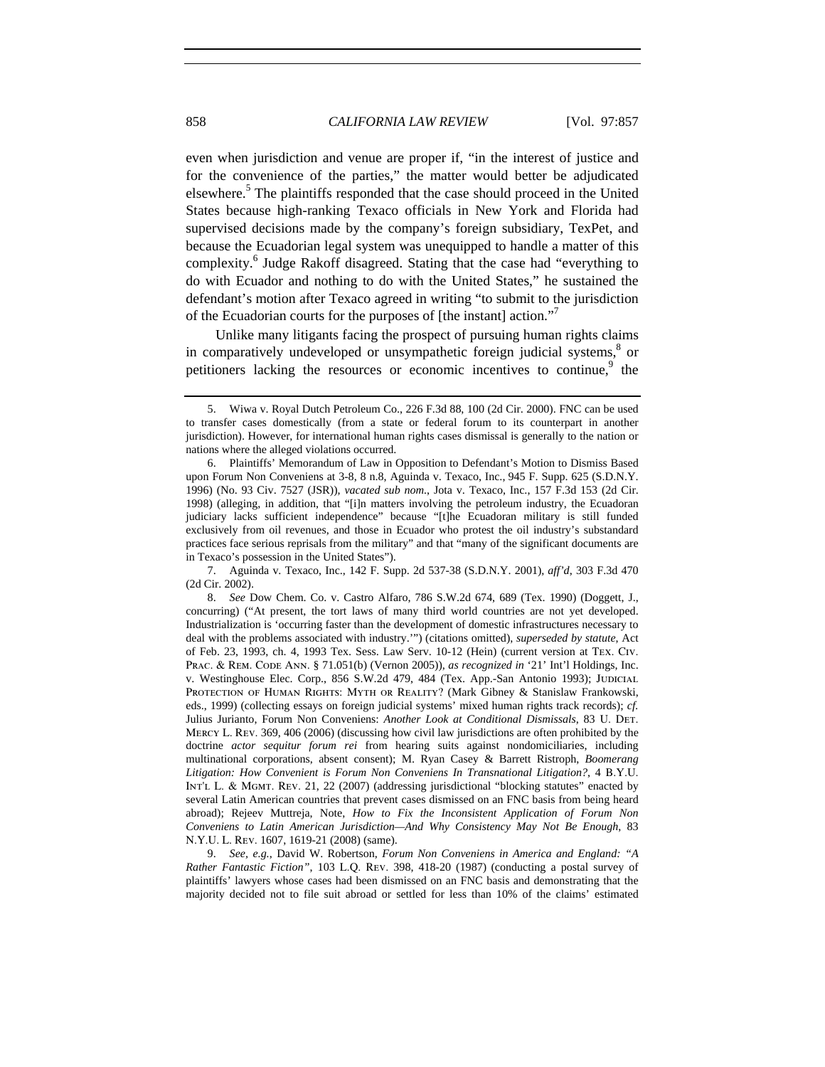even when jurisdiction and venue are proper if, "in the interest of justice and for the convenience of the parties," the matter would better be adjudicated elsewhere.[5] The plaintiffs responded that the case should proceed in the United States because high-ranking Texaco officials in New York and Florida had supervised decisions made by the company's foreign subsidiary, TexPet, and because the Ecuadorian legal system was unequipped to handle a matter of this complexity.[6] Judge Rakoff disagreed. Stating that the case had "everything to do with Ecuador and nothing to do with the United States," he sustained the defendant's motion after Texaco agreed in writing "to submit to the jurisdiction of the Ecuadorian courts for the purposes of [the instant] action."[7]

Unlike many litigants facing the prospect of pursuing human rights claims in comparatively undeveloped or unsympathetic foreign judicial systems,[8] or petitioners lacking the resources or economic incentives to continue,[9] the

---

5. Wiwa v. Royal Dutch Petroleum Co., 226 F.3d 88, 100 (2d Cir. 2000). FNC can be used to transfer cases domestically (from a state or federal forum to its counterpart in another jurisdiction). However, for international human rights cases dismissal is generally to the nation or nations where the alleged violations occurred.

6. Plaintiffs' Memorandum of Law in Opposition to Defendant's Motion to Dismiss Based upon Forum Non Conveniens at 3-8, 8 n.8, Aguinda v. Texaco, Inc., 945 F. Supp. 625 (S.D.N.Y. 1996) (No. 93 Civ. 7527 (JSR)), *vacated sub nom.*, Jota v. Texaco, Inc., 157 F.3d 153 (2d Cir. 1998) (alleging, in addition, that "[i]n matters involving the petroleum industry, the Ecuadoran judiciary lacks sufficient independence" because "[t]he Ecuadoran military is still funded exclusively from oil revenues, and those in Ecuador who protest the oil industry's substandard practices face serious reprisals from the military" and that "many of the significant documents are in Texaco's possession in the United States").

7. Aguinda v. Texaco, Inc., 142 F. Supp. 2d 537-38 (S.D.N.Y. 2001), *aff'd*, 303 F.3d 470 (2d Cir. 2002).

8. *See* Dow Chem. Co. v. Castro Alfaro, 786 S.W.2d 674, 689 (Tex. 1990) (Doggett, J., concurring) ("At present, the tort laws of many third world countries are not yet developed. Industrialization is 'occurring faster than the development of domestic infrastructures necessary to deal with the problems associated with industry.'") (citations omitted), *superseded by statute*, Act of Feb. 23, 1993, ch. 4, 1993 Tex. Sess. Law Serv. 10-12 (Hein) (current version at TEX. CIV. PRAC. & REM. CODE ANN. § 71.051(b) (Vernon 2005)), *as recognized in* '21' Int'l Holdings, Inc. v. Westinghouse Elec. Corp., 856 S.W.2d 479, 484 (Tex. App.-San Antonio 1993); JUDICIAL PROTECTION OF HUMAN RIGHTS: MYTH OR REALITY? (Mark Gibney & Stanislaw Frankowski, eds., 1999) (collecting essays on foreign judicial systems' mixed human rights track records); *cf.* Julius Jurianto, Forum Non Conveniens: *Another Look at Conditional Dismissals*, 83 U. DET. MERCY L. REV. 369, 406 (2006) (discussing how civil law jurisdictions are often prohibited by the doctrine *actor sequitur forum rei* from hearing suits against nondomiciliaries, including multinational corporations, absent consent); M. Ryan Casey & Barrett Ristroph, *Boomerang Litigation: How Convenient is Forum Non Conveniens In Transnational Litigation?*, 4 B.Y.U. INT'L L. & MGMT. REV. 21, 22 (2007) (addressing jurisdictional "blocking statutes" enacted by several Latin American countries that prevent cases dismissed on an FNC basis from being heard abroad); Rejeev Muttreja, Note, *How to Fix the Inconsistent Application of Forum Non Conveniens to Latin American Jurisdiction—And Why Consistency May Not Be Enough*, 83 N.Y.U. L. REV. 1607, 1619-21 (2008) (same).

9. *See, e.g.*, David W. Robertson, *Forum Non Conveniens in America and England: "A Rather Fantastic Fiction"*, 103 L.Q. REV. 398, 418-20 (1987) (conducting a postal survey of plaintiffs' lawyers whose cases had been dismissed on an FNC basis and demonstrating that the majority decided not to file suit abroad or settled for less than 10% of the claims' estimated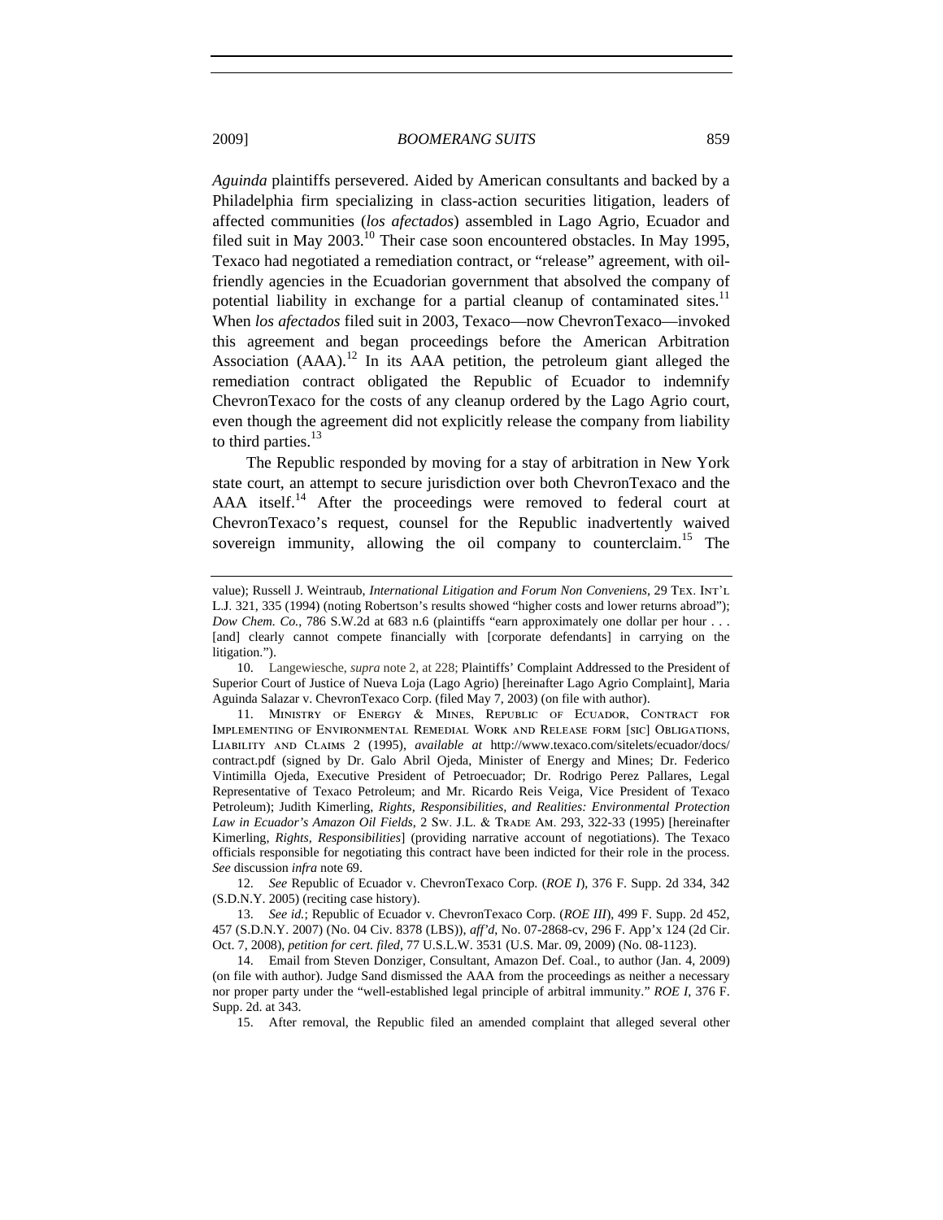*Aguinda* plaintiffs persevered. Aided by American consultants and backed by a Philadelphia firm specializing in class-action securities litigation, leaders of affected communities (*los afectados*) assembled in Lago Agrio, Ecuador and filed suit in May 2003.[10] Their case soon encountered obstacles. In May 1995, Texaco had negotiated a remediation contract, or "release" agreement, with oil-friendly agencies in the Ecuadorian government that absolved the company of potential liability in exchange for a partial cleanup of contaminated sites.[11] When *los afectados* filed suit in 2003, Texaco—now ChevronTexaco—invoked this agreement and began proceedings before the American Arbitration Association (AAA).[12] In its AAA petition, the petroleum giant alleged the remediation contract obligated the Republic of Ecuador to indemnify ChevronTexaco for the costs of any cleanup ordered by the Lago Agrio court, even though the agreement did not explicitly release the company from liability to third parties.[13]

The Republic responded by moving for a stay of arbitration in New York state court, an attempt to secure jurisdiction over both ChevronTexaco and the AAA itself.[14] After the proceedings were removed to federal court at ChevronTexaco's request, counsel for the Republic inadvertently waived sovereign immunity, allowing the oil company to counterclaim.[15] The

---

value); Russell J. Weintraub, *International Litigation and Forum Non Conveniens*, 29 TEX. INT'L L.J. 321, 335 (1994) (noting Robertson's results showed "higher costs and lower returns abroad"); *Dow Chem. Co.*, 786 S.W.2d at 683 n.6 (plaintiffs "earn approximately one dollar per hour . . . [and] clearly cannot compete financially with [corporate defendants] in carrying on the litigation.").

10. Langewiesche, *supra* note 2, at 228; Plaintiffs' Complaint Addressed to the President of Superior Court of Justice of Nueva Loja (Lago Agrio) [hereinafter Lago Agrio Complaint], Maria Aguinda Salazar v. ChevronTexaco Corp. (filed May 7, 2003) (on file with author).

11. MINISTRY OF ENERGY & MINES, REPUBLIC OF ECUADOR, CONTRACT FOR IMPLEMENTING OF ENVIRONMENTAL REMEDIAL WORK AND RELEASE FORM [SIC] OBLIGATIONS, LIABILITY AND CLAIMS 2 (1995), *available at* http://www.texaco.com/sitelets/ecuador/docs/contract.pdf (signed by Dr. Galo Abril Ojeda, Minister of Energy and Mines; Dr. Federico Vintimilla Ojeda, Executive President of Petroecuador; Dr. Rodrigo Perez Pallares, Legal Representative of Texaco Petroleum; and Mr. Ricardo Reis Veiga, Vice President of Texaco Petroleum); Judith Kimerling, *Rights, Responsibilities, and Realities: Environmental Protection Law in Ecuador's Amazon Oil Fields*, 2 SW. J.L. & TRADE AM. 293, 322-33 (1995) [hereinafter Kimerling, *Rights, Responsibilities*] (providing narrative account of negotiations). The Texaco officials responsible for negotiating this contract have been indicted for their role in the process. *See* discussion *infra* note 69.

12. *See* Republic of Ecuador v. ChevronTexaco Corp. (*ROE I*), 376 F. Supp. 2d 334, 342 (S.D.N.Y. 2005) (reciting case history).

13. *See id.*; Republic of Ecuador v. ChevronTexaco Corp. (*ROE III*), 499 F. Supp. 2d 452, 457 (S.D.N.Y. 2007) (No. 04 Civ. 8378 (LBS)), *aff'd*, No. 07-2868-cv, 296 F. App'x 124 (2d Cir. Oct. 7, 2008), *petition for cert. filed*, 77 U.S.L.W. 3531 (U.S. Mar. 09, 2009) (No. 08-1123).

14. Email from Steven Donziger, Consultant, Amazon Def. Coal., to author (Jan. 4, 2009) (on file with author). Judge Sand dismissed the AAA from the proceedings as neither a necessary nor proper party under the "well-established legal principle of arbitral immunity." *ROE I*, 376 F. Supp. 2d. at 343.

15. After removal, the Republic filed an amended complaint that alleged several other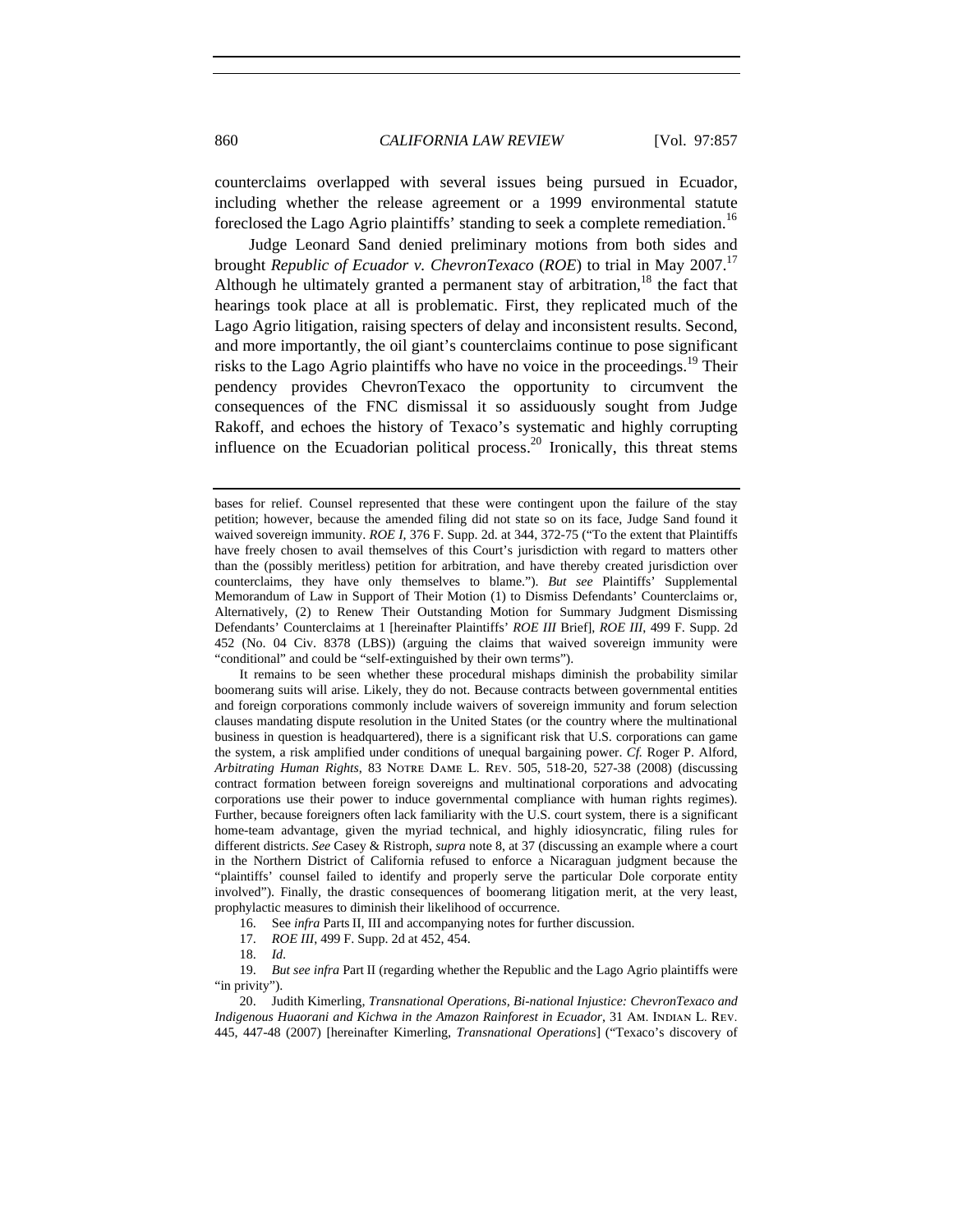counterclaims overlapped with several issues being pursued in Ecuador, including whether the release agreement or a 1999 environmental statute foreclosed the Lago Agrio plaintiffs' standing to seek a complete remediation.[16]

Judge Leonard Sand denied preliminary motions from both sides and brought *Republic of Ecuador v. ChevronTexaco* (*ROE*) to trial in May 2007.[17] Although he ultimately granted a permanent stay of arbitration,[18] the fact that hearings took place at all is problematic. First, they replicated much of the Lago Agrio litigation, raising specters of delay and inconsistent results. Second, and more importantly, the oil giant's counterclaims continue to pose significant risks to the Lago Agrio plaintiffs who have no voice in the proceedings.[19] Their pendency provides ChevronTexaco the opportunity to circumvent the consequences of the FNC dismissal it so assiduously sought from Judge Rakoff, and echoes the history of Texaco's systematic and highly corrupting influence on the Ecuadorian political process.[20] Ironically, this threat stems

---

bases for relief. Counsel represented that these were contingent upon the failure of the stay petition; however, because the amended filing did not state so on its face, Judge Sand found it waived sovereign immunity. *ROE I*, 376 F. Supp. 2d. at 344, 372-75 ("To the extent that Plaintiffs have freely chosen to avail themselves of this Court's jurisdiction with regard to matters other than the (possibly meritless) petition for arbitration, and have thereby created jurisdiction over counterclaims, they have only themselves to blame."). *But see* Plaintiffs' Supplemental Memorandum of Law in Support of Their Motion (1) to Dismiss Defendants' Counterclaims or, Alternatively, (2) to Renew Their Outstanding Motion for Summary Judgment Dismissing Defendants' Counterclaims at 1 [hereinafter Plaintiffs' *ROE III* Brief], *ROE III*, 499 F. Supp. 2d 452 (No. 04 Civ. 8378 (LBS)) (arguing the claims that waived sovereign immunity were "conditional" and could be "self-extinguished by their own terms").

It remains to be seen whether these procedural mishaps diminish the probability similar boomerang suits will arise. Likely, they do not. Because contracts between governmental entities and foreign corporations commonly include waivers of sovereign immunity and forum selection clauses mandating dispute resolution in the United States (or the country where the multinational business in question is headquartered), there is a significant risk that U.S. corporations can game the system, a risk amplified under conditions of unequal bargaining power. *Cf.* Roger P. Alford, *Arbitrating Human Rights*, 83 Notre Dame L. Rev. 505, 518-20, 527-38 (2008) (discussing contract formation between foreign sovereigns and multinational corporations and advocating corporations use their power to induce governmental compliance with human rights regimes). Further, because foreigners often lack familiarity with the U.S. court system, there is a significant home-team advantage, given the myriad technical, and highly idiosyncratic, filing rules for different districts. *See* Casey & Ristroph, *supra* note 8, at 37 (discussing an example where a court in the Northern District of California refused to enforce a Nicaraguan judgment because the "plaintiffs' counsel failed to identify and properly serve the particular Dole corporate entity involved"). Finally, the drastic consequences of boomerang litigation merit, at the very least, prophylactic measures to diminish their likelihood of occurrence.

16. See *infra* Parts II, III and accompanying notes for further discussion.

17. *ROE III*, 499 F. Supp. 2d at 452, 454.

18. *Id*.

19. *But see infra* Part II (regarding whether the Republic and the Lago Agrio plaintiffs were "in privity").

20. Judith Kimerling, *Transnational Operations, Bi-national Injustice: ChevronTexaco and Indigenous Huaorani and Kichwa in the Amazon Rainforest in Ecuador*, 31 Am. Indian L. Rev. 445, 447-48 (2007) [hereinafter Kimerling, *Transnational Operations*] ("Texaco's discovery of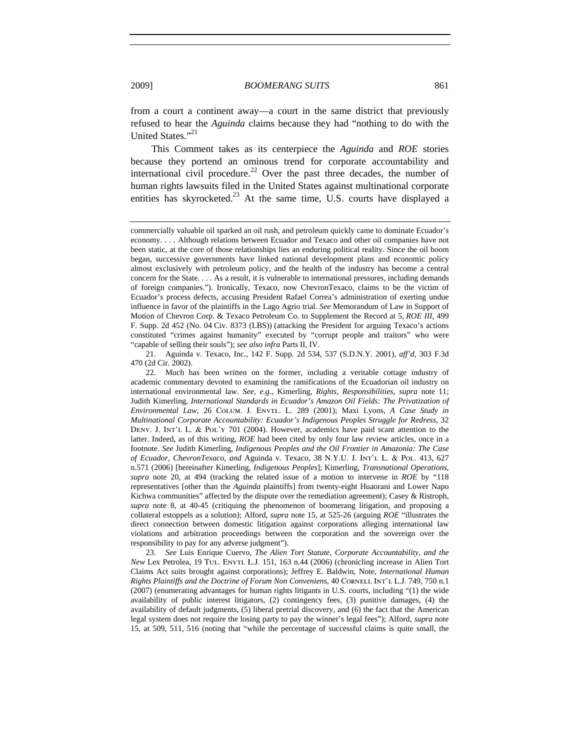from a court a continent away—a court in the same district that previously refused to hear the *Aguinda* claims because they had "nothing to do with the United States."[21]

This Comment takes as its centerpiece the *Aguinda* and *ROE* stories because they portend an ominous trend for corporate accountability and international civil procedure.[22] Over the past three decades, the number of human rights lawsuits filed in the United States against multinational corporate entities has skyrocketed.[23] At the same time, U.S. courts have displayed a

---

commercially valuable oil sparked an oil rush, and petroleum quickly came to dominate Ecuador's economy. . . . Although relations between Ecuador and Texaco and other oil companies have not been static, at the core of those relationships lies an enduring political reality. Since the oil boom began, successive governments have linked national development plans and economic policy almost exclusively with petroleum policy, and the health of the industry has become a central concern for the State. . . . As a result, it is vulnerable to international pressures, including demands of foreign companies."). Ironically, Texaco, now ChevronTexaco, claims to be the victim of Ecuador's process defects, accusing President Rafael Correa's administration of exerting undue influence in favor of the plaintiffs in the Lago Agrio trial. *See* Memorandum of Law in Support of Motion of Chevron Corp. & Texaco Petroleum Co. to Supplement the Record at 5, *ROE III*, 499 F. Supp. 2d 452 (No. 04 Civ. 8373 (LBS)) (attacking the President for arguing Texaco's actions constituted "crimes against humanity" executed by "corrupt people and traitors" who were "capable of selling their souls"); *see also infra* Parts II, IV.

21. Aguinda v. Texaco, Inc., 142 F. Supp. 2d 534, 537 (S.D.N.Y. 2001), *aff'd*, 303 F.3d 470 (2d Cir. 2002).

22. Much has been written on the former, including a veritable cottage industry of academic commentary devoted to examining the ramifications of the Ecuadorian oil industry on international environmental law. *See, e.g.*, Kimerling, *Rights, Responsibilities*, *supra* note 11; Judith Kimerling, *International Standards in Ecuador's Amazon Oil Fields: The Privatization of Environmental Law*, 26 COLUM. J. ENVTL. L. 289 (2001); Maxi Lyons, *A Case Study in Multinational Corporate Accountability: Ecuador's Indigenous Peoples Struggle for Redress*, 32 DENV. J. INT'L L. & POL'Y 701 (2004). However, academics have paid scant attention to the latter. Indeed, as of this writing, *ROE* had been cited by only four law review articles, once in a footnote. *See* Judith Kimerling, *Indigenous Peoples and the Oil Frontier in Amazonia: The Case of Ecuador, ChevronTexaco, and* Aguinda v. Texaco, 38 N.Y.U. J. INT'L L. & POL. 413, 627 n.571 (2006) [hereinafter Kimerling, *Indigenous Peoples*]; Kimerling, *Transnational Operations*, *supra* note 20, at 494 (tracking the related issue of a motion to intervene in *ROE* by "118 representatives [other than the *Aguinda* plaintiffs] from twenty-eight Huaorani and Lower Napo Kichwa communities" affected by the dispute over the remediation agreement); Casey & Ristroph, *supra* note 8, at 40-45 (critiquing the phenomenon of boomerang litigation, and proposing a collateral estoppels as a solution); Alford, *supra* note 15, at 525-26 (arguing *ROE* "illustrates the direct connection between domestic litigation against corporations alleging international law violations and arbitration proceedings between the corporation and the sovereign over the responsibility to pay for any adverse judgment").

23. *See* Luis Enrique Cuervo, *The Alien Tort Statute, Corporate Accountability, and the New* Lex Petrolea, 19 TUL. ENVTL L.J. 151, 163 n.44 (2006) (chronicling increase in Alien Tort Claims Act suits brought against corporations); Jeffrey E. Baldwin, Note, *International Human Rights Plaintiffs and the Doctrine of Forum Non Conveniens*, 40 CORNELL INT'L L.J. 749, 750 n.1 (2007) (enumerating advantages for human rights litigants in U.S. courts, including "(1) the wide availability of public interest litigators, (2) contingency fees, (3) punitive damages, (4) the availability of default judgments, (5) liberal pretrial discovery, and (6) the fact that the American legal system does not require the losing party to pay the winner's legal fees"); Alford, *supra* note 15, at 509, 511, 516 (noting that "while the percentage of successful claims is quite small, the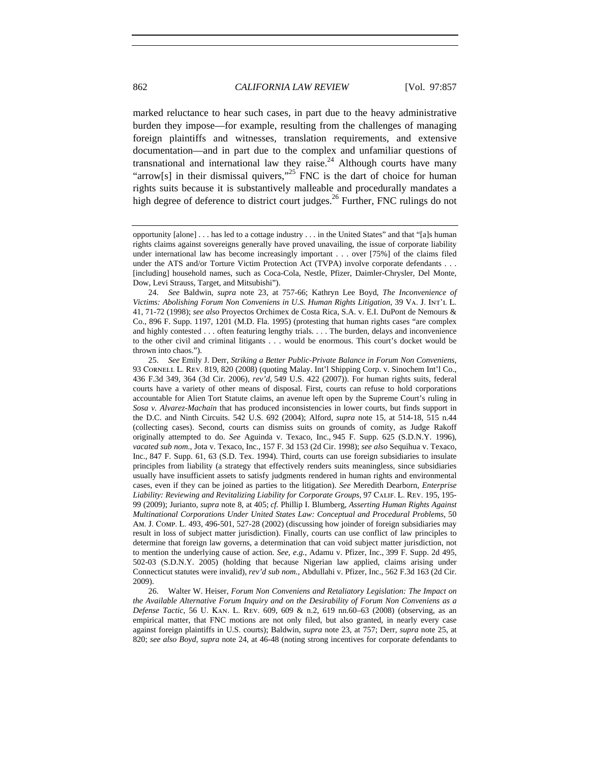marked reluctance to hear such cases, in part due to the heavy administrative burden they impose—for example, resulting from the challenges of managing foreign plaintiffs and witnesses, translation requirements, and extensive documentation—and in part due to the complex and unfamiliar questions of transnational and international law they raise.[24] Although courts have many "arrow[s] in their dismissal quivers,"[25] FNC is the dart of choice for human rights suits because it is substantively malleable and procedurally mandates a high degree of deference to district court judges.[26] Further, FNC rulings do not

---

opportunity [alone] . . . has led to a cottage industry . . . in the United States" and that "[a]s human rights claims against sovereigns generally have proved unavailing, the issue of corporate liability under international law has become increasingly important . . . over [75%] of the claims filed under the ATS and/or Torture Victim Protection Act (TVPA) involve corporate defendants . . . [including] household names, such as Coca-Cola, Nestle, Pfizer, Daimler-Chrysler, Del Monte, Dow, Levi Strauss, Target, and Mitsubishi").

24. *See* Baldwin, *supra* note 23, at 757-66; Kathryn Lee Boyd, *The Inconvenience of Victims: Abolishing Forum Non Conveniens in U.S. Human Rights Litigation*, 39 VA. J. INT'L L. 41, 71-72 (1998); *see also* Proyectos Orchimex de Costa Rica, S.A. v. E.I. DuPont de Nemours & Co., 896 F. Supp. 1197, 1201 (M.D. Fla. 1995) (protesting that human rights cases "are complex and highly contested . . . often featuring lengthy trials. . . . The burden, delays and inconvenience to the other civil and criminal litigants . . . would be enormous. This court's docket would be thrown into chaos.").

25. *See* Emily J. Derr, *Striking a Better Public-Private Balance in Forum Non Conveniens*, 93 CORNELL L. REV. 819, 820 (2008) (quoting Malay. Int'l Shipping Corp. v. Sinochem Int'l Co., 436 F.3d 349, 364 (3d Cir. 2006), *rev'd*, 549 U.S. 422 (2007)). For human rights suits, federal courts have a variety of other means of disposal. First, courts can refuse to hold corporations accountable for Alien Tort Statute claims, an avenue left open by the Supreme Court's ruling in *Sosa v. Alvarez-Machain* that has produced inconsistencies in lower courts, but finds support in the D.C. and Ninth Circuits. 542 U.S. 692 (2004); Alford, *supra* note 15, at 514-18, 515 n.44 (collecting cases). Second, courts can dismiss suits on grounds of comity, as Judge Rakoff originally attempted to do. *See* Aguinda v. Texaco, Inc., 945 F. Supp. 625 (S.D.N.Y. 1996), *vacated sub nom.*, Jota v. Texaco, Inc., 157 F. 3d 153 (2d Cir. 1998); *see also* Sequihua v. Texaco, Inc., 847 F. Supp. 61, 63 (S.D. Tex. 1994). Third, courts can use foreign subsidiaries to insulate principles from liability (a strategy that effectively renders suits meaningless, since subsidiaries usually have insufficient assets to satisfy judgments rendered in human rights and environmental cases, even if they can be joined as parties to the litigation). *See* Meredith Dearborn, *Enterprise Liability: Reviewing and Revitalizing Liability for Corporate Groups*, 97 CALIF. L. REV. 195, 195-99 (2009); Jurianto, *supra* note 8, at 405; *cf.* Phillip I. Blumberg, *Asserting Human Rights Against Multinational Corporations Under United States Law: Conceptual and Procedural Problems*, 50 AM. J. COMP. L. 493, 496-501, 527-28 (2002) (discussing how joinder of foreign subsidiaries may result in loss of subject matter jurisdiction). Finally, courts can use conflict of law principles to determine that foreign law governs, a determination that can void subject matter jurisdiction, not to mention the underlying cause of action. *See, e.g.*, Adamu v. Pfizer, Inc., 399 F. Supp. 2d 495, 502-03 (S.D.N.Y. 2005) (holding that because Nigerian law applied, claims arising under Connecticut statutes were invalid), *rev'd sub nom.*, Abdullahi v. Pfizer, Inc., 562 F.3d 163 (2d Cir. 2009).

26. Walter W. Heiser, *Forum Non Conveniens and Retaliatory Legislation: The Impact on the Available Alternative Forum Inquiry and on the Desirability of Forum Non Conveniens as a Defense Tactic*, 56 U. KAN. L. REV. 609, 609 & n.2, 619 nn.60–63 (2008) (observing, as an empirical matter, that FNC motions are not only filed, but also granted, in nearly every case against foreign plaintiffs in U.S. courts); Baldwin, *supra* note 23, at 757; Derr, *supra* note 25, at 820; *see also Boyd, supra* note 24, at 46-48 (noting strong incentives for corporate defendants to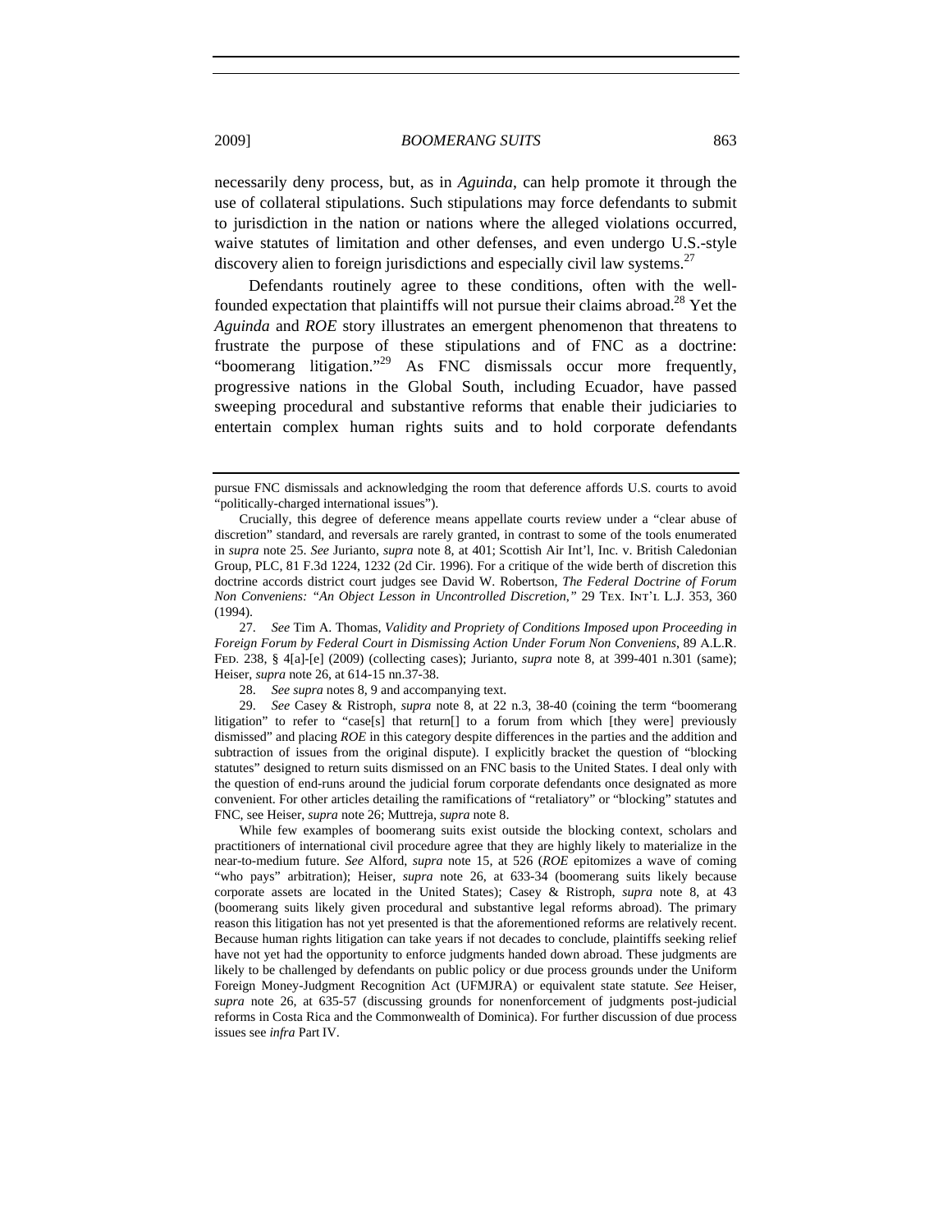necessarily deny process, but, as in *Aguinda*, can help promote it through the use of collateral stipulations. Such stipulations may force defendants to submit to jurisdiction in the nation or nations where the alleged violations occurred, waive statutes of limitation and other defenses, and even undergo U.S.-style discovery alien to foreign jurisdictions and especially civil law systems.[27]

Defendants routinely agree to these conditions, often with the well-founded expectation that plaintiffs will not pursue their claims abroad.[28] Yet the *Aguinda* and *ROE* story illustrates an emergent phenomenon that threatens to frustrate the purpose of these stipulations and of FNC as a doctrine: "boomerang litigation."[29] As FNC dismissals occur more frequently, progressive nations in the Global South, including Ecuador, have passed sweeping procedural and substantive reforms that enable their judiciaries to entertain complex human rights suits and to hold corporate defendants

---

pursue FNC dismissals and acknowledging the room that deference affords U.S. courts to avoid "politically-charged international issues").

Crucially, this degree of deference means appellate courts review under a "clear abuse of discretion" standard, and reversals are rarely granted, in contrast to some of the tools enumerated in *supra* note 25. *See* Jurianto, *supra* note 8, at 401; Scottish Air Int'l, Inc. v. British Caledonian Group, PLC, 81 F.3d 1224, 1232 (2d Cir. 1996). For a critique of the wide berth of discretion this doctrine accords district court judges see David W. Robertson, *The Federal Doctrine of Forum Non Conveniens: "An Object Lesson in Uncontrolled Discretion,"* 29 TEX. INT'L L.J. 353, 360 (1994).

27. *See* Tim A. Thomas, *Validity and Propriety of Conditions Imposed upon Proceeding in Foreign Forum by Federal Court in Dismissing Action Under Forum Non Conveniens*, 89 A.L.R. FED. 238, § 4[a]-[e] (2009) (collecting cases); Jurianto, *supra* note 8, at 399-401 n.301 (same); Heiser, *supra* note 26, at 614-15 nn.37-38.

28. *See supra* notes 8, 9 and accompanying text.

29. *See* Casey & Ristroph, *supra* note 8, at 22 n.3, 38-40 (coining the term "boomerang litigation" to refer to "case[s] that return[] to a forum from which [they were] previously dismissed" and placing *ROE* in this category despite differences in the parties and the addition and subtraction of issues from the original dispute). I explicitly bracket the question of "blocking statutes" designed to return suits dismissed on an FNC basis to the United States. I deal only with the question of end-runs around the judicial forum corporate defendants once designated as more convenient. For other articles detailing the ramifications of "retaliatory" or "blocking" statutes and FNC, see Heiser, *supra* note 26; Muttreja, *supra* note 8.

While few examples of boomerang suits exist outside the blocking context, scholars and practitioners of international civil procedure agree that they are highly likely to materialize in the near-to-medium future. *See* Alford, *supra* note 15, at 526 (*ROE* epitomizes a wave of coming "who pays" arbitration); Heiser, *supra* note 26, at 633-34 (boomerang suits likely because corporate assets are located in the United States); Casey & Ristroph, *supra* note 8, at 43 (boomerang suits likely given procedural and substantive legal reforms abroad). The primary reason this litigation has not yet presented is that the aforementioned reforms are relatively recent. Because human rights litigation can take years if not decades to conclude, plaintiffs seeking relief have not yet had the opportunity to enforce judgments handed down abroad. These judgments are likely to be challenged by defendants on public policy or due process grounds under the Uniform Foreign Money-Judgment Recognition Act (UFMJRA) or equivalent state statute. *See* Heiser, *supra* note 26, at 635-57 (discussing grounds for nonenforcement of judgments post-judicial reforms in Costa Rica and the Commonwealth of Dominica). For further discussion of due process issues see *infra* Part IV.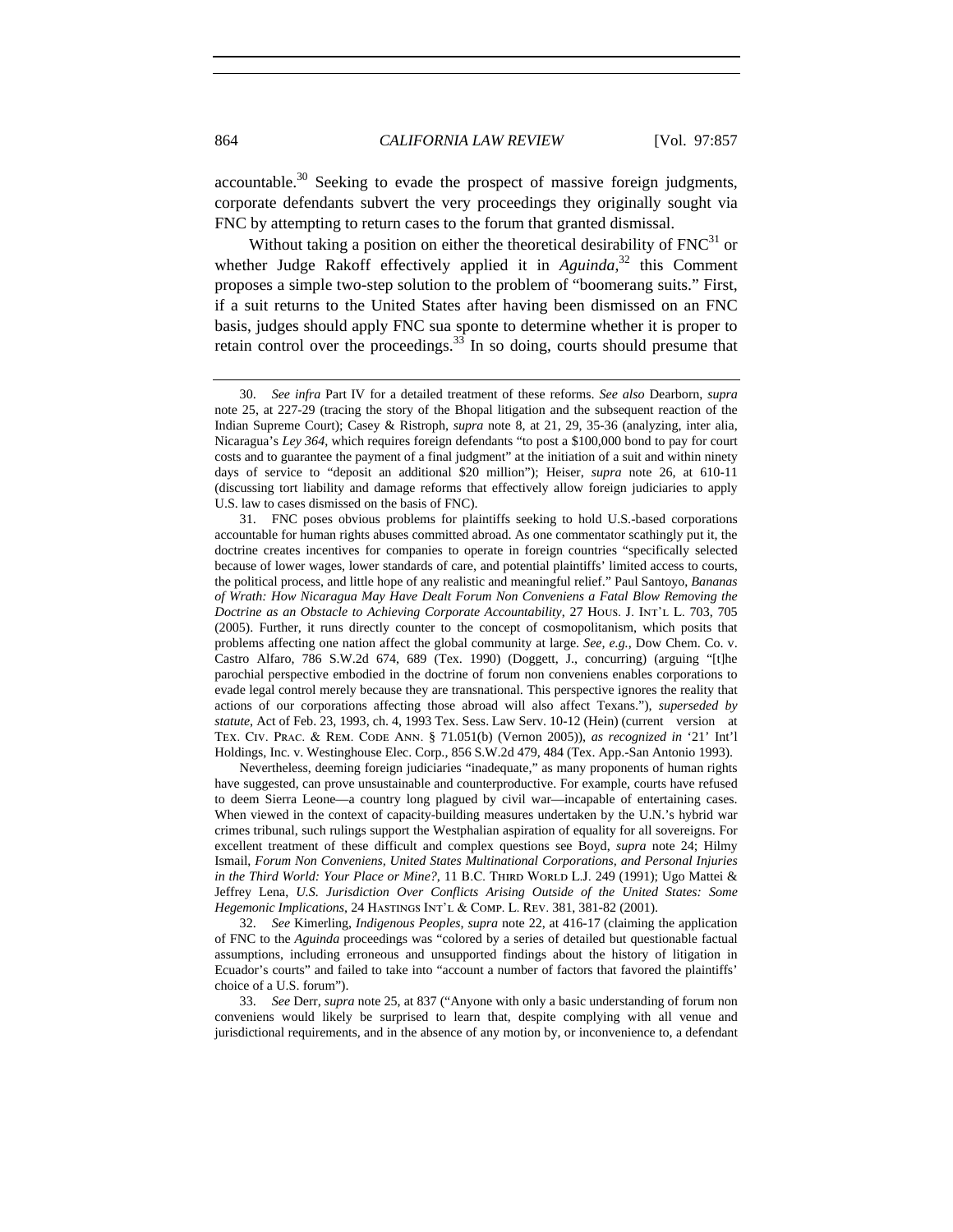accountable.[30] Seeking to evade the prospect of massive foreign judgments, corporate defendants subvert the very proceedings they originally sought via FNC by attempting to return cases to the forum that granted dismissal.

Without taking a position on either the theoretical desirability of FNC[31] or whether Judge Rakoff effectively applied it in *Aguinda*,[32] this Comment proposes a simple two-step solution to the problem of "boomerang suits." First, if a suit returns to the United States after having been dismissed on an FNC basis, judges should apply FNC sua sponte to determine whether it is proper to retain control over the proceedings.[33] In so doing, courts should presume that

---

30. *See infra* Part IV for a detailed treatment of these reforms. *See also* Dearborn, *supra* note 25, at 227-29 (tracing the story of the Bhopal litigation and the subsequent reaction of the Indian Supreme Court); Casey & Ristroph, *supra* note 8, at 21, 29, 35-36 (analyzing, inter alia, Nicaragua's *Ley 364*, which requires foreign defendants "to post a $100,000 bond to pay for court costs and to guarantee the payment of a final judgment" at the initiation of a suit and within ninety days of service to "deposit an additional $20 million"); Heiser, *supra* note 26, at 610-11 (discussing tort liability and damage reforms that effectively allow foreign judiciaries to apply U.S. law to cases dismissed on the basis of FNC).

31. FNC poses obvious problems for plaintiffs seeking to hold U.S.-based corporations accountable for human rights abuses committed abroad. As one commentator scathingly put it, the doctrine creates incentives for companies to operate in foreign countries "specifically selected because of lower wages, lower standards of care, and potential plaintiffs' limited access to courts, the political process, and little hope of any realistic and meaningful relief." Paul Santoyo, *Bananas of Wrath: How Nicaragua May Have Dealt Forum Non Conveniens a Fatal Blow Removing the Doctrine as an Obstacle to Achieving Corporate Accountability*, 27 HOUS. J. INT'L L. 703, 705 (2005). Further, it runs directly counter to the concept of cosmopolitanism, which posits that problems affecting one nation affect the global community at large. *See, e.g.*, Dow Chem. Co. v. Castro Alfaro, 786 S.W.2d 674, 689 (Tex. 1990) (Doggett, J., concurring) (arguing "[t]he parochial perspective embodied in the doctrine of forum non conveniens enables corporations to evade legal control merely because they are transnational. This perspective ignores the reality that actions of our corporations affecting those abroad will also affect Texans."), *superseded by statute*, Act of Feb. 23, 1993, ch. 4, 1993 Tex. Sess. Law Serv. 10-12 (Hein) (current version at TEX. CIV. PRAC. & REM. CODE ANN. § 71.051(b) (Vernon 2005)), *as recognized in* '21' Int'l Holdings, Inc. v. Westinghouse Elec. Corp., 856 S.W.2d 479, 484 (Tex. App.-San Antonio 1993).

Nevertheless, deeming foreign judiciaries "inadequate," as many proponents of human rights have suggested, can prove unsustainable and counterproductive. For example, courts have refused to deem Sierra Leone—a country long plagued by civil war—incapable of entertaining cases. When viewed in the context of capacity-building measures undertaken by the U.N.'s hybrid war crimes tribunal, such rulings support the Westphalian aspiration of equality for all sovereigns. For excellent treatment of these difficult and complex questions see Boyd, *supra* note 24; Hilmy Ismail, *Forum Non Conveniens, United States Multinational Corporations, and Personal Injuries in the Third World: Your Place or Mine?*, 11 B.C. THIRD WORLD L.J. 249 (1991); Ugo Mattei & Jeffrey Lena, *U.S. Jurisdiction Over Conflicts Arising Outside of the United States: Some Hegemonic Implications*, 24 HASTINGS INT'L & COMP. L. REV. 381, 381-82 (2001).

32. *See* Kimerling, *Indigenous Peoples*, *supra* note 22, at 416-17 (claiming the application of FNC to the *Aguinda* proceedings was "colored by a series of detailed but questionable factual assumptions, including erroneous and unsupported findings about the history of litigation in Ecuador's courts" and failed to take into "account a number of factors that favored the plaintiffs' choice of a U.S. forum").

33. *See* Derr, *supra* note 25, at 837 ("Anyone with only a basic understanding of forum non conveniens would likely be surprised to learn that, despite complying with all venue and jurisdictional requirements, and in the absence of any motion by, or inconvenience to, a defendant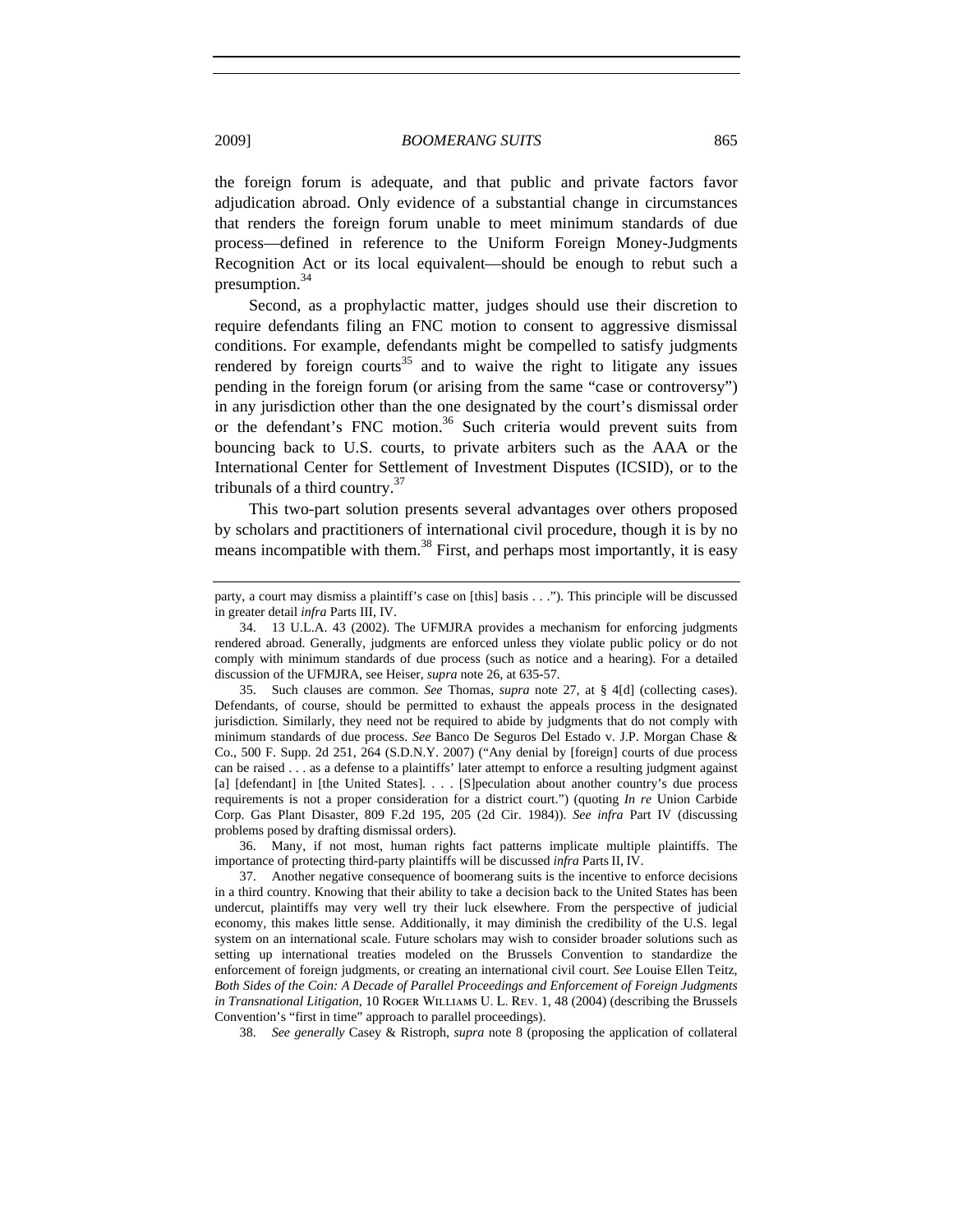the foreign forum is adequate, and that public and private factors favor adjudication abroad. Only evidence of a substantial change in circumstances that renders the foreign forum unable to meet minimum standards of due process—defined in reference to the Uniform Foreign Money-Judgments Recognition Act or its local equivalent—should be enough to rebut such a presumption.[34]

Second, as a prophylactic matter, judges should use their discretion to require defendants filing an FNC motion to consent to aggressive dismissal conditions. For example, defendants might be compelled to satisfy judgments rendered by foreign courts[35] and to waive the right to litigate any issues pending in the foreign forum (or arising from the same "case or controversy") in any jurisdiction other than the one designated by the court's dismissal order or the defendant's FNC motion.[36] Such criteria would prevent suits from bouncing back to U.S. courts, to private arbiters such as the AAA or the International Center for Settlement of Investment Disputes (ICSID), or to the tribunals of a third country.[37]

This two-part solution presents several advantages over others proposed by scholars and practitioners of international civil procedure, though it is by no means incompatible with them.[38] First, and perhaps most importantly, it is easy

---

party, a court may dismiss a plaintiff's case on [this] basis . . ."). This principle will be discussed in greater detail *infra* Parts III, IV.

34. 13 U.L.A. 43 (2002). The UFMJRA provides a mechanism for enforcing judgments rendered abroad. Generally, judgments are enforced unless they violate public policy or do not comply with minimum standards of due process (such as notice and a hearing). For a detailed discussion of the UFMJRA, see Heiser, *supra* note 26, at 635-57.

35. Such clauses are common. *See* Thomas, *supra* note 27, at § 4[d] (collecting cases). Defendants, of course, should be permitted to exhaust the appeals process in the designated jurisdiction. Similarly, they need not be required to abide by judgments that do not comply with minimum standards of due process. *See* Banco De Seguros Del Estado v. J.P. Morgan Chase & Co., 500 F. Supp. 2d 251, 264 (S.D.N.Y. 2007) ("Any denial by [foreign] courts of due process can be raised . . . as a defense to a plaintiffs' later attempt to enforce a resulting judgment against [a] [defendant] in [the United States]. . . . [S]peculation about another country's due process requirements is not a proper consideration for a district court.") (quoting *In re* Union Carbide Corp. Gas Plant Disaster, 809 F.2d 195, 205 (2d Cir. 1984)). *See infra* Part IV (discussing problems posed by drafting dismissal orders).

36. Many, if not most, human rights fact patterns implicate multiple plaintiffs. The importance of protecting third-party plaintiffs will be discussed *infra* Parts II, IV.

37. Another negative consequence of boomerang suits is the incentive to enforce decisions in a third country. Knowing that their ability to take a decision back to the United States has been undercut, plaintiffs may very well try their luck elsewhere. From the perspective of judicial economy, this makes little sense. Additionally, it may diminish the credibility of the U.S. legal system on an international scale. Future scholars may wish to consider broader solutions such as setting up international treaties modeled on the Brussels Convention to standardize the enforcement of foreign judgments, or creating an international civil court. *See* Louise Ellen Teitz, *Both Sides of the Coin: A Decade of Parallel Proceedings and Enforcement of Foreign Judgments in Transnational Litigation*, 10 ROGER WILLIAMS U. L. REV. 1, 48 (2004) (describing the Brussels Convention's "first in time" approach to parallel proceedings).

38. *See generally* Casey & Ristroph, *supra* note 8 (proposing the application of collateral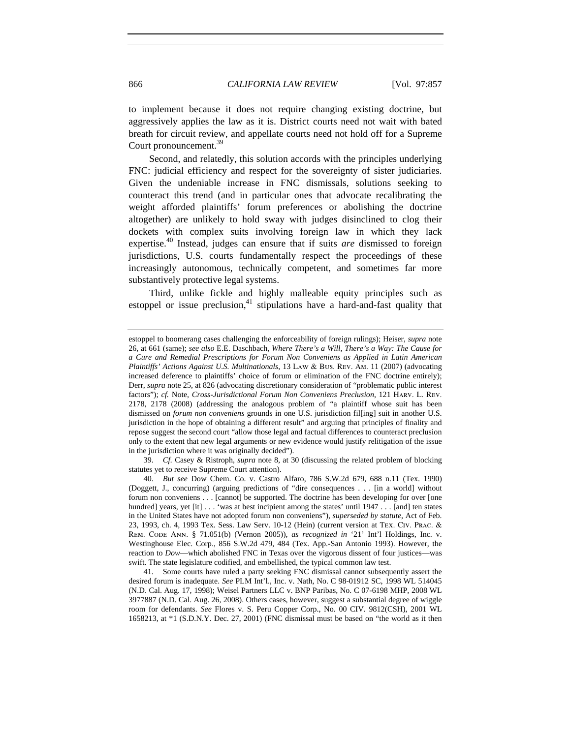to implement because it does not require changing existing doctrine, but aggressively applies the law as it is. District courts need not wait with bated breath for circuit review, and appellate courts need not hold off for a Supreme Court pronouncement.[39]

Second, and relatedly, this solution accords with the principles underlying FNC: judicial efficiency and respect for the sovereignty of sister judiciaries. Given the undeniable increase in FNC dismissals, solutions seeking to counteract this trend (and in particular ones that advocate recalibrating the weight afforded plaintiffs' forum preferences or abolishing the doctrine altogether) are unlikely to hold sway with judges disinclined to clog their dockets with complex suits involving foreign law in which they lack expertise.[40] Instead, judges can ensure that if suits *are* dismissed to foreign jurisdictions, U.S. courts fundamentally respect the proceedings of these increasingly autonomous, technically competent, and sometimes far more substantively protective legal systems.

Third, unlike fickle and highly malleable equity principles such as estoppel or issue preclusion,[41] stipulations have a hard-and-fast quality that

---

estoppel to boomerang cases challenging the enforceability of foreign rulings); Heiser, *supra* note 26, at 661 (same); *see also* E.E. Daschbach, *Where There's a Will, There's a Way: The Cause for a Cure and Remedial Prescriptions for Forum Non Conveniens as Applied in Latin American Plaintiffs' Actions Against U.S. Multinationals*, 13 LAW & BUS. REV. AM. 11 (2007) (advocating increased deference to plaintiffs' choice of forum or elimination of the FNC doctrine entirely); Derr, *supra* note 25, at 826 (advocating discretionary consideration of "problematic public interest factors"); *cf.* Note, *Cross-Jurisdictional Forum Non Conveniens Preclusion*, 121 HARV. L. REV. 2178, 2178 (2008) (addressing the analogous problem of "a plaintiff whose suit has been dismissed on *forum non conveniens* grounds in one U.S. jurisdiction fil[ing] suit in another U.S. jurisdiction in the hope of obtaining a different result" and arguing that principles of finality and repose suggest the second court "allow those legal and factual differences to counteract preclusion only to the extent that new legal arguments or new evidence would justify relitigation of the issue in the jurisdiction where it was originally decided").

39. *Cf.* Casey & Ristroph, *supra* note 8, at 30 (discussing the related problem of blocking statutes yet to receive Supreme Court attention).

40. *But see* Dow Chem. Co. v. Castro Alfaro, 786 S.W.2d 679, 688 n.11 (Tex. 1990) (Doggett, J., concurring) (arguing predictions of "dire consequences . . . [in a world] without forum non conveniens . . . [cannot] be supported. The doctrine has been developing for over [one hundred] years, yet [it] . . . 'was at best incipient among the states' until 1947 . . . [and] ten states in the United States have not adopted forum non conveniens"), *superseded by statute*, Act of Feb. 23, 1993, ch. 4, 1993 Tex. Sess. Law Serv. 10-12 (Hein) (current version at TEX. CIV. PRAC. & REM. CODE ANN. § 71.051(b) (Vernon 2005)), *as recognized in* '21' Int'l Holdings, Inc. v. Westinghouse Elec. Corp., 856 S.W.2d 479, 484 (Tex. App.-San Antonio 1993). However, the reaction to *Dow*—which abolished FNC in Texas over the vigorous dissent of four justices—was swift. The state legislature codified, and embellished, the typical common law test.

41. Some courts have ruled a party seeking FNC dismissal cannot subsequently assert the desired forum is inadequate. *See* PLM Int'l., Inc. v. Nath, No. C 98-01912 SC, 1998 WL 514045 (N.D. Cal. Aug. 17, 1998); Weisel Partners LLC v. BNP Paribas, No. C 07-6198 MHP, 2008 WL 3977887 (N.D. Cal. Aug. 26, 2008). Others cases, however, suggest a substantial degree of wiggle room for defendants. *See* Flores v. S. Peru Copper Corp., No. 00 CIV. 9812(CSH), 2001 WL 1658213, at *1 (S.D.N.Y. Dec. 27, 2001) (FNC dismissal must be based on "the world as it then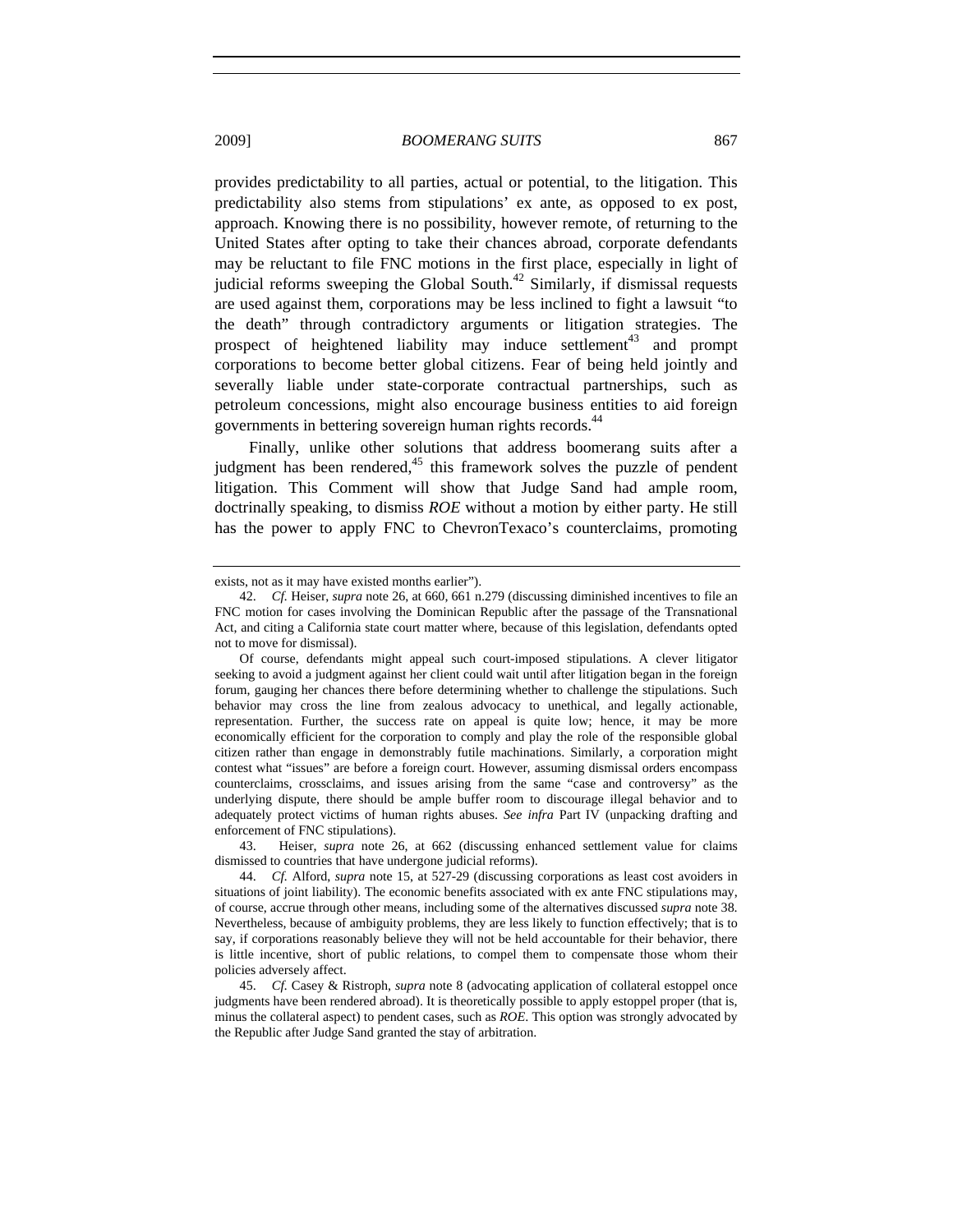provides predictability to all parties, actual or potential, to the litigation. This predictability also stems from stipulations' ex ante, as opposed to ex post, approach. Knowing there is no possibility, however remote, of returning to the United States after opting to take their chances abroad, corporate defendants may be reluctant to file FNC motions in the first place, especially in light of judicial reforms sweeping the Global South.[42] Similarly, if dismissal requests are used against them, corporations may be less inclined to fight a lawsuit "to the death" through contradictory arguments or litigation strategies. The prospect of heightened liability may induce settlement[43] and prompt corporations to become better global citizens. Fear of being held jointly and severally liable under state-corporate contractual partnerships, such as petroleum concessions, might also encourage business entities to aid foreign governments in bettering sovereign human rights records.[44]

Finally, unlike other solutions that address boomerang suits after a judgment has been rendered,[45] this framework solves the puzzle of pendent litigation. This Comment will show that Judge Sand had ample room, doctrinally speaking, to dismiss *ROE* without a motion by either party. He still has the power to apply FNC to ChevronTexaco's counterclaims, promoting

---

exists, not as it may have existed months earlier").

42. *Cf.* Heiser, *supra* note 26, at 660, 661 n.279 (discussing diminished incentives to file an FNC motion for cases involving the Dominican Republic after the passage of the Transnational Act, and citing a California state court matter where, because of this legislation, defendants opted not to move for dismissal).

Of course, defendants might appeal such court-imposed stipulations. A clever litigator seeking to avoid a judgment against her client could wait until after litigation began in the foreign forum, gauging her chances there before determining whether to challenge the stipulations. Such behavior may cross the line from zealous advocacy to unethical, and legally actionable, representation. Further, the success rate on appeal is quite low; hence, it may be more economically efficient for the corporation to comply and play the role of the responsible global citizen rather than engage in demonstrably futile machinations. Similarly, a corporation might contest what "issues" are before a foreign court. However, assuming dismissal orders encompass counterclaims, crossclaims, and issues arising from the same "case and controversy" as the underlying dispute, there should be ample buffer room to discourage illegal behavior and to adequately protect victims of human rights abuses. *See infra* Part IV (unpacking drafting and enforcement of FNC stipulations).

43. Heiser, *supra* note 26, at 662 (discussing enhanced settlement value for claims dismissed to countries that have undergone judicial reforms).

44. *Cf.* Alford, *supra* note 15, at 527-29 (discussing corporations as least cost avoiders in situations of joint liability). The economic benefits associated with ex ante FNC stipulations may, of course, accrue through other means, including some of the alternatives discussed *supra* note 38. Nevertheless, because of ambiguity problems, they are less likely to function effectively; that is to say, if corporations reasonably believe they will not be held accountable for their behavior, there is little incentive, short of public relations, to compel them to compensate those whom their policies adversely affect.

45. *Cf.* Casey & Ristroph, *supra* note 8 (advocating application of collateral estoppel once judgments have been rendered abroad). It is theoretically possible to apply estoppel proper (that is, minus the collateral aspect) to pendent cases, such as *ROE*. This option was strongly advocated by the Republic after Judge Sand granted the stay of arbitration.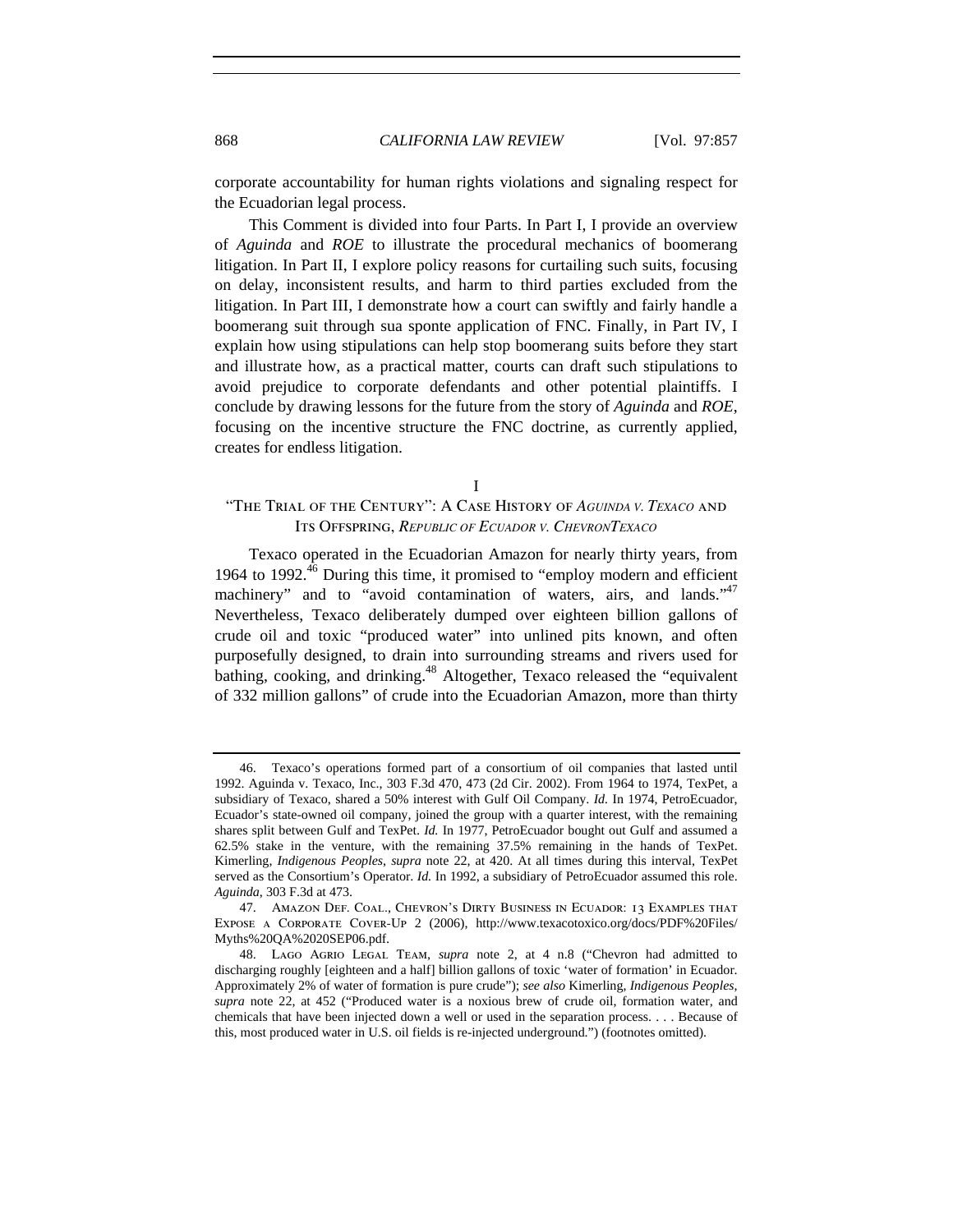corporate accountability for human rights violations and signaling respect for the Ecuadorian legal process.

This Comment is divided into four Parts. In Part I, I provide an overview of *Aguinda* and *ROE* to illustrate the procedural mechanics of boomerang litigation. In Part II, I explore policy reasons for curtailing such suits, focusing on delay, inconsistent results, and harm to third parties excluded from the litigation. In Part III, I demonstrate how a court can swiftly and fairly handle a boomerang suit through sua sponte application of FNC. Finally, in Part IV, I explain how using stipulations can help stop boomerang suits before they start and illustrate how, as a practical matter, courts can draft such stipulations to avoid prejudice to corporate defendants and other potential plaintiffs. I conclude by drawing lessons for the future from the story of *Aguinda* and *ROE*, focusing on the incentive structure the FNC doctrine, as currently applied, creates for endless litigation.

## I

## "The Trial of the Century": A Case History of *Aguinda v. Texaco* and Its Offspring, *Republic of Ecuador v. ChevronTexaco*

Texaco operated in the Ecuadorian Amazon for nearly thirty years, from 1964 to 1992.[46] During this time, it promised to "employ modern and efficient machinery" and to "avoid contamination of waters, airs, and lands."[47] Nevertheless, Texaco deliberately dumped over eighteen billion gallons of crude oil and toxic "produced water" into unlined pits known, and often purposefully designed, to drain into surrounding streams and rivers used for bathing, cooking, and drinking.[48] Altogether, Texaco released the "equivalent of 332 million gallons" of crude into the Ecuadorian Amazon, more than thirty

---

46. Texaco's operations formed part of a consortium of oil companies that lasted until 1992. Aguinda v. Texaco, Inc., 303 F.3d 470, 473 (2d Cir. 2002). From 1964 to 1974, TexPet, a subsidiary of Texaco, shared a 50% interest with Gulf Oil Company. *Id.* In 1974, PetroEcuador, Ecuador's state-owned oil company, joined the group with a quarter interest, with the remaining shares split between Gulf and TexPet. *Id.* In 1977, PetroEcuador bought out Gulf and assumed a 62.5% stake in the venture, with the remaining 37.5% remaining in the hands of TexPet. Kimerling, *Indigenous Peoples*, *supra* note 22, at 420. At all times during this interval, TexPet served as the Consortium's Operator. *Id.* In 1992, a subsidiary of PetroEcuador assumed this role. *Aguinda*, 303 F.3d at 473.

47. Amazon Def. Coal., Chevron's Dirty Business in Ecuador: 13 Examples that Expose a Corporate Cover-Up 2 (2006), http://www.texacotoxico.org/docs/PDF%20Files/Myths%20QA%2020SEP06.pdf.

48. Lago Agrio Legal Team, *supra* note 2, at 4 n.8 ("Chevron had admitted to discharging roughly [eighteen and a half] billion gallons of toxic 'water of formation' in Ecuador. Approximately 2% of water of formation is pure crude"); *see also* Kimerling, *Indigenous Peoples*, *supra* note 22, at 452 ("Produced water is a noxious brew of crude oil, formation water, and chemicals that have been injected down a well or used in the separation process. . . . Because of this, most produced water in U.S. oil fields is re-injected underground.") (footnotes omitted).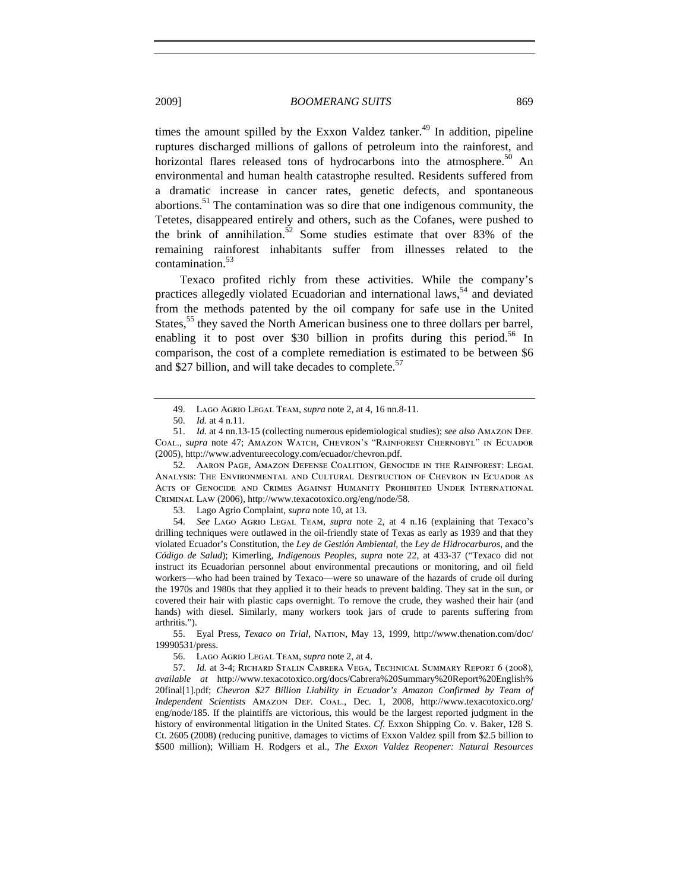times the amount spilled by the Exxon Valdez tanker.[49] In addition, pipeline ruptures discharged millions of gallons of petroleum into the rainforest, and horizontal flares released tons of hydrocarbons into the atmosphere.[50] An environmental and human health catastrophe resulted. Residents suffered from a dramatic increase in cancer rates, genetic defects, and spontaneous abortions.[51] The contamination was so dire that one indigenous community, the Tetetes, disappeared entirely and others, such as the Cofanes, were pushed to the brink of annihilation.[52] Some studies estimate that over 83% of the remaining rainforest inhabitants suffer from illnesses related to the contamination.[53]

Texaco profited richly from these activities. While the company's practices allegedly violated Ecuadorian and international laws,[54] and deviated from the methods patented by the oil company for safe use in the United States,[55] they saved the North American business one to three dollars per barrel, enabling it to post over $30 billion in profits during this period.[56] In comparison, the cost of a complete remediation is estimated to be between $6 and $27 billion, and will take decades to complete.[57]

---

49. Lago Agrio Legal Team, *supra* note 2, at 4, 16 nn.8-11.

50. *Id.* at 4 n.11.

51. *Id.* at 4 nn.13-15 (collecting numerous epidemiological studies); *see also* Amazon Def. Coal., *supra* note 47; Amazon Watch, Chevron's "Rainforest Chernobyl" in Ecuador (2005), http://www.adventureecology.com/ecuador/chevron.pdf.

52. Aaron Page, Amazon Defense Coalition, Genocide in the Rainforest: Legal Analysis: The Environmental and Cultural Destruction of Chevron in Ecuador as Acts of Genocide and Crimes Against Humanity Prohibited Under International Criminal Law (2006), http://www.texacotoxico.org/eng/node/58.

53. Lago Agrio Complaint, *supra* note 10, at 13.

54. *See* Lago Agrio Legal Team, *supra* note 2, at 4 n.16 (explaining that Texaco's drilling techniques were outlawed in the oil-friendly state of Texas as early as 1939 and that they violated Ecuador's Constitution, the *Ley de Gestión Ambiental*, the *Ley de Hidrocarburos*, and the *Código de Salud*); Kimerling, *Indigenous Peoples*, *supra* note 22, at 433-37 ("Texaco did not instruct its Ecuadorian personnel about environmental precautions or monitoring, and oil field workers—who had been trained by Texaco—were so unaware of the hazards of crude oil during the 1970s and 1980s that they applied it to their heads to prevent balding. They sat in the sun, or covered their hair with plastic caps overnight. To remove the crude, they washed their hair (and hands) with diesel. Similarly, many workers took jars of crude to parents suffering from arthritis.").

55. Eyal Press, *Texaco on Trial*, Nation, May 13, 1999, http://www.thenation.com/doc/19990531/press.

56. Lago Agrio Legal Team, *supra* note 2, at 4.

57. *Id.* at 3-4; Richard Stalin Cabrera Vega, Technical Summary Report 6 (2008), *available at* http://www.texacotoxico.org/docs/Cabrera%20Summary%20Report%20English%20final[1].pdf; *Chevron $27 Billion Liability in Ecuador's Amazon Confirmed by Team of Independent Scientists* Amazon Def. Coal., Dec. 1, 2008, http://www.texacotoxico.org/eng/node/185. If the plaintiffs are victorious, this would be the largest reported judgment in the history of environmental litigation in the United States. *Cf.* Exxon Shipping Co. v. Baker, 128 S. Ct. 2605 (2008) (reducing punitive, damages to victims of Exxon Valdez spill from $2.5 billion to $500 million); William H. Rodgers et al., *The Exxon Valdez Reopener: Natural Resources*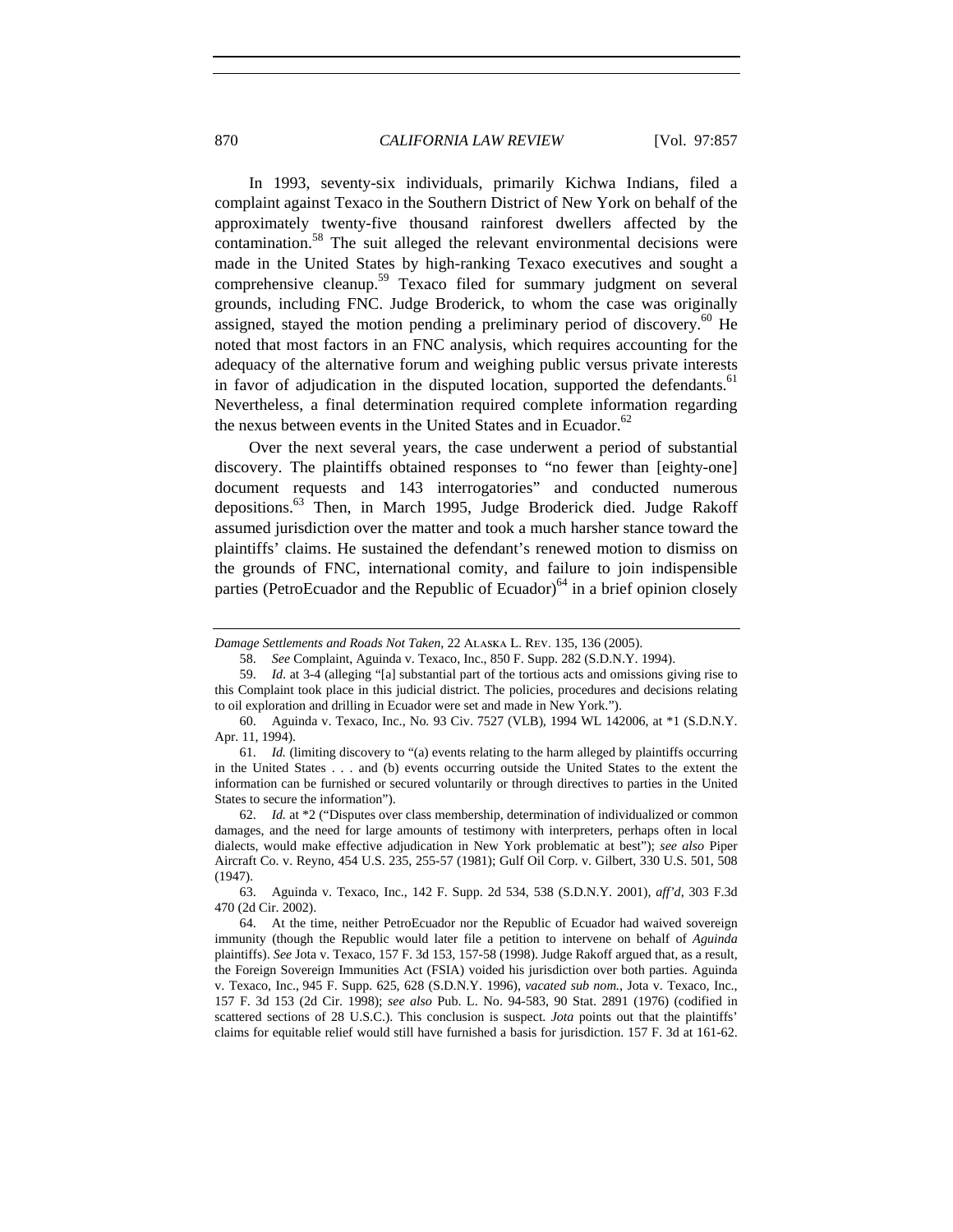In 1993, seventy-six individuals, primarily Kichwa Indians, filed a complaint against Texaco in the Southern District of New York on behalf of the approximately twenty-five thousand rainforest dwellers affected by the contamination.[58] The suit alleged the relevant environmental decisions were made in the United States by high-ranking Texaco executives and sought a comprehensive cleanup.[59] Texaco filed for summary judgment on several grounds, including FNC. Judge Broderick, to whom the case was originally assigned, stayed the motion pending a preliminary period of discovery.[60] He noted that most factors in an FNC analysis, which requires accounting for the adequacy of the alternative forum and weighing public versus private interests in favor of adjudication in the disputed location, supported the defendants.[61] Nevertheless, a final determination required complete information regarding the nexus between events in the United States and in Ecuador.[62]

Over the next several years, the case underwent a period of substantial discovery. The plaintiffs obtained responses to "no fewer than [eighty-one] document requests and 143 interrogatories" and conducted numerous depositions.[63] Then, in March 1995, Judge Broderick died. Judge Rakoff assumed jurisdiction over the matter and took a much harsher stance toward the plaintiffs' claims. He sustained the defendant's renewed motion to dismiss on the grounds of FNC, international comity, and failure to join indispensible parties (PetroEcuador and the Republic of Ecuador)[64] in a brief opinion closely

---

*Damage Settlements and Roads Not Taken*, 22 ALASKA L. REV. 135, 136 (2005).

58. *See* Complaint, Aguinda v. Texaco, Inc., 850 F. Supp. 282 (S.D.N.Y. 1994).

59. *Id*. at 3-4 (alleging "[a] substantial part of the tortious acts and omissions giving rise to this Complaint took place in this judicial district. The policies, procedures and decisions relating to oil exploration and drilling in Ecuador were set and made in New York.").

60. Aguinda v. Texaco, Inc., No. 93 Civ. 7527 (VLB), 1994 WL 142006, at *1 (S.D.N.Y. Apr. 11, 1994).

61. *Id.* (limiting discovery to "(a) events relating to the harm alleged by plaintiffs occurring in the United States . . . and (b) events occurring outside the United States to the extent the information can be furnished or secured voluntarily or through directives to parties in the United States to secure the information").

62. *Id.* at *2 ("Disputes over class membership, determination of individualized or common damages, and the need for large amounts of testimony with interpreters, perhaps often in local dialects, would make effective adjudication in New York problematic at best"); *see also* Piper Aircraft Co. v. Reyno, 454 U.S. 235, 255-57 (1981); Gulf Oil Corp. v. Gilbert, 330 U.S. 501, 508 (1947).

63. Aguinda v. Texaco, Inc., 142 F. Supp. 2d 534, 538 (S.D.N.Y. 2001), *aff'd*, 303 F.3d 470 (2d Cir. 2002).

64. At the time, neither PetroEcuador nor the Republic of Ecuador had waived sovereign immunity (though the Republic would later file a petition to intervene on behalf of *Aguinda* plaintiffs). *See* Jota v. Texaco, 157 F. 3d 153, 157-58 (1998). Judge Rakoff argued that, as a result, the Foreign Sovereign Immunities Act (FSIA) voided his jurisdiction over both parties. Aguinda v. Texaco, Inc., 945 F. Supp. 625, 628 (S.D.N.Y. 1996), *vacated sub nom.*, Jota v. Texaco, Inc., 157 F. 3d 153 (2d Cir. 1998); *see also* Pub. L. No. 94-583, 90 Stat. 2891 (1976) (codified in scattered sections of 28 U.S.C.). This conclusion is suspect. *Jota* points out that the plaintiffs' claims for equitable relief would still have furnished a basis for jurisdiction. 157 F. 3d at 161-62.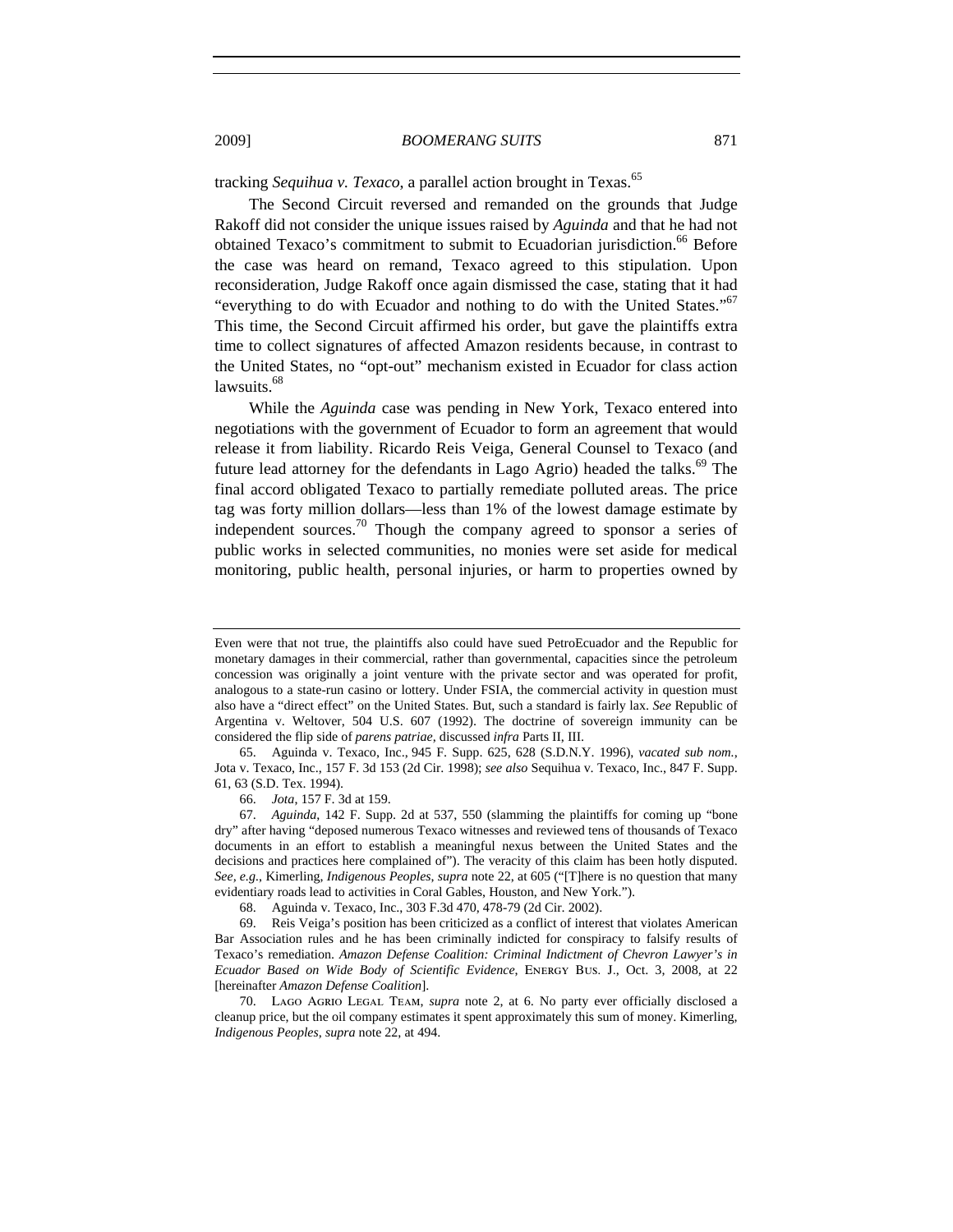tracking *Sequihua v. Texaco*, a parallel action brought in Texas.[65]

The Second Circuit reversed and remanded on the grounds that Judge Rakoff did not consider the unique issues raised by *Aguinda* and that he had not obtained Texaco's commitment to submit to Ecuadorian jurisdiction.[66] Before the case was heard on remand, Texaco agreed to this stipulation. Upon reconsideration, Judge Rakoff once again dismissed the case, stating that it had "everything to do with Ecuador and nothing to do with the United States."[67] This time, the Second Circuit affirmed his order, but gave the plaintiffs extra time to collect signatures of affected Amazon residents because, in contrast to the United States, no "opt-out" mechanism existed in Ecuador for class action lawsuits.[68]

While the *Aguinda* case was pending in New York, Texaco entered into negotiations with the government of Ecuador to form an agreement that would release it from liability. Ricardo Reis Veiga, General Counsel to Texaco (and future lead attorney for the defendants in Lago Agrio) headed the talks.[69] The final accord obligated Texaco to partially remediate polluted areas. The price tag was forty million dollars—less than 1% of the lowest damage estimate by independent sources.[70] Though the company agreed to sponsor a series of public works in selected communities, no monies were set aside for medical monitoring, public health, personal injuries, or harm to properties owned by

---

Even were that not true, the plaintiffs also could have sued PetroEcuador and the Republic for monetary damages in their commercial, rather than governmental, capacities since the petroleum concession was originally a joint venture with the private sector and was operated for profit, analogous to a state-run casino or lottery. Under FSIA, the commercial activity in question must also have a "direct effect" on the United States. But, such a standard is fairly lax. *See* Republic of Argentina v. Weltover, 504 U.S. 607 (1992). The doctrine of sovereign immunity can be considered the flip side of *parens patriae*, discussed *infra* Parts II, III.

65. Aguinda v. Texaco, Inc., 945 F. Supp. 625, 628 (S.D.N.Y. 1996), *vacated sub nom.*, Jota v. Texaco, Inc., 157 F. 3d 153 (2d Cir. 1998); *see also* Sequihua v. Texaco, Inc., 847 F. Supp. 61, 63 (S.D. Tex. 1994).

66. *Jota*, 157 F. 3d at 159.

67. *Aguinda*, 142 F. Supp. 2d at 537, 550 (slamming the plaintiffs for coming up "bone dry" after having "deposed numerous Texaco witnesses and reviewed tens of thousands of Texaco documents in an effort to establish a meaningful nexus between the United States and the decisions and practices here complained of"). The veracity of this claim has been hotly disputed. *See, e.g.*, Kimerling, *Indigenous Peoples*, *supra* note 22, at 605 ("[T]here is no question that many evidentiary roads lead to activities in Coral Gables, Houston, and New York.").

68. Aguinda v. Texaco, Inc., 303 F.3d 470, 478-79 (2d Cir. 2002).

69. Reis Veiga's position has been criticized as a conflict of interest that violates American Bar Association rules and he has been criminally indicted for conspiracy to falsify results of Texaco's remediation. *Amazon Defense Coalition: Criminal Indictment of Chevron Lawyer's in Ecuador Based on Wide Body of Scientific Evidence*, ENERGY BUS. J., Oct. 3, 2008, at 22 [hereinafter *Amazon Defense Coalition*].

70. LAGO AGRIO LEGAL TEAM, *supra* note 2, at 6. No party ever officially disclosed a cleanup price, but the oil company estimates it spent approximately this sum of money. Kimerling, *Indigenous Peoples*, *supra* note 22, at 494.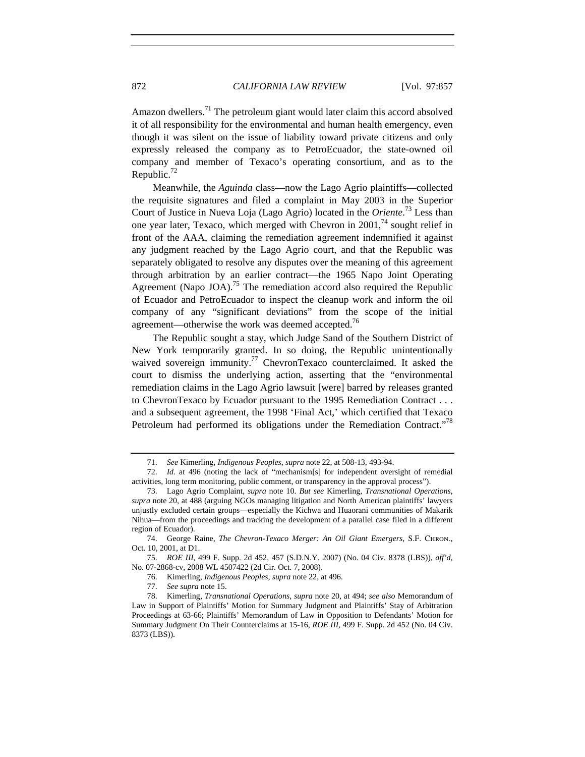Amazon dwellers.[71] The petroleum giant would later claim this accord absolved it of all responsibility for the environmental and human health emergency, even though it was silent on the issue of liability toward private citizens and only expressly released the company as to PetroEcuador, the state-owned oil company and member of Texaco's operating consortium, and as to the Republic.[72]

Meanwhile, the *Aguinda* class—now the Lago Agrio plaintiffs—collected the requisite signatures and filed a complaint in May 2003 in the Superior Court of Justice in Nueva Loja (Lago Agrio) located in the *Oriente*.[73] Less than one year later, Texaco, which merged with Chevron in 2001,[74] sought relief in front of the AAA, claiming the remediation agreement indemnified it against any judgment reached by the Lago Agrio court, and that the Republic was separately obligated to resolve any disputes over the meaning of this agreement through arbitration by an earlier contract—the 1965 Napo Joint Operating Agreement (Napo JOA).[75] The remediation accord also required the Republic of Ecuador and PetroEcuador to inspect the cleanup work and inform the oil company of any "significant deviations" from the scope of the initial agreement—otherwise the work was deemed accepted.[76]

The Republic sought a stay, which Judge Sand of the Southern District of New York temporarily granted. In so doing, the Republic unintentionally waived sovereign immunity.[77] ChevronTexaco counterclaimed. It asked the court to dismiss the underlying action, asserting that the "environmental remediation claims in the Lago Agrio lawsuit [were] barred by releases granted to ChevronTexaco by Ecuador pursuant to the 1995 Remediation Contract . . . and a subsequent agreement, the 1998 'Final Act,' which certified that Texaco Petroleum had performed its obligations under the Remediation Contract."[78]

---

71. *See* Kimerling, *Indigenous Peoples*, *supra* note 22, at 508-13, 493-94.

72. *Id.* at 496 (noting the lack of "mechanism[s] for independent oversight of remedial activities, long term monitoring, public comment, or transparency in the approval process").

73. Lago Agrio Complaint, *supra* note 10. *But see* Kimerling, *Transnational Operations*, *supra* note 20, at 488 (arguing NGOs managing litigation and North American plaintiffs' lawyers unjustly excluded certain groups—especially the Kichwa and Huaorani communities of Makarik Nihua—from the proceedings and tracking the development of a parallel case filed in a different region of Ecuador).

74. George Raine, *The Chevron-Texaco Merger: An Oil Giant Emergers*, S.F. CHRON., Oct. 10, 2001, at D1.

75. *ROE III*, 499 F. Supp. 2d 452, 457 (S.D.N.Y. 2007) (No. 04 Civ. 8378 (LBS)), *aff'd*, No. 07-2868-cv, 2008 WL 4507422 (2d Cir. Oct. 7, 2008).

76. Kimerling, *Indigenous Peoples*, *supra* note 22, at 496.

77. *See supra* note 15.

78. Kimerling, *Transnational Operations*, *supra* note 20, at 494; *see also* Memorandum of Law in Support of Plaintiffs' Motion for Summary Judgment and Plaintiffs' Stay of Arbitration Proceedings at 63-66; Plaintiffs' Memorandum of Law in Opposition to Defendants' Motion for Summary Judgment On Their Counterclaims at 15-16, *ROE III*, 499 F. Supp. 2d 452 (No. 04 Civ. 8373 (LBS)).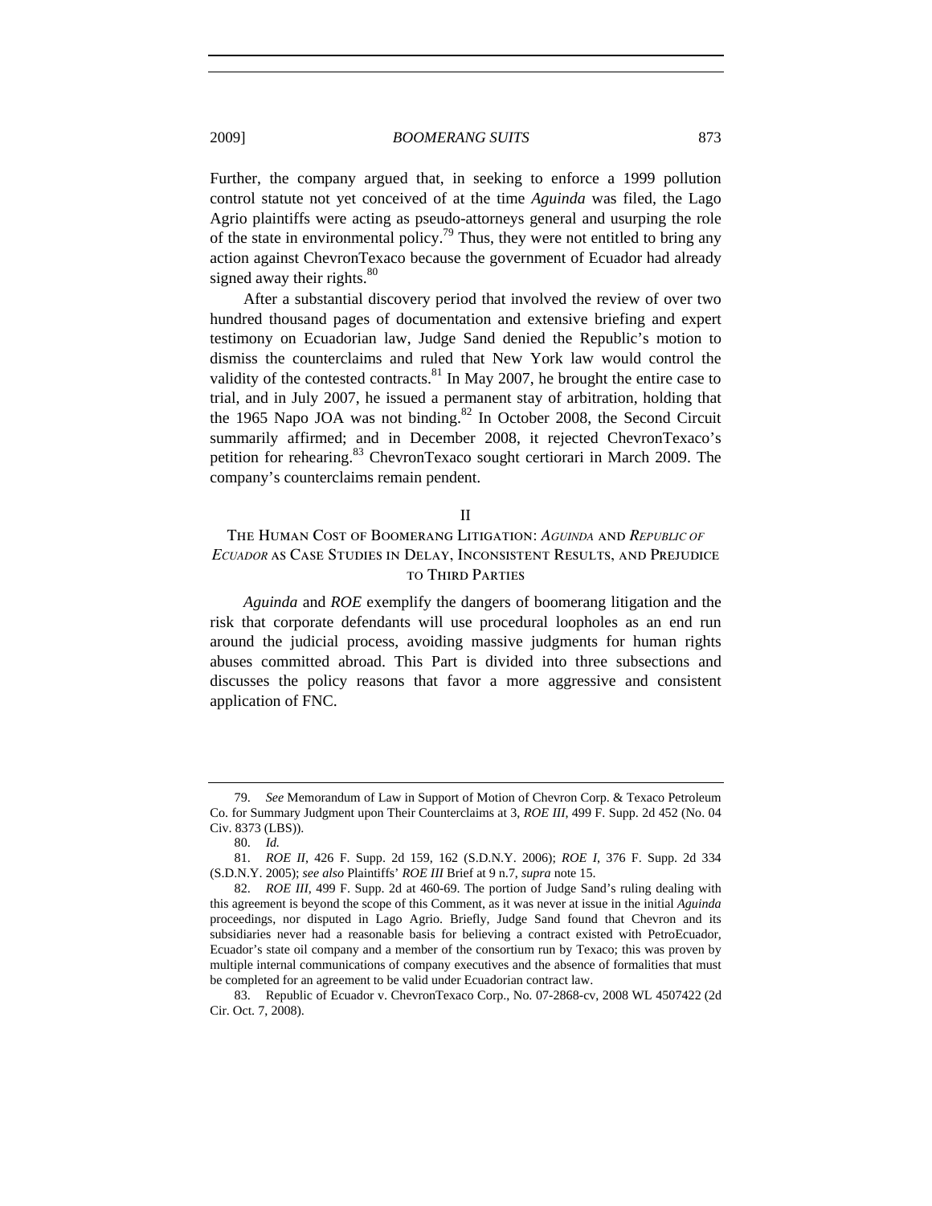Further, the company argued that, in seeking to enforce a 1999 pollution control statute not yet conceived of at the time *Aguinda* was filed, the Lago Agrio plaintiffs were acting as pseudo-attorneys general and usurping the role of the state in environmental policy.[79] Thus, they were not entitled to bring any action against ChevronTexaco because the government of Ecuador had already signed away their rights.[80]

After a substantial discovery period that involved the review of over two hundred thousand pages of documentation and extensive briefing and expert testimony on Ecuadorian law, Judge Sand denied the Republic's motion to dismiss the counterclaims and ruled that New York law would control the validity of the contested contracts.[81] In May 2007, he brought the entire case to trial, and in July 2007, he issued a permanent stay of arbitration, holding that the 1965 Napo JOA was not binding.[82] In October 2008, the Second Circuit summarily affirmed; and in December 2008, it rejected ChevronTexaco's petition for rehearing.[83] ChevronTexaco sought certiorari in March 2009. The company's counterclaims remain pendent.

## II

## THE HUMAN COST OF BOOMERANG LITIGATION: *AGUINDA* AND *REPUBLIC OF ECUADOR* AS CASE STUDIES IN DELAY, INCONSISTENT RESULTS, AND PREJUDICE TO THIRD PARTIES

*Aguinda* and *ROE* exemplify the dangers of boomerang litigation and the risk that corporate defendants will use procedural loopholes as an end run around the judicial process, avoiding massive judgments for human rights abuses committed abroad. This Part is divided into three subsections and discusses the policy reasons that favor a more aggressive and consistent application of FNC.

---

79. *See* Memorandum of Law in Support of Motion of Chevron Corp. & Texaco Petroleum Co. for Summary Judgment upon Their Counterclaims at 3, *ROE III*, 499 F. Supp. 2d 452 (No. 04 Civ. 8373 (LBS)).

80. *Id.*

81. *ROE II*, 426 F. Supp. 2d 159, 162 (S.D.N.Y. 2006); *ROE I*, 376 F. Supp. 2d 334 (S.D.N.Y. 2005); *see also* Plaintiffs' *ROE III* Brief at 9 n.7, *supra* note 15.

82. *ROE III*, 499 F. Supp. 2d at 460-69. The portion of Judge Sand's ruling dealing with this agreement is beyond the scope of this Comment, as it was never at issue in the initial *Aguinda* proceedings, nor disputed in Lago Agrio. Briefly, Judge Sand found that Chevron and its subsidiaries never had a reasonable basis for believing a contract existed with PetroEcuador, Ecuador's state oil company and a member of the consortium run by Texaco; this was proven by multiple internal communications of company executives and the absence of formalities that must be completed for an agreement to be valid under Ecuadorian contract law.

83. Republic of Ecuador v. ChevronTexaco Corp., No. 07-2868-cv, 2008 WL 4507422 (2d Cir. Oct. 7, 2008).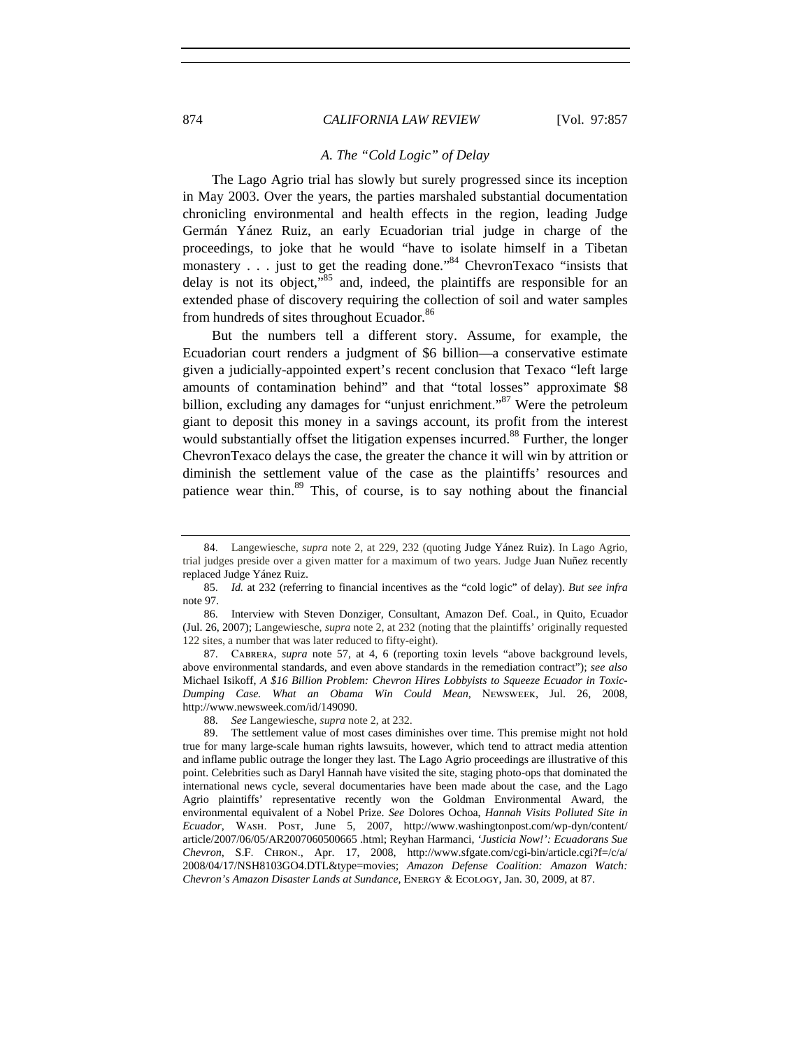### A. The "Cold Logic" of Delay

The Lago Agrio trial has slowly but surely progressed since its inception in May 2003. Over the years, the parties marshaled substantial documentation chronicling environmental and health effects in the region, leading Judge Germán Yánez Ruiz, an early Ecuadorian trial judge in charge of the proceedings, to joke that he would "have to isolate himself in a Tibetan monastery . . . just to get the reading done."[84] ChevronTexaco "insists that delay is not its object,"[85] and, indeed, the plaintiffs are responsible for an extended phase of discovery requiring the collection of soil and water samples from hundreds of sites throughout Ecuador.[86]

But the numbers tell a different story. Assume, for example, the Ecuadorian court renders a judgment of $6 billion—a conservative estimate given a judicially-appointed expert's recent conclusion that Texaco "left large amounts of contamination behind" and that "total losses" approximate $8 billion, excluding any damages for "unjust enrichment."[87] Were the petroleum giant to deposit this money in a savings account, its profit from the interest would substantially offset the litigation expenses incurred.[88] Further, the longer ChevronTexaco delays the case, the greater the chance it will win by attrition or diminish the settlement value of the case as the plaintiffs' resources and patience wear thin.[89] This, of course, is to say nothing about the financial

---

84. Langewiesche, *supra* note 2, at 229, 232 (quoting Judge Yánez Ruiz). In Lago Agrio, trial judges preside over a given matter for a maximum of two years. Judge Juan Nuñez recently replaced Judge Yánez Ruiz.

85. *Id.* at 232 (referring to financial incentives as the "cold logic" of delay). *But see infra* note 97.

86. Interview with Steven Donziger, Consultant, Amazon Def. Coal., in Quito, Ecuador (Jul. 26, 2007); Langewiesche, *supra* note 2, at 232 (noting that the plaintiffs' originally requested 122 sites, a number that was later reduced to fifty-eight).

87. CABRERA, *supra* note 57, at 4, 6 (reporting toxin levels "above background levels, above environmental standards, and even above standards in the remediation contract"); *see also* Michael Isikoff, *A $16 Billion Problem: Chevron Hires Lobbyists to Squeeze Ecuador in Toxic-Dumping Case. What an Obama Win Could Mean*, NEWSWEEK, Jul. 26, 2008, http://www.newsweek.com/id/149090.

88. *See* Langewiesche, *supra* note 2, at 232.

89. The settlement value of most cases diminishes over time. This premise might not hold true for many large-scale human rights lawsuits, however, which tend to attract media attention and inflame public outrage the longer they last. The Lago Agrio proceedings are illustrative of this point. Celebrities such as Daryl Hannah have visited the site, staging photo-ops that dominated the international news cycle, several documentaries have been made about the case, and the Lago Agrio plaintiffs' representative recently won the Goldman Environmental Award, the environmental equivalent of a Nobel Prize. *See* Dolores Ochoa, *Hannah Visits Polluted Site in Ecuador*, WASH. POST, June 5, 2007, http://www.washingtonpost.com/wp-dyn/content/article/2007/06/05/AR2007060500665 .html; Reyhan Harmanci, *'Justicia Now!': Ecuadorans Sue Chevron*, S.F. CHRON., Apr. 17, 2008, http://www.sfgate.com/cgi-bin/article.cgi?f=/c/a/2008/04/17/NSH8103GO4.DTL&type=movies; *Amazon Defense Coalition: Amazon Watch: Chevron's Amazon Disaster Lands at Sundance*, ENERGY & ECOLOGY, Jan. 30, 2009, at 87.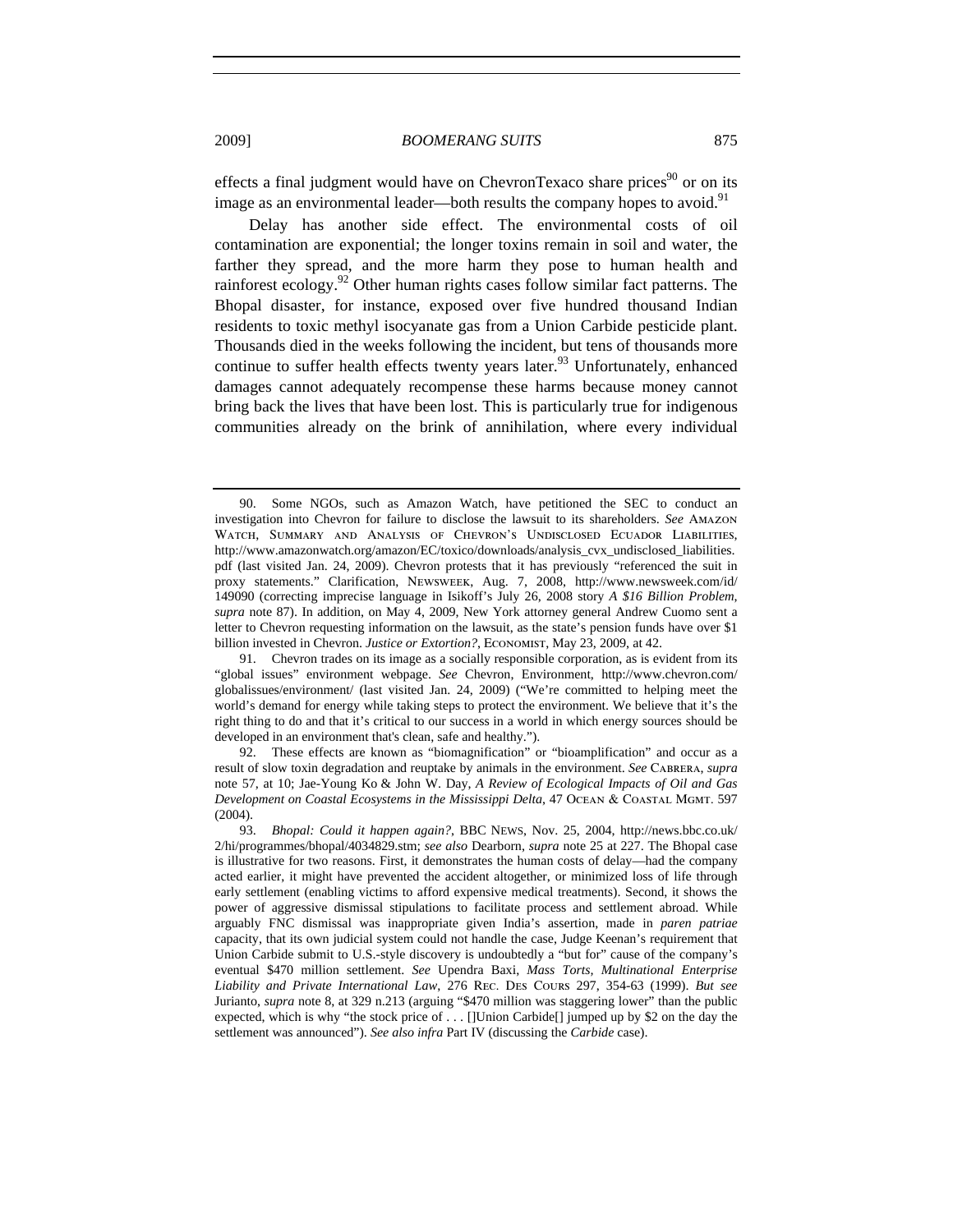effects a final judgment would have on ChevronTexaco share prices[90] or on its image as an environmental leader—both results the company hopes to avoid.[91]

Delay has another side effect. The environmental costs of oil contamination are exponential; the longer toxins remain in soil and water, the farther they spread, and the more harm they pose to human health and rainforest ecology.[92] Other human rights cases follow similar fact patterns. The Bhopal disaster, for instance, exposed over five hundred thousand Indian residents to toxic methyl isocyanate gas from a Union Carbide pesticide plant. Thousands died in the weeks following the incident, but tens of thousands more continue to suffer health effects twenty years later.[93] Unfortunately, enhanced damages cannot adequately recompense these harms because money cannot bring back the lives that have been lost. This is particularly true for indigenous communities already on the brink of annihilation, where every individual

---

90. Some NGOs, such as Amazon Watch, have petitioned the SEC to conduct an investigation into Chevron for failure to disclose the lawsuit to its shareholders. *See* AMAZON WATCH, SUMMARY AND ANALYSIS OF CHEVRON'S UNDISCLOSED ECUADOR LIABILITIES, http://www.amazonwatch.org/amazon/EC/toxico/downloads/analysis_cvx_undisclosed_liabilities.pdf (last visited Jan. 24, 2009). Chevron protests that it has previously "referenced the suit in proxy statements." Clarification, NEWSWEEK, Aug. 7, 2008, http://www.newsweek.com/id/149090 (correcting imprecise language in Isikoff's July 26, 2008 story *A $16 Billion Problem*, *supra* note 87). In addition, on May 4, 2009, New York attorney general Andrew Cuomo sent a letter to Chevron requesting information on the lawsuit, as the state's pension funds have over $1 billion invested in Chevron. *Justice or Extortion?*, ECONOMIST, May 23, 2009, at 42.

91. Chevron trades on its image as a socially responsible corporation, as is evident from its "global issues" environment webpage. *See* Chevron, Environment, http://www.chevron.com/globalissues/environment/ (last visited Jan. 24, 2009) ("We're committed to helping meet the world's demand for energy while taking steps to protect the environment. We believe that it's the right thing to do and that it's critical to our success in a world in which energy sources should be developed in an environment that's clean, safe and healthy.").

92. These effects are known as "biomagnification" or "bioamplification" and occur as a result of slow toxin degradation and reuptake by animals in the environment. *See* CABRERA, *supra* note 57, at 10; Jae-Young Ko & John W. Day, *A Review of Ecological Impacts of Oil and Gas Development on Coastal Ecosystems in the Mississippi Delta*, 47 OCEAN & COASTAL MGMT. 597 (2004).

93. *Bhopal: Could it happen again?*, BBC NEWS, Nov. 25, 2004, http://news.bbc.co.uk/2/hi/programmes/bhopal/4034829.stm; *see also* Dearborn, *supra* note 25 at 227. The Bhopal case is illustrative for two reasons. First, it demonstrates the human costs of delay—had the company acted earlier, it might have prevented the accident altogether, or minimized loss of life through early settlement (enabling victims to afford expensive medical treatments). Second, it shows the power of aggressive dismissal stipulations to facilitate process and settlement abroad. While arguably FNC dismissal was inappropriate given India's assertion, made in *paren patriae* capacity, that its own judicial system could not handle the case, Judge Keenan's requirement that Union Carbide submit to U.S.-style discovery is undoubtedly a "but for" cause of the company's eventual $470 million settlement. *See* Upendra Baxi, *Mass Torts, Multinational Enterprise Liability and Private International Law*, 276 REC. DES COURS 297, 354-63 (1999). *But see* Jurianto, *supra* note 8, at 329 n.213 (arguing "$470 million was staggering lower" than the public expected, which is why "the stock price of . . . []Union Carbide[] jumped up by $2 on the day the settlement was announced"). *See also infra* Part IV (discussing the *Carbide* case).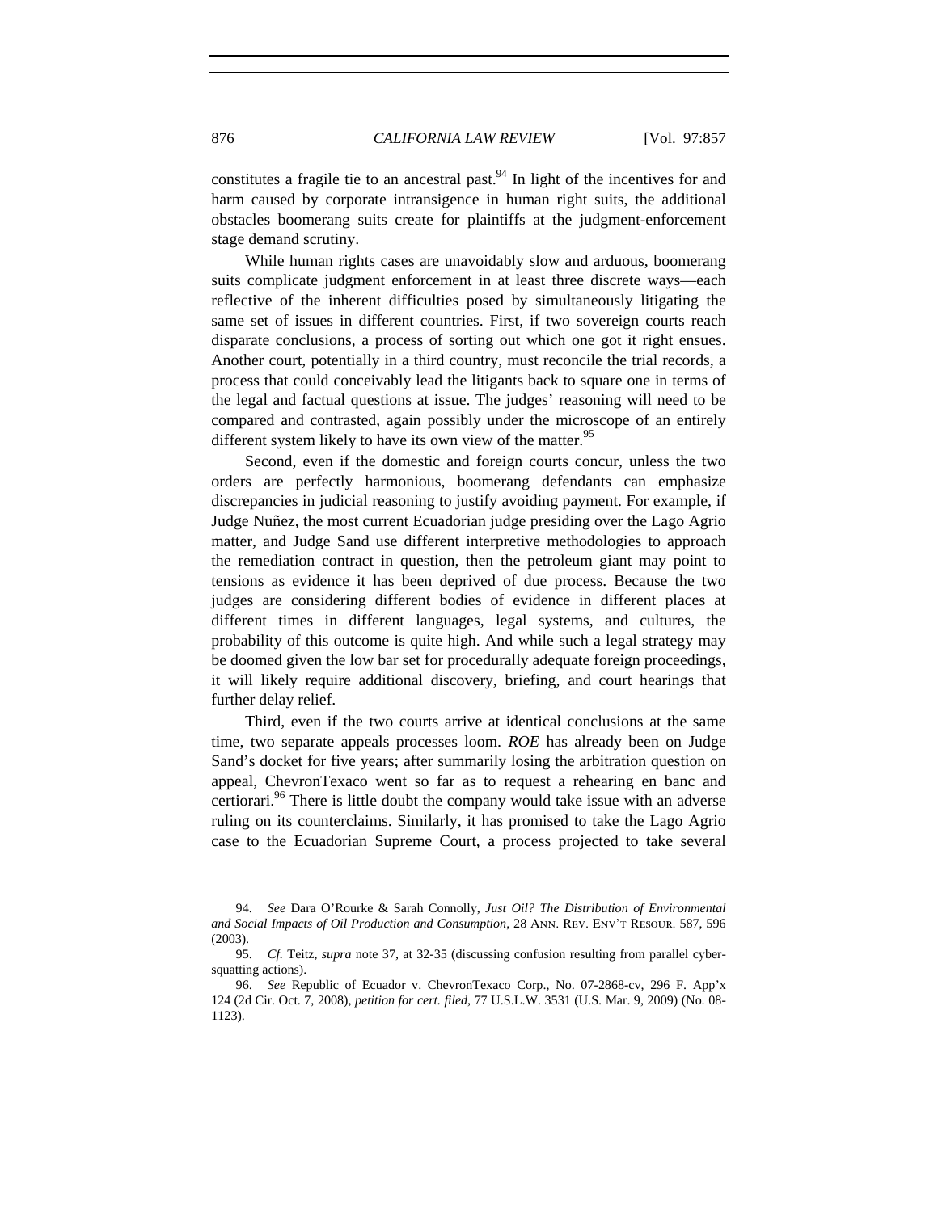constitutes a fragile tie to an ancestral past.[94] In light of the incentives for and harm caused by corporate intransigence in human right suits, the additional obstacles boomerang suits create for plaintiffs at the judgment-enforcement stage demand scrutiny.

While human rights cases are unavoidably slow and arduous, boomerang suits complicate judgment enforcement in at least three discrete ways—each reflective of the inherent difficulties posed by simultaneously litigating the same set of issues in different countries. First, if two sovereign courts reach disparate conclusions, a process of sorting out which one got it right ensues. Another court, potentially in a third country, must reconcile the trial records, a process that could conceivably lead the litigants back to square one in terms of the legal and factual questions at issue. The judges' reasoning will need to be compared and contrasted, again possibly under the microscope of an entirely different system likely to have its own view of the matter.[95]

Second, even if the domestic and foreign courts concur, unless the two orders are perfectly harmonious, boomerang defendants can emphasize discrepancies in judicial reasoning to justify avoiding payment. For example, if Judge Nuñez, the most current Ecuadorian judge presiding over the Lago Agrio matter, and Judge Sand use different interpretive methodologies to approach the remediation contract in question, then the petroleum giant may point to tensions as evidence it has been deprived of due process. Because the two judges are considering different bodies of evidence in different places at different times in different languages, legal systems, and cultures, the probability of this outcome is quite high. And while such a legal strategy may be doomed given the low bar set for procedurally adequate foreign proceedings, it will likely require additional discovery, briefing, and court hearings that further delay relief.

Third, even if the two courts arrive at identical conclusions at the same time, two separate appeals processes loom. *ROE* has already been on Judge Sand's docket for five years; after summarily losing the arbitration question on appeal, ChevronTexaco went so far as to request a rehearing en banc and certiorari.[96] There is little doubt the company would take issue with an adverse ruling on its counterclaims. Similarly, it has promised to take the Lago Agrio case to the Ecuadorian Supreme Court, a process projected to take several

---

94. *See* Dara O'Rourke & Sarah Connolly, *Just Oil? The Distribution of Environmental and Social Impacts of Oil Production and Consumption*, 28 Ann. Rev. Env't Resour. 587, 596 (2003).

95. *Cf.* Teitz, *supra* note 37, at 32-35 (discussing confusion resulting from parallel cyber-squatting actions).

96. *See* Republic of Ecuador v. ChevronTexaco Corp., No. 07-2868-cv, 296 F. App'x 124 (2d Cir. Oct. 7, 2008), *petition for cert. filed*, 77 U.S.L.W. 3531 (U.S. Mar. 9, 2009) (No. 08-1123).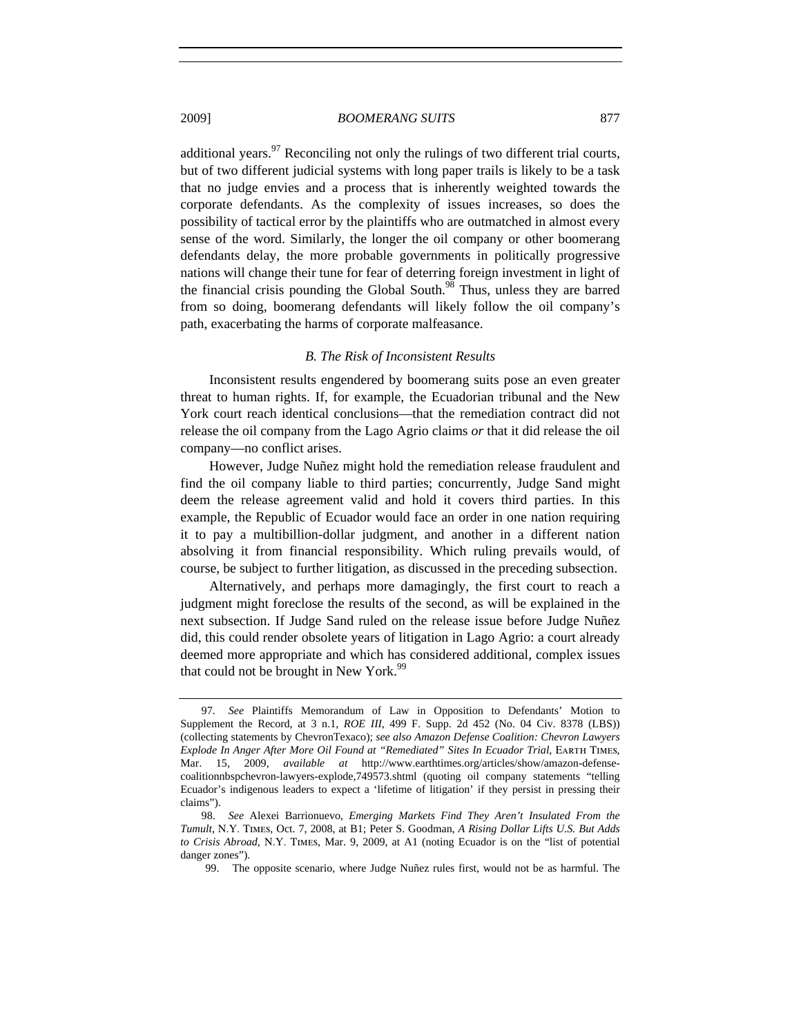additional years.[97] Reconciling not only the rulings of two different trial courts, but of two different judicial systems with long paper trails is likely to be a task that no judge envies and a process that is inherently weighted towards the corporate defendants. As the complexity of issues increases, so does the possibility of tactical error by the plaintiffs who are outmatched in almost every sense of the word. Similarly, the longer the oil company or other boomerang defendants delay, the more probable governments in politically progressive nations will change their tune for fear of deterring foreign investment in light of the financial crisis pounding the Global South.[98] Thus, unless they are barred from so doing, boomerang defendants will likely follow the oil company's path, exacerbating the harms of corporate malfeasance.

### *B. The Risk of Inconsistent Results*

Inconsistent results engendered by boomerang suits pose an even greater threat to human rights. If, for example, the Ecuadorian tribunal and the New York court reach identical conclusions—that the remediation contract did not release the oil company from the Lago Agrio claims *or* that it did release the oil company—no conflict arises.

However, Judge Nuñez might hold the remediation release fraudulent and find the oil company liable to third parties; concurrently, Judge Sand might deem the release agreement valid and hold it covers third parties. In this example, the Republic of Ecuador would face an order in one nation requiring it to pay a multibillion-dollar judgment, and another in a different nation absolving it from financial responsibility. Which ruling prevails would, of course, be subject to further litigation, as discussed in the preceding subsection.

Alternatively, and perhaps more damagingly, the first court to reach a judgment might foreclose the results of the second, as will be explained in the next subsection. If Judge Sand ruled on the release issue before Judge Nuñez did, this could render obsolete years of litigation in Lago Agrio: a court already deemed more appropriate and which has considered additional, complex issues that could not be brought in New York.[99]

---

97. *See* Plaintiffs Memorandum of Law in Opposition to Defendants' Motion to Supplement the Record, at 3 n.1, *ROE III*, 499 F. Supp. 2d 452 (No. 04 Civ. 8378 (LBS)) (collecting statements by ChevronTexaco); *see also Amazon Defense Coalition: Chevron Lawyers Explode In Anger After More Oil Found at "Remediated" Sites In Ecuador Trial*, EARTH TIMES, Mar. 15, 2009, *available at* http://www.earthtimes.org/articles/show/amazon-defense-coalitionnbspchevron-lawyers-explode,749573.shtml (quoting oil company statements "telling Ecuador's indigenous leaders to expect a 'lifetime of litigation' if they persist in pressing their claims").

98. *See* Alexei Barrionuevo, *Emerging Markets Find They Aren't Insulated From the Tumult*, N.Y. TIMES, Oct. 7, 2008, at B1; Peter S. Goodman, *A Rising Dollar Lifts U.S. But Adds to Crisis Abroad*, N.Y. TIMES, Mar. 9, 2009, at A1 (noting Ecuador is on the "list of potential danger zones").

99. The opposite scenario, where Judge Nuñez rules first, would not be as harmful. The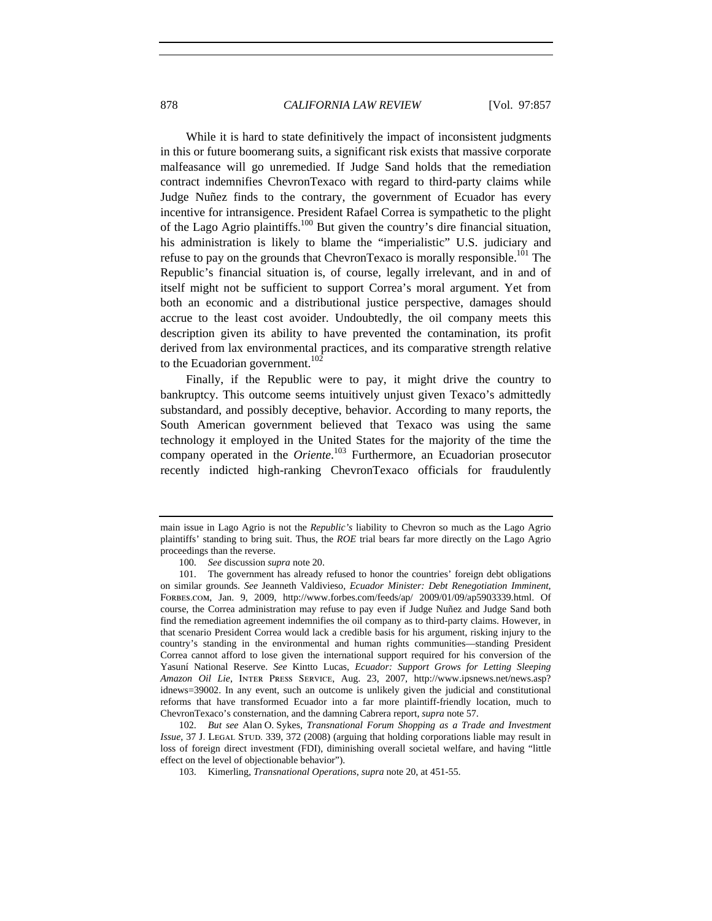While it is hard to state definitively the impact of inconsistent judgments in this or future boomerang suits, a significant risk exists that massive corporate malfeasance will go unremedied. If Judge Sand holds that the remediation contract indemnifies ChevronTexaco with regard to third-party claims while Judge Nuñez finds to the contrary, the government of Ecuador has every incentive for intransigence. President Rafael Correa is sympathetic to the plight of the Lago Agrio plaintiffs.[100] But given the country's dire financial situation, his administration is likely to blame the "imperialistic" U.S. judiciary and refuse to pay on the grounds that ChevronTexaco is morally responsible.[101] The Republic's financial situation is, of course, legally irrelevant, and in and of itself might not be sufficient to support Correa's moral argument. Yet from both an economic and a distributional justice perspective, damages should accrue to the least cost avoider. Undoubtedly, the oil company meets this description given its ability to have prevented the contamination, its profit derived from lax environmental practices, and its comparative strength relative to the Ecuadorian government.[102]

Finally, if the Republic were to pay, it might drive the country to bankruptcy. This outcome seems intuitively unjust given Texaco's admittedly substandard, and possibly deceptive, behavior. According to many reports, the South American government believed that Texaco was using the same technology it employed in the United States for the majority of the time the company operated in the *Oriente*.[103] Furthermore, an Ecuadorian prosecutor recently indicted high-ranking ChevronTexaco officials for fraudulently

---

main issue in Lago Agrio is not the *Republic's* liability to Chevron so much as the Lago Agrio plaintiffs' standing to bring suit. Thus, the *ROE* trial bears far more directly on the Lago Agrio proceedings than the reverse.

100. *See* discussion *supra* note 20.

101. The government has already refused to honor the countries' foreign debt obligations on similar grounds. *See* Jeanneth Valdivieso, *Ecuador Minister: Debt Renegotiation Imminent*, FORBES.COM, Jan. 9, 2009, http://www.forbes.com/feeds/ap/ 2009/01/09/ap5903339.html. Of course, the Correa administration may refuse to pay even if Judge Nuñez and Judge Sand both find the remediation agreement indemnifies the oil company as to third-party claims. However, in that scenario President Correa would lack a credible basis for his argument, risking injury to the country's standing in the environmental and human rights communities—standing President Correa cannot afford to lose given the international support required for his conversion of the Yasuní National Reserve. *See* Kintto Lucas, *Ecuador: Support Grows for Letting Sleeping Amazon Oil Lie*, INTER PRESS SERVICE, Aug. 23, 2007, http://www.ipsnews.net/news.asp?idnews=39002. In any event, such an outcome is unlikely given the judicial and constitutional reforms that have transformed Ecuador into a far more plaintiff-friendly location, much to ChevronTexaco's consternation, and the damning Cabrera report, *supra* note 57.

102. *But see* Alan O. Sykes, *Transnational Forum Shopping as a Trade and Investment Issue*, 37 J. LEGAL STUD. 339, 372 (2008) (arguing that holding corporations liable may result in loss of foreign direct investment (FDI), diminishing overall societal welfare, and having "little effect on the level of objectionable behavior").

103. Kimerling, *Transnational Operations*, *supra* note 20, at 451-55.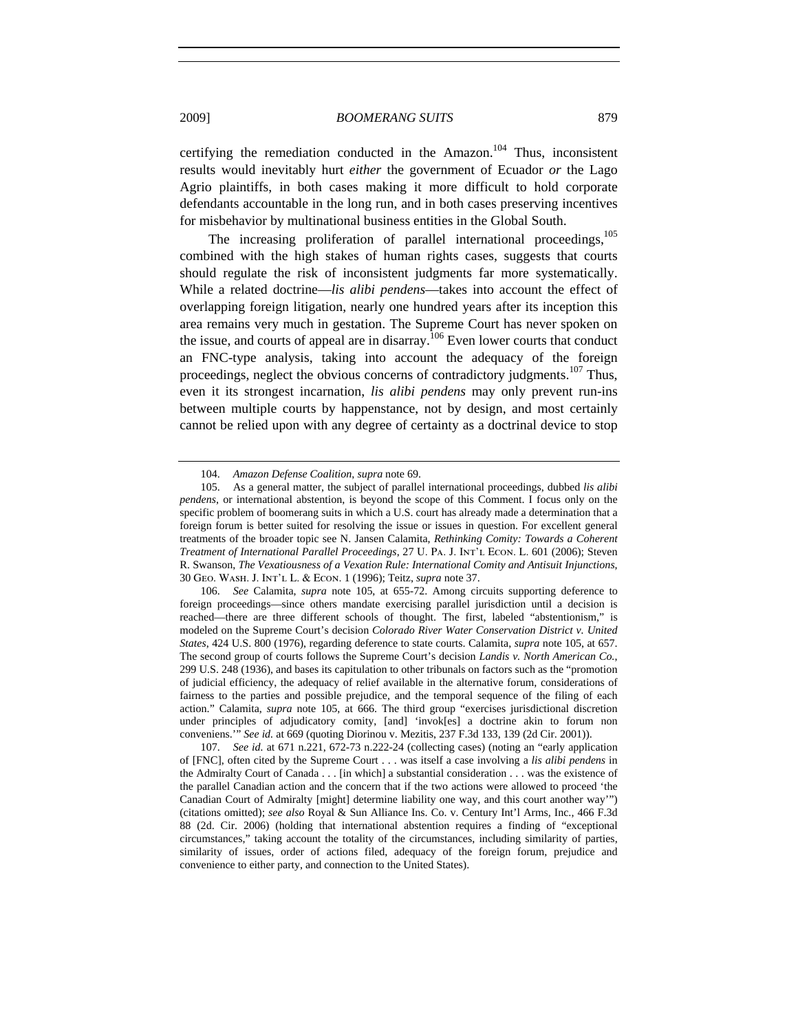certifying the remediation conducted in the Amazon.[104] Thus, inconsistent results would inevitably hurt *either* the government of Ecuador *or* the Lago Agrio plaintiffs, in both cases making it more difficult to hold corporate defendants accountable in the long run, and in both cases preserving incentives for misbehavior by multinational business entities in the Global South.

The increasing proliferation of parallel international proceedings,[105] combined with the high stakes of human rights cases, suggests that courts should regulate the risk of inconsistent judgments far more systematically. While a related doctrine—*lis alibi pendens*—takes into account the effect of overlapping foreign litigation, nearly one hundred years after its inception this area remains very much in gestation. The Supreme Court has never spoken on the issue, and courts of appeal are in disarray.[106] Even lower courts that conduct an FNC-type analysis, taking into account the adequacy of the foreign proceedings, neglect the obvious concerns of contradictory judgments.[107] Thus, even it its strongest incarnation, *lis alibi pendens* may only prevent run-ins between multiple courts by happenstance, not by design, and most certainly cannot be relied upon with any degree of certainty as a doctrinal device to stop

---

104. *Amazon Defense Coalition*, *supra* note 69.

105. As a general matter, the subject of parallel international proceedings, dubbed *lis alibi pendens*, or international abstention, is beyond the scope of this Comment. I focus only on the specific problem of boomerang suits in which a U.S. court has already made a determination that a foreign forum is better suited for resolving the issue or issues in question. For excellent general treatments of the broader topic see N. Jansen Calamita, *Rethinking Comity: Towards a Coherent Treatment of International Parallel Proceedings*, 27 U. PA. J. INT'L ECON. L. 601 (2006); Steven R. Swanson, *The Vexatiousness of a Vexation Rule: International Comity and Antisuit Injunctions*, 30 GEO. WASH. J. INT'L L. & ECON. 1 (1996); Teitz, *supra* note 37.

106. *See* Calamita, *supra* note 105, at 655-72. Among circuits supporting deference to foreign proceedings—since others mandate exercising parallel jurisdiction until a decision is reached—there are three different schools of thought. The first, labeled "abstentionism," is modeled on the Supreme Court's decision *Colorado River Water Conservation District v. United States*, 424 U.S. 800 (1976), regarding deference to state courts. Calamita, *supra* note 105, at 657. The second group of courts follows the Supreme Court's decision *Landis v. North American Co.*, 299 U.S. 248 (1936), and bases its capitulation to other tribunals on factors such as the "promotion of judicial efficiency, the adequacy of relief available in the alternative forum, considerations of fairness to the parties and possible prejudice, and the temporal sequence of the filing of each action." Calamita, *supra* note 105, at 666. The third group "exercises jurisdictional discretion under principles of adjudicatory comity, [and] 'invok[es] a doctrine akin to forum non conveniens.'" *See id.* at 669 (quoting Diorinou v. Mezitis, 237 F.3d 133, 139 (2d Cir. 2001)).

107. *See id.* at 671 n.221, 672-73 n.222-24 (collecting cases) (noting an "early application of [FNC], often cited by the Supreme Court . . . was itself a case involving a *lis alibi pendens* in the Admiralty Court of Canada . . . [in which] a substantial consideration . . . was the existence of the parallel Canadian action and the concern that if the two actions were allowed to proceed 'the Canadian Court of Admiralty [might] determine liability one way, and this court another way'") (citations omitted); *see also* Royal & Sun Alliance Ins. Co. v. Century Int'l Arms, Inc., 466 F.3d 88 (2d. Cir. 2006) (holding that international abstention requires a finding of "exceptional circumstances," taking account the totality of the circumstances, including similarity of parties, similarity of issues, order of actions filed, adequacy of the foreign forum, prejudice and convenience to either party, and connection to the United States).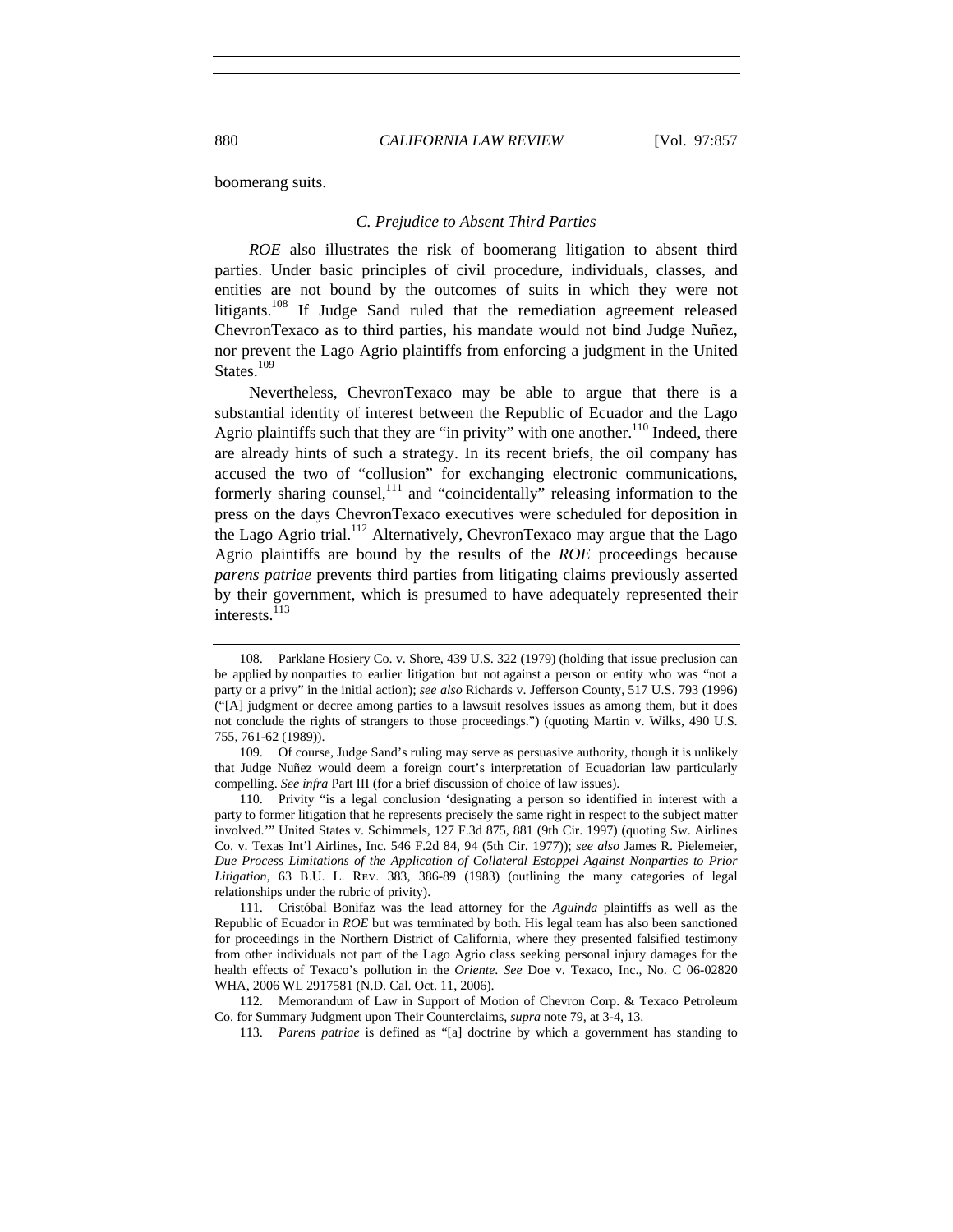boomerang suits.

### C. Prejudice to Absent Third Parties

*ROE* also illustrates the risk of boomerang litigation to absent third parties. Under basic principles of civil procedure, individuals, classes, and entities are not bound by the outcomes of suits in which they were not litigants.[108] If Judge Sand ruled that the remediation agreement released ChevronTexaco as to third parties, his mandate would not bind Judge Nuñez, nor prevent the Lago Agrio plaintiffs from enforcing a judgment in the United States.[109]

Nevertheless, ChevronTexaco may be able to argue that there is a substantial identity of interest between the Republic of Ecuador and the Lago Agrio plaintiffs such that they are "in privity" with one another.[110] Indeed, there are already hints of such a strategy. In its recent briefs, the oil company has accused the two of "collusion" for exchanging electronic communications, formerly sharing counsel,[111] and "coincidentally" releasing information to the press on the days ChevronTexaco executives were scheduled for deposition in the Lago Agrio trial.[112] Alternatively, ChevronTexaco may argue that the Lago Agrio plaintiffs are bound by the results of the *ROE* proceedings because *parens patriae* prevents third parties from litigating claims previously asserted by their government, which is presumed to have adequately represented their interests.[113]

---

108. Parklane Hosiery Co. v. Shore, 439 U.S. 322 (1979) (holding that issue preclusion can be applied by nonparties to earlier litigation but not against a person or entity who was "not a party or a privy" in the initial action); *see also* Richards v. Jefferson County, 517 U.S. 793 (1996) ("[A] judgment or decree among parties to a lawsuit resolves issues as among them, but it does not conclude the rights of strangers to those proceedings.") (quoting Martin v. Wilks, 490 U.S. 755, 761-62 (1989)).

109. Of course, Judge Sand's ruling may serve as persuasive authority, though it is unlikely that Judge Nuñez would deem a foreign court's interpretation of Ecuadorian law particularly compelling. *See infra* Part III (for a brief discussion of choice of law issues).

110. Privity "is a legal conclusion 'designating a person so identified in interest with a party to former litigation that he represents precisely the same right in respect to the subject matter involved.'" United States v. Schimmels, 127 F.3d 875, 881 (9th Cir. 1997) (quoting Sw. Airlines Co. v. Texas Int'l Airlines, Inc. 546 F.2d 84, 94 (5th Cir. 1977)); *see also* James R. Pielemeier, *Due Process Limitations of the Application of Collateral Estoppel Against Nonparties to Prior Litigation*, 63 B.U. L. REV. 383, 386-89 (1983) (outlining the many categories of legal relationships under the rubric of privity).

111. Cristóbal Bonifaz was the lead attorney for the *Aguinda* plaintiffs as well as the Republic of Ecuador in *ROE* but was terminated by both. His legal team has also been sanctioned for proceedings in the Northern District of California, where they presented falsified testimony from other individuals not part of the Lago Agrio class seeking personal injury damages for the health effects of Texaco's pollution in the *Oriente*. *See* Doe v. Texaco, Inc., No. C 06-02820 WHA, 2006 WL 2917581 (N.D. Cal. Oct. 11, 2006).

112. Memorandum of Law in Support of Motion of Chevron Corp. & Texaco Petroleum Co. for Summary Judgment upon Their Counterclaims, *supra* note 79, at 3-4, 13.

113. *Parens patriae* is defined as "[a] doctrine by which a government has standing to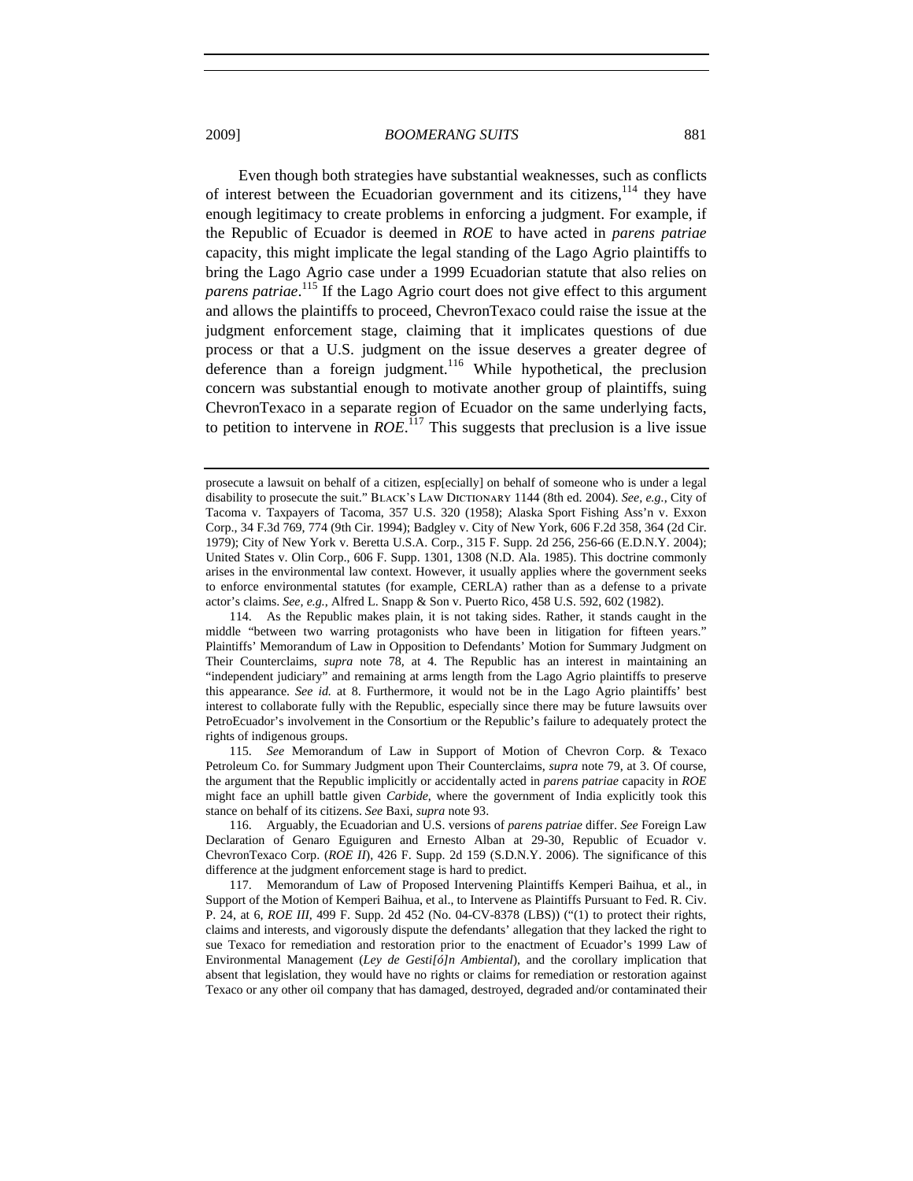Even though both strategies have substantial weaknesses, such as conflicts of interest between the Ecuadorian government and its citizens,[114] they have enough legitimacy to create problems in enforcing a judgment. For example, if the Republic of Ecuador is deemed in *ROE* to have acted in *parens patriae* capacity, this might implicate the legal standing of the Lago Agrio plaintiffs to bring the Lago Agrio case under a 1999 Ecuadorian statute that also relies on *parens patriae*.[115] If the Lago Agrio court does not give effect to this argument and allows the plaintiffs to proceed, ChevronTexaco could raise the issue at the judgment enforcement stage, claiming that it implicates questions of due process or that a U.S. judgment on the issue deserves a greater degree of deference than a foreign judgment.[116] While hypothetical, the preclusion concern was substantial enough to motivate another group of plaintiffs, suing ChevronTexaco in a separate region of Ecuador on the same underlying facts, to petition to intervene in *ROE*.[117] This suggests that preclusion is a live issue

---

prosecute a lawsuit on behalf of a citizen, esp[ecially] on behalf of someone who is under a legal disability to prosecute the suit." BLACK'S LAW DICTIONARY 1144 (8th ed. 2004). *See, e.g.*, City of Tacoma v. Taxpayers of Tacoma, 357 U.S. 320 (1958); Alaska Sport Fishing Ass'n v. Exxon Corp., 34 F.3d 769, 774 (9th Cir. 1994); Badgley v. City of New York, 606 F.2d 358, 364 (2d Cir. 1979); City of New York v. Beretta U.S.A. Corp., 315 F. Supp. 2d 256, 256-66 (E.D.N.Y. 2004); United States v. Olin Corp., 606 F. Supp. 1301, 1308 (N.D. Ala. 1985). This doctrine commonly arises in the environmental law context. However, it usually applies where the government seeks to enforce environmental statutes (for example, CERLA) rather than as a defense to a private actor's claims. *See, e.g.*, Alfred L. Snapp & Son v. Puerto Rico, 458 U.S. 592, 602 (1982).

114. As the Republic makes plain, it is not taking sides. Rather, it stands caught in the middle "between two warring protagonists who have been in litigation for fifteen years." Plaintiffs' Memorandum of Law in Opposition to Defendants' Motion for Summary Judgment on Their Counterclaims, *supra* note 78, at 4. The Republic has an interest in maintaining an "independent judiciary" and remaining at arms length from the Lago Agrio plaintiffs to preserve this appearance. *See id.* at 8. Furthermore, it would not be in the Lago Agrio plaintiffs' best interest to collaborate fully with the Republic, especially since there may be future lawsuits over PetroEcuador's involvement in the Consortium or the Republic's failure to adequately protect the rights of indigenous groups.

115. *See* Memorandum of Law in Support of Motion of Chevron Corp. & Texaco Petroleum Co. for Summary Judgment upon Their Counterclaims, *supra* note 79, at 3. Of course, the argument that the Republic implicitly or accidentally acted in *parens patriae* capacity in *ROE* might face an uphill battle given *Carbide*, where the government of India explicitly took this stance on behalf of its citizens. *See* Baxi, *supra* note 93.

116. Arguably, the Ecuadorian and U.S. versions of *parens patriae* differ. *See* Foreign Law Declaration of Genaro Eguiguren and Ernesto Alban at 29-30, Republic of Ecuador v. ChevronTexaco Corp. (*ROE II*), 426 F. Supp. 2d 159 (S.D.N.Y. 2006). The significance of this difference at the judgment enforcement stage is hard to predict.

117. Memorandum of Law of Proposed Intervening Plaintiffs Kemperi Baihua, et al., in Support of the Motion of Kemperi Baihua, et al., to Intervene as Plaintiffs Pursuant to Fed. R. Civ. P. 24, at 6, *ROE III*, 499 F. Supp. 2d 452 (No. 04-CV-8378 (LBS)) ("(1) to protect their rights, claims and interests, and vigorously dispute the defendants' allegation that they lacked the right to sue Texaco for remediation and restoration prior to the enactment of Ecuador's 1999 Law of Environmental Management (*Ley de Gesti[ó]n Ambiental*), and the corollary implication that absent that legislation, they would have no rights or claims for remediation or restoration against Texaco or any other oil company that has damaged, destroyed, degraded and/or contaminated their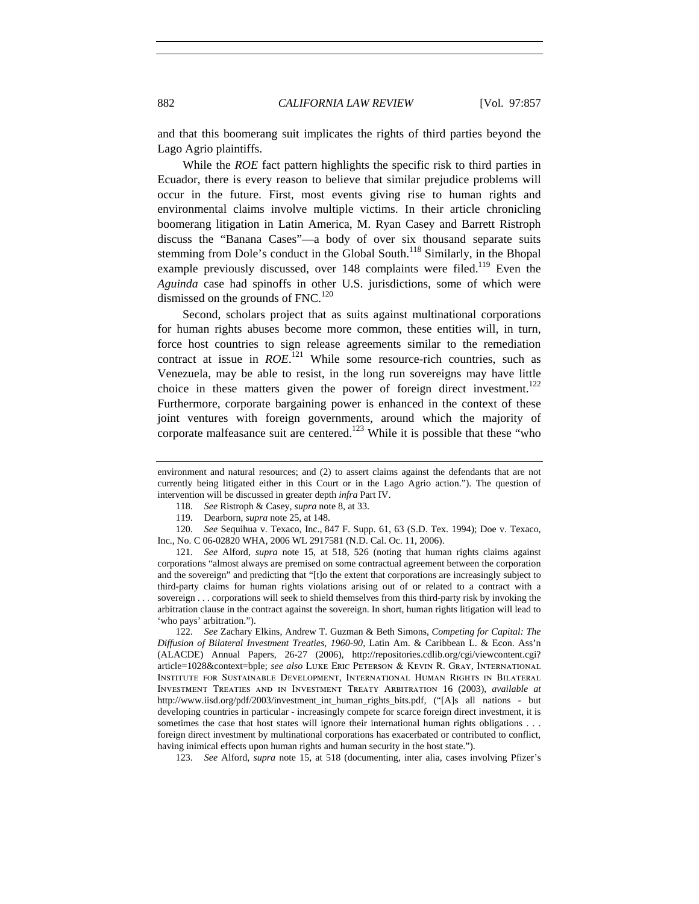and that this boomerang suit implicates the rights of third parties beyond the Lago Agrio plaintiffs.

While the *ROE* fact pattern highlights the specific risk to third parties in Ecuador, there is every reason to believe that similar prejudice problems will occur in the future. First, most events giving rise to human rights and environmental claims involve multiple victims. In their article chronicling boomerang litigation in Latin America, M. Ryan Casey and Barrett Ristroph discuss the "Banana Cases"—a body of over six thousand separate suits stemming from Dole's conduct in the Global South.[118] Similarly, in the Bhopal example previously discussed, over 148 complaints were filed.[119] Even the *Aguinda* case had spinoffs in other U.S. jurisdictions, some of which were dismissed on the grounds of FNC.[120]

Second, scholars project that as suits against multinational corporations for human rights abuses become more common, these entities will, in turn, force host countries to sign release agreements similar to the remediation contract at issue in *ROE*.[121] While some resource-rich countries, such as Venezuela, may be able to resist, in the long run sovereigns may have little choice in these matters given the power of foreign direct investment.[122] Furthermore, corporate bargaining power is enhanced in the context of these joint ventures with foreign governments, around which the majority of corporate malfeasance suit are centered.[123] While it is possible that these "who

---

environment and natural resources; and (2) to assert claims against the defendants that are not currently being litigated either in this Court or in the Lago Agrio action."). The question of intervention will be discussed in greater depth *infra* Part IV.

118. *See* Ristroph & Casey, *supra* note 8, at 33.

119. Dearborn, *supra* note 25, at 148.

120. *See* Sequihua v. Texaco, Inc., 847 F. Supp. 61, 63 (S.D. Tex. 1994); Doe v. Texaco, Inc., No. C 06-02820 WHA, 2006 WL 2917581 (N.D. Cal. Oc. 11, 2006).

121. *See* Alford, *supra* note 15, at 518, 526 (noting that human rights claims against corporations "almost always are premised on some contractual agreement between the corporation and the sovereign" and predicting that "[t]o the extent that corporations are increasingly subject to third-party claims for human rights violations arising out of or related to a contract with a sovereign . . . corporations will seek to shield themselves from this third-party risk by invoking the arbitration clause in the contract against the sovereign. In short, human rights litigation will lead to 'who pays' arbitration.").

122. *See* Zachary Elkins, Andrew T. Guzman & Beth Simons, *Competing for Capital: The Diffusion of Bilateral Investment Treaties, 1960-90*, Latin Am. & Caribbean L. & Econ. Ass'n (ALACDE) Annual Papers, 26-27 (2006), http://repositories.cdlib.org/cgi/viewcontent.cgi?article=1028&context=bple; *see also* Luke Eric Peterson & Kevin R. Gray, International Institute for Sustainable Development, International Human Rights in Bilateral Investment Treaties and in Investment Treaty Arbitration 16 (2003), *available at* http://www.iisd.org/pdf/2003/investment_int_human_rights_bits.pdf, ("[A]s all nations - but developing countries in particular - increasingly compete for scarce foreign direct investment, it is sometimes the case that host states will ignore their international human rights obligations . . . foreign direct investment by multinational corporations has exacerbated or contributed to conflict, having inimical effects upon human rights and human security in the host state.").

123. *See* Alford, *supra* note 15, at 518 (documenting, inter alia, cases involving Pfizer's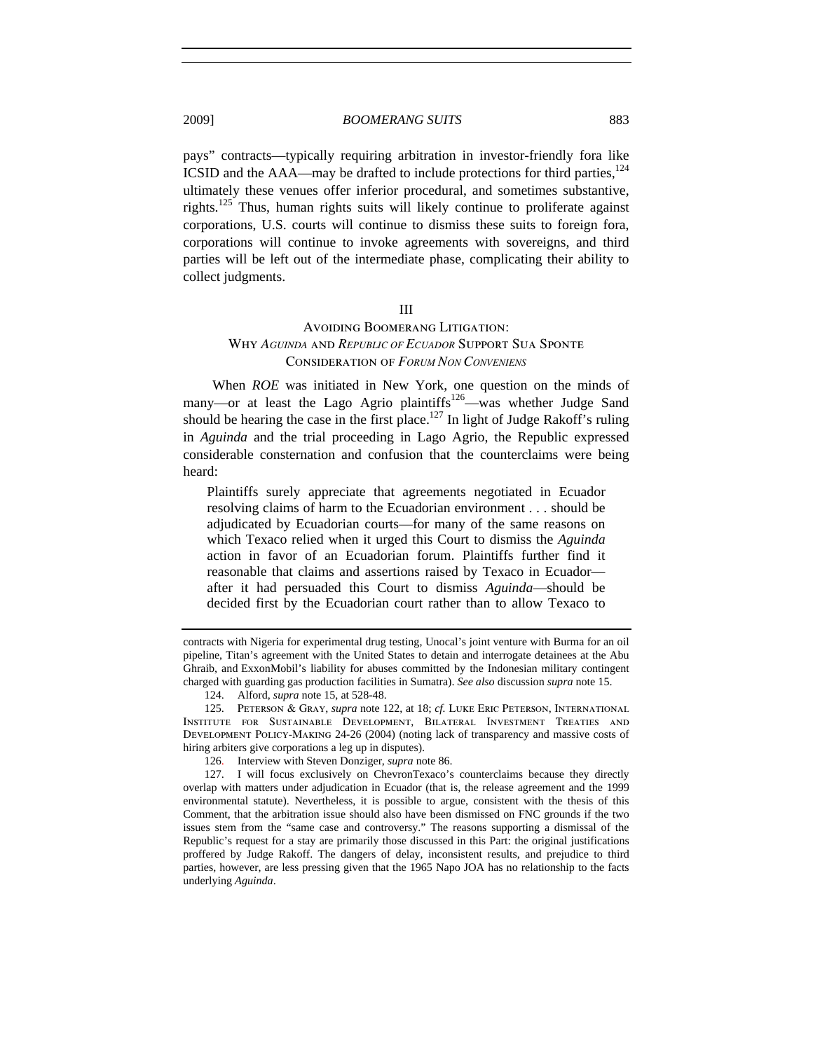pays" contracts—typically requiring arbitration in investor-friendly fora like ICSID and the AAA—may be drafted to include protections for third parties,[124] ultimately these venues offer inferior procedural, and sometimes substantive, rights.[125] Thus, human rights suits will likely continue to proliferate against corporations, U.S. courts will continue to dismiss these suits to foreign fora, corporations will continue to invoke agreements with sovereigns, and third parties will be left out of the intermediate phase, complicating their ability to collect judgments.

## III
## Avoiding Boomerang Litigation: Why *Aguinda* and *Republic of Ecuador* Support Sua Sponte Consideration of *Forum Non Conveniens*

When *ROE* was initiated in New York, one question on the minds of many—or at least the Lago Agrio plaintiffs[126]—was whether Judge Sand should be hearing the case in the first place.[127] In light of Judge Rakoff's ruling in *Aguinda* and the trial proceeding in Lago Agrio, the Republic expressed considerable consternation and confusion that the counterclaims were being heard:

> Plaintiffs surely appreciate that agreements negotiated in Ecuador resolving claims of harm to the Ecuadorian environment . . . should be adjudicated by Ecuadorian courts—for many of the same reasons on which Texaco relied when it urged this Court to dismiss the *Aguinda* action in favor of an Ecuadorian forum. Plaintiffs further find it reasonable that claims and assertions raised by Texaco in Ecuador—after it had persuaded this Court to dismiss *Aguinda*—should be decided first by the Ecuadorian court rather than to allow Texaco to

---

contracts with Nigeria for experimental drug testing, Unocal's joint venture with Burma for an oil pipeline, Titan's agreement with the United States to detain and interrogate detainees at the Abu Ghraib, and ExxonMobil's liability for abuses committed by the Indonesian military contingent charged with guarding gas production facilities in Sumatra). *See also* discussion *supra* note 15.

124. Alford, *supra* note 15, at 528-48.

125. Peterson & Gray, *supra* note 122, at 18; *cf.* Luke Eric Peterson, International Institute for Sustainable Development, Bilateral Investment Treaties and Development Policy-Making 24-26 (2004) (noting lack of transparency and massive costs of hiring arbiters give corporations a leg up in disputes).

126. Interview with Steven Donziger, *supra* note 86.

127. I will focus exclusively on ChevronTexaco's counterclaims because they directly overlap with matters under adjudication in Ecuador (that is, the release agreement and the 1999 environmental statute). Nevertheless, it is possible to argue, consistent with the thesis of this Comment, that the arbitration issue should also have been dismissed on FNC grounds if the two issues stem from the "same case and controversy." The reasons supporting a dismissal of the Republic's request for a stay are primarily those discussed in this Part: the original justifications proffered by Judge Rakoff. The dangers of delay, inconsistent results, and prejudice to third parties, however, are less pressing given that the 1965 Napo JOA has no relationship to the facts underlying *Aguinda*.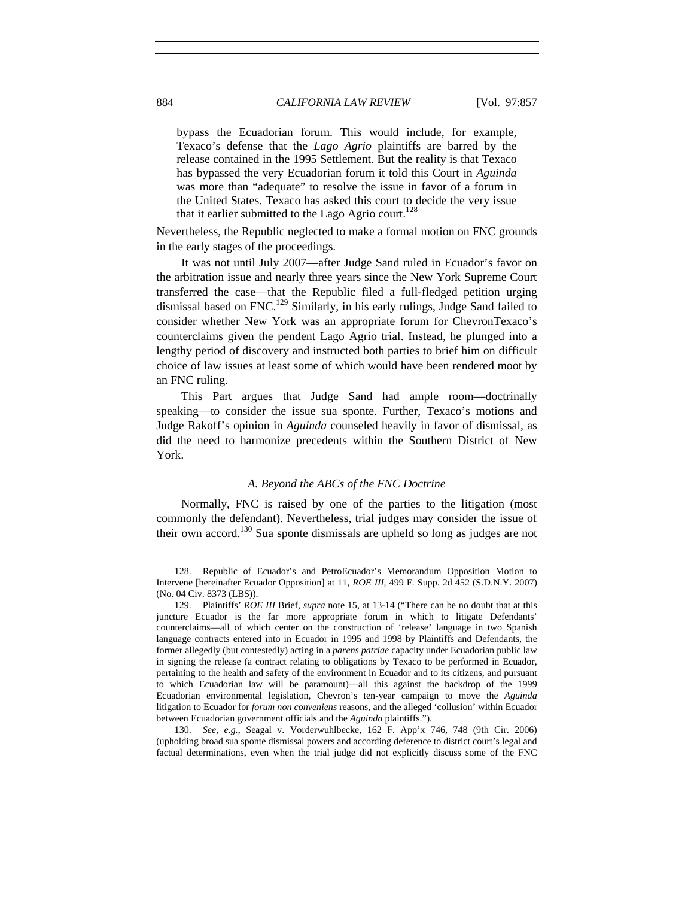> bypass the Ecuadorian forum. This would include, for example, Texaco's defense that the *Lago Agrio* plaintiffs are barred by the release contained in the 1995 Settlement. But the reality is that Texaco has bypassed the very Ecuadorian forum it told this Court in *Aguinda* was more than "adequate" to resolve the issue in favor of a forum in the United States. Texaco has asked this court to decide the very issue that it earlier submitted to the Lago Agrio court.[128]

Nevertheless, the Republic neglected to make a formal motion on FNC grounds in the early stages of the proceedings.

It was not until July 2007—after Judge Sand ruled in Ecuador's favor on the arbitration issue and nearly three years since the New York Supreme Court transferred the case—that the Republic filed a full-fledged petition urging dismissal based on FNC.[129] Similarly, in his early rulings, Judge Sand failed to consider whether New York was an appropriate forum for ChevronTexaco's counterclaims given the pendent Lago Agrio trial. Instead, he plunged into a lengthy period of discovery and instructed both parties to brief him on difficult choice of law issues at least some of which would have been rendered moot by an FNC ruling.

This Part argues that Judge Sand had ample room—doctrinally speaking—to consider the issue sua sponte. Further, Texaco's motions and Judge Rakoff's opinion in *Aguinda* counseled heavily in favor of dismissal, as did the need to harmonize precedents within the Southern District of New York.

### *A. Beyond the ABCs of the FNC Doctrine*

Normally, FNC is raised by one of the parties to the litigation (most commonly the defendant). Nevertheless, trial judges may consider the issue of their own accord.[130] Sua sponte dismissals are upheld so long as judges are not

---

128. Republic of Ecuador's and PetroEcuador's Memorandum Opposition Motion to Intervene [hereinafter Ecuador Opposition] at 11, *ROE III*, 499 F. Supp. 2d 452 (S.D.N.Y. 2007) (No. 04 Civ. 8373 (LBS)).

129. Plaintiffs' *ROE III* Brief, *supra* note 15, at 13-14 ("There can be no doubt that at this juncture Ecuador is the far more appropriate forum in which to litigate Defendants' counterclaims—all of which center on the construction of 'release' language in two Spanish language contracts entered into in Ecuador in 1995 and 1998 by Plaintiffs and Defendants, the former allegedly (but contestedly) acting in a *parens patriae* capacity under Ecuadorian public law in signing the release (a contract relating to obligations by Texaco to be performed in Ecuador, pertaining to the health and safety of the environment in Ecuador and to its citizens, and pursuant to which Ecuadorian law will be paramount)—all this against the backdrop of the 1999 Ecuadorian environmental legislation, Chevron's ten-year campaign to move the *Aguinda* litigation to Ecuador for *forum non conveniens* reasons, and the alleged 'collusion' within Ecuador between Ecuadorian government officials and the *Aguinda* plaintiffs.").

130. *See, e.g.*, Seagal v. Vorderwuhlbecke, 162 F. App'x 746, 748 (9th Cir. 2006) (upholding broad sua sponte dismissal powers and according deference to district court's legal and factual determinations, even when the trial judge did not explicitly discuss some of the FNC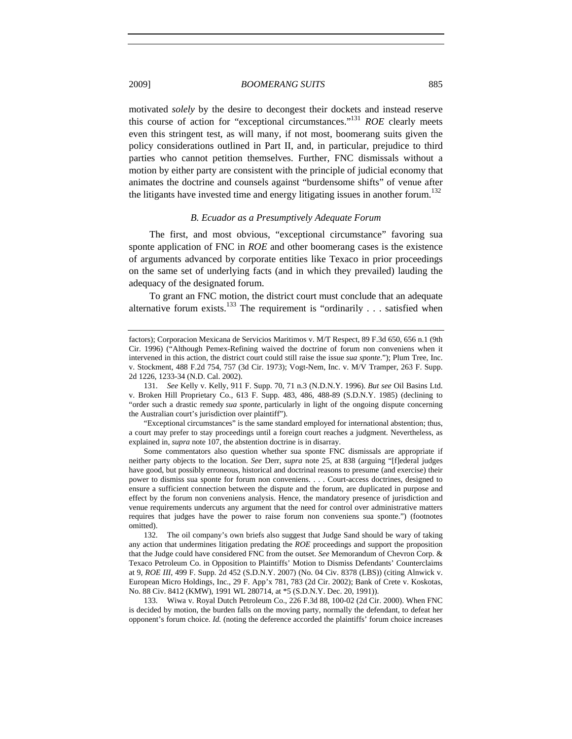motivated *solely* by the desire to decongest their dockets and instead reserve this course of action for "exceptional circumstances."[131] *ROE* clearly meets even this stringent test, as will many, if not most, boomerang suits given the policy considerations outlined in Part II, and, in particular, prejudice to third parties who cannot petition themselves. Further, FNC dismissals without a motion by either party are consistent with the principle of judicial economy that animates the doctrine and counsels against "burdensome shifts" of venue after the litigants have invested time and energy litigating issues in another forum.[132]

### *B. Ecuador as a Presumptively Adequate Forum*

The first, and most obvious, "exceptional circumstance" favoring sua sponte application of FNC in *ROE* and other boomerang cases is the existence of arguments advanced by corporate entities like Texaco in prior proceedings on the same set of underlying facts (and in which they prevailed) lauding the adequacy of the designated forum.

To grant an FNC motion, the district court must conclude that an adequate alternative forum exists.[133] The requirement is "ordinarily . . . satisfied when

---

factors); Corporacion Mexicana de Servicios Maritimos v. M/T Respect, 89 F.3d 650, 656 n.1 (9th Cir. 1996) ("Although Pemex-Refining waived the doctrine of forum non conveniens when it intervened in this action, the district court could still raise the issue *sua sponte*."); Plum Tree, Inc. v. Stockment, 488 F.2d 754, 757 (3d Cir. 1973); Vogt-Nem, Inc. v. M/V Tramper, 263 F. Supp. 2d 1226, 1233-34 (N.D. Cal. 2002).

131. *See* Kelly v. Kelly, 911 F. Supp. 70, 71 n.3 (N.D.N.Y. 1996). *But see* Oil Basins Ltd. v. Broken Hill Proprietary Co., 613 F. Supp. 483, 486, 488-89 (S.D.N.Y. 1985) (declining to "order such a drastic remedy *sua sponte*, particularly in light of the ongoing dispute concerning the Australian court's jurisdiction over plaintiff").

"Exceptional circumstances" is the same standard employed for international abstention; thus, a court may prefer to stay proceedings until a foreign court reaches a judgment. Nevertheless, as explained in, *supra* note 107, the abstention doctrine is in disarray.

Some commentators also question whether sua sponte FNC dismissals are appropriate if neither party objects to the location. *See* Derr, *supra* note 25, at 838 (arguing "[f]ederal judges have good, but possibly erroneous, historical and doctrinal reasons to presume (and exercise) their power to dismiss sua sponte for forum non conveniens. . . . Court-access doctrines, designed to ensure a sufficient connection between the dispute and the forum, are duplicated in purpose and effect by the forum non conveniens analysis. Hence, the mandatory presence of jurisdiction and venue requirements undercuts any argument that the need for control over administrative matters requires that judges have the power to raise forum non conveniens sua sponte.") (footnotes omitted).

132. The oil company's own briefs also suggest that Judge Sand should be wary of taking any action that undermines litigation predating the *ROE* proceedings and support the proposition that the Judge could have considered FNC from the outset. *See* Memorandum of Chevron Corp. & Texaco Petroleum Co. in Opposition to Plaintiffs' Motion to Dismiss Defendants' Counterclaims at 9, *ROE III*, 499 F. Supp. 2d 452 (S.D.N.Y. 2007) (No. 04 Civ. 8378 (LBS)) (citing Alnwick v. European Micro Holdings, Inc., 29 F. App'x 781, 783 (2d Cir. 2002); Bank of Crete v. Koskotas, No. 88 Civ. 8412 (KMW), 1991 WL 280714, at *5 (S.D.N.Y. Dec. 20, 1991)).

133. Wiwa v. Royal Dutch Petroleum Co., 226 F.3d 88, 100-02 (2d Cir. 2000). When FNC is decided by motion, the burden falls on the moving party, normally the defendant, to defeat her opponent's forum choice. *Id.* (noting the deference accorded the plaintiffs' forum choice increases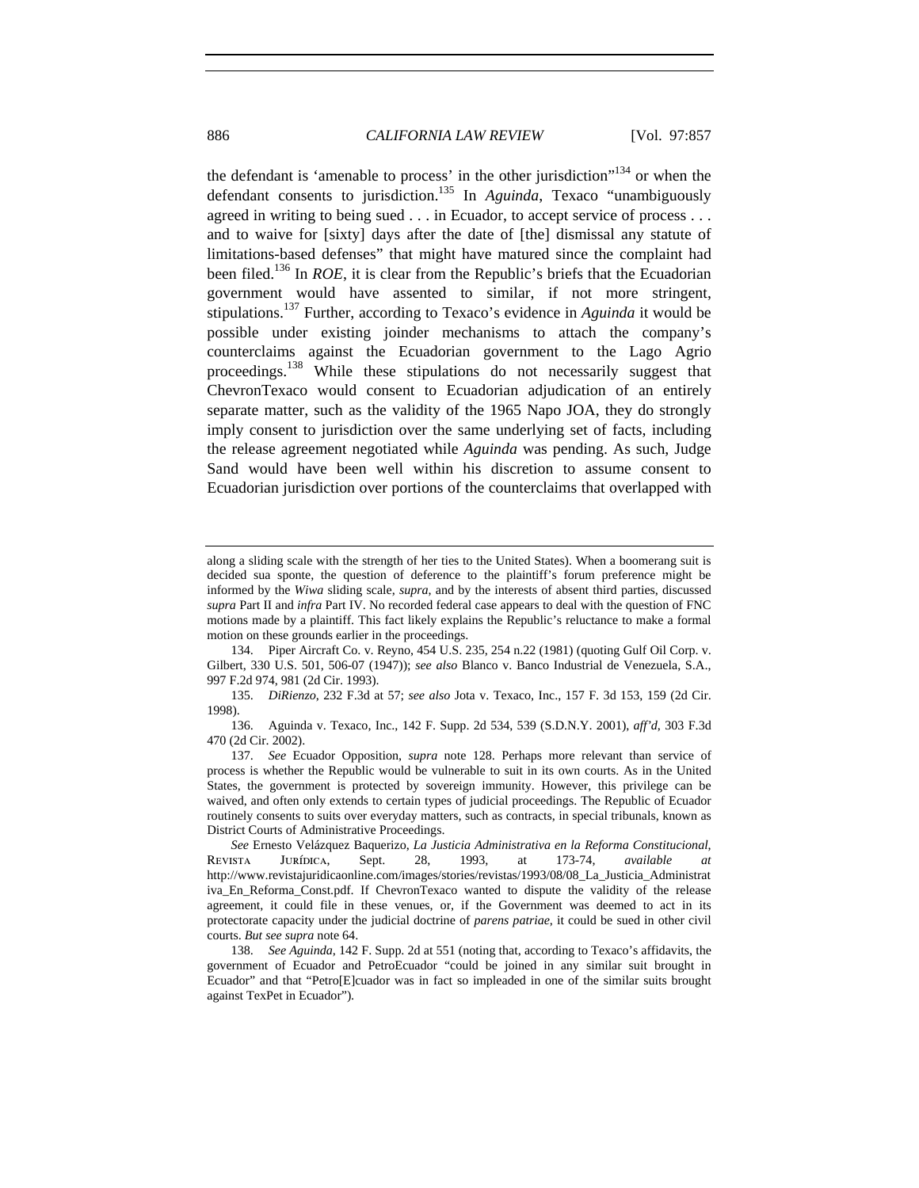the defendant is 'amenable to process' in the other jurisdiction"[134] or when the defendant consents to jurisdiction.[135] In *Aguinda*, Texaco "unambiguously agreed in writing to being sued . . . in Ecuador, to accept service of process . . . and to waive for [sixty] days after the date of [the] dismissal any statute of limitations-based defenses" that might have matured since the complaint had been filed.[136] In *ROE*, it is clear from the Republic's briefs that the Ecuadorian government would have assented to similar, if not more stringent, stipulations.[137] Further, according to Texaco's evidence in *Aguinda* it would be possible under existing joinder mechanisms to attach the company's counterclaims against the Ecuadorian government to the Lago Agrio proceedings.[138] While these stipulations do not necessarily suggest that ChevronTexaco would consent to Ecuadorian adjudication of an entirely separate matter, such as the validity of the 1965 Napo JOA, they do strongly imply consent to jurisdiction over the same underlying set of facts, including the release agreement negotiated while *Aguinda* was pending. As such, Judge Sand would have been well within his discretion to assume consent to Ecuadorian jurisdiction over portions of the counterclaims that overlapped with

---

along a sliding scale with the strength of her ties to the United States). When a boomerang suit is decided sua sponte, the question of deference to the plaintiff's forum preference might be informed by the *Wiwa* sliding scale, *supra*, and by the interests of absent third parties, discussed *supra* Part II and *infra* Part IV. No recorded federal case appears to deal with the question of FNC motions made by a plaintiff. This fact likely explains the Republic's reluctance to make a formal motion on these grounds earlier in the proceedings.

134. Piper Aircraft Co. v. Reyno, 454 U.S. 235, 254 n.22 (1981) (quoting Gulf Oil Corp. v. Gilbert, 330 U.S. 501, 506-07 (1947)); *see also* Blanco v. Banco Industrial de Venezuela, S.A., 997 F.2d 974, 981 (2d Cir. 1993).

135. *DiRienzo*, 232 F.3d at 57; *see also* Jota v. Texaco, Inc., 157 F. 3d 153, 159 (2d Cir. 1998).

136. Aguinda v. Texaco, Inc., 142 F. Supp. 2d 534, 539 (S.D.N.Y. 2001), *aff'd*, 303 F.3d 470 (2d Cir. 2002).

137. *See* Ecuador Opposition, *supra* note 128. Perhaps more relevant than service of process is whether the Republic would be vulnerable to suit in its own courts. As in the United States, the government is protected by sovereign immunity. However, this privilege can be waived, and often only extends to certain types of judicial proceedings. The Republic of Ecuador routinely consents to suits over everyday matters, such as contracts, in special tribunals, known as District Courts of Administrative Proceedings.

*See* Ernesto Velázquez Baquerizo, *La Justicia Administrativa en la Reforma Constitucional*, Revista Jurídica, Sept. 28, 1993, at 173-74, *available at* http://www.revistajuridicaonline.com/images/stories/revistas/1993/08/08_La_Justicia_Administrativa_En_Reforma_Const.pdf. If ChevronTexaco wanted to dispute the validity of the release agreement, it could file in these venues, or, if the Government was deemed to act in its protectorate capacity under the judicial doctrine of *parens patriae*, it could be sued in other civil courts. *But see supra* note 64.

138. *See Aguinda*, 142 F. Supp. 2d at 551 (noting that, according to Texaco's affidavits, the government of Ecuador and PetroEcuador "could be joined in any similar suit brought in Ecuador" and that "Petro[E]cuador was in fact so impleaded in one of the similar suits brought against TexPet in Ecuador").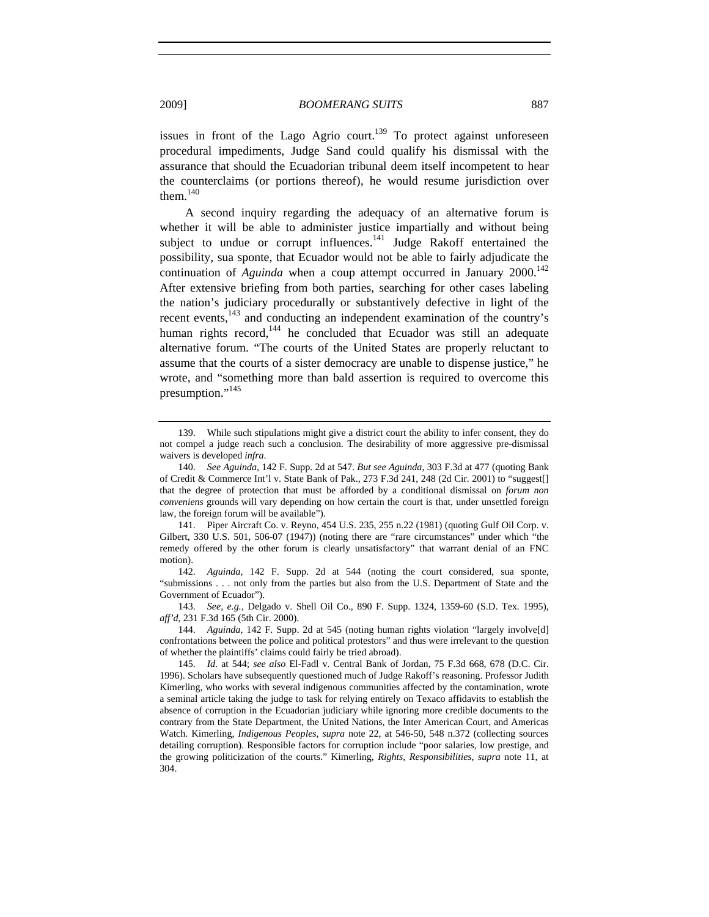issues in front of the Lago Agrio court.[139] To protect against unforeseen procedural impediments, Judge Sand could qualify his dismissal with the assurance that should the Ecuadorian tribunal deem itself incompetent to hear the counterclaims (or portions thereof), he would resume jurisdiction over them.[140]

A second inquiry regarding the adequacy of an alternative forum is whether it will be able to administer justice impartially and without being subject to undue or corrupt influences.[141] Judge Rakoff entertained the possibility, sua sponte, that Ecuador would not be able to fairly adjudicate the continuation of *Aguinda* when a coup attempt occurred in January 2000.[142] After extensive briefing from both parties, searching for other cases labeling the nation's judiciary procedurally or substantively defective in light of the recent events,[143] and conducting an independent examination of the country's human rights record,[144] he concluded that Ecuador was still an adequate alternative forum. "The courts of the United States are properly reluctant to assume that the courts of a sister democracy are unable to dispense justice," he wrote, and "something more than bald assertion is required to overcome this presumption."[145]

---

139. While such stipulations might give a district court the ability to infer consent, they do not compel a judge reach such a conclusion. The desirability of more aggressive pre-dismissal waivers is developed *infra*.

140. *See Aguinda*, 142 F. Supp. 2d at 547. *But see Aguinda*, 303 F.3d at 477 (quoting Bank of Credit & Commerce Int'l v. State Bank of Pak., 273 F.3d 241, 248 (2d Cir. 2001) to "suggest[] that the degree of protection that must be afforded by a conditional dismissal on *forum non conveniens* grounds will vary depending on how certain the court is that, under unsettled foreign law, the foreign forum will be available").

141. Piper Aircraft Co. v. Reyno, 454 U.S. 235, 255 n.22 (1981) (quoting Gulf Oil Corp. v. Gilbert, 330 U.S. 501, 506-07 (1947)) (noting there are "rare circumstances" under which "the remedy offered by the other forum is clearly unsatisfactory" that warrant denial of an FNC motion).

142. *Aguinda*, 142 F. Supp. 2d at 544 (noting the court considered, sua sponte, "submissions . . . not only from the parties but also from the U.S. Department of State and the Government of Ecuador").

143. *See, e.g.*, Delgado v. Shell Oil Co., 890 F. Supp. 1324, 1359-60 (S.D. Tex. 1995), *aff'd*, 231 F.3d 165 (5th Cir. 2000).

144. *Aguinda*, 142 F. Supp. 2d at 545 (noting human rights violation "largely involve[d] confrontations between the police and political protestors" and thus were irrelevant to the question of whether the plaintiffs' claims could fairly be tried abroad).

145. *Id.* at 544; *see also* El-Fadl v. Central Bank of Jordan, 75 F.3d 668, 678 (D.C. Cir. 1996). Scholars have subsequently questioned much of Judge Rakoff's reasoning. Professor Judith Kimerling, who works with several indigenous communities affected by the contamination, wrote a seminal article taking the judge to task for relying entirely on Texaco affidavits to establish the absence of corruption in the Ecuadorian judiciary while ignoring more credible documents to the contrary from the State Department, the United Nations, the Inter American Court, and Americas Watch. Kimerling, *Indigenous Peoples*, *supra* note 22, at 546-50, 548 n.372 (collecting sources detailing corruption). Responsible factors for corruption include "poor salaries, low prestige, and the growing politicization of the courts." Kimerling, *Rights, Responsibilities*, *supra* note 11, at 304.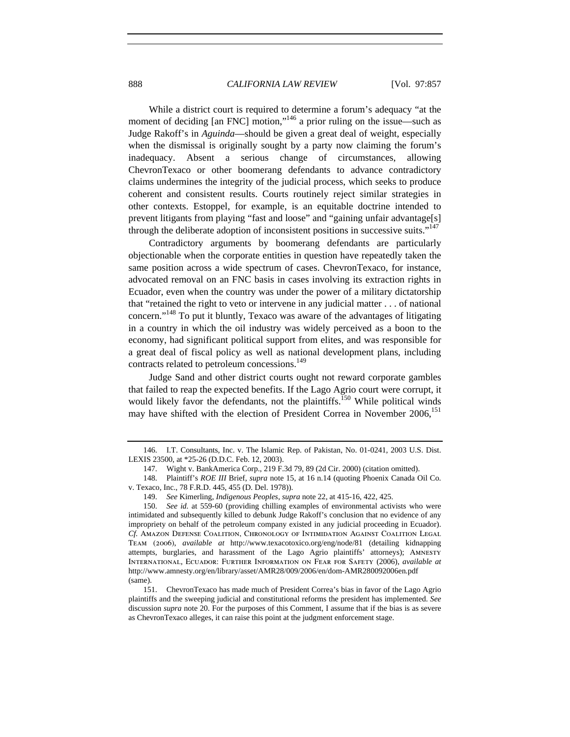While a district court is required to determine a forum's adequacy "at the moment of deciding [an FNC] motion,"[146] a prior ruling on the issue—such as Judge Rakoff's in *Aguinda*—should be given a great deal of weight, especially when the dismissal is originally sought by a party now claiming the forum's inadequacy. Absent a serious change of circumstances, allowing ChevronTexaco or other boomerang defendants to advance contradictory claims undermines the integrity of the judicial process, which seeks to produce coherent and consistent results. Courts routinely reject similar strategies in other contexts. Estoppel, for example, is an equitable doctrine intended to prevent litigants from playing "fast and loose" and "gaining unfair advantage[s] through the deliberate adoption of inconsistent positions in successive suits."[147]

Contradictory arguments by boomerang defendants are particularly objectionable when the corporate entities in question have repeatedly taken the same position across a wide spectrum of cases. ChevronTexaco, for instance, advocated removal on an FNC basis in cases involving its extraction rights in Ecuador, even when the country was under the power of a military dictatorship that "retained the right to veto or intervene in any judicial matter . . . of national concern."[148] To put it bluntly, Texaco was aware of the advantages of litigating in a country in which the oil industry was widely perceived as a boon to the economy, had significant political support from elites, and was responsible for a great deal of fiscal policy as well as national development plans, including contracts related to petroleum concessions.[149]

Judge Sand and other district courts ought not reward corporate gambles that failed to reap the expected benefits. If the Lago Agrio court were corrupt, it would likely favor the defendants, not the plaintiffs.[150] While political winds may have shifted with the election of President Correa in November 2006,[151]

---

146. I.T. Consultants, Inc. v. The Islamic Rep. of Pakistan, No. 01-0241, 2003 U.S. Dist. LEXIS 23500, at *25-26 (D.D.C. Feb. 12, 2003).

147. Wight v. BankAmerica Corp., 219 F.3d 79, 89 (2d Cir. 2000) (citation omitted).

148. Plaintiff's *ROE III* Brief, *supra* note 15, at 16 n.14 (quoting Phoenix Canada Oil Co. v. Texaco, Inc., 78 F.R.D. 445, 455 (D. Del. 1978)).

149. *See* Kimerling, *Indigenous Peoples*, *supra* note 22, at 415-16, 422, 425.

150. *See id.* at 559-60 (providing chilling examples of environmental activists who were intimidated and subsequently killed to debunk Judge Rakoff's conclusion that no evidence of any impropriety on behalf of the petroleum company existed in any judicial proceeding in Ecuador). *Cf.* Amazon Defense Coalition, Chronology of Intimidation Against Coalition Legal Team (2006), *available at* http://www.texacotoxico.org/eng/node/81 (detailing kidnapping attempts, burglaries, and harassment of the Lago Agrio plaintiffs' attorneys); Amnesty International, Ecuador: Further Information on Fear for Safety (2006), *available at* http://www.amnesty.org/en/library/asset/AMR28/009/2006/en/dom-AMR280092006en.pdf (same).

151. ChevronTexaco has made much of President Correa's bias in favor of the Lago Agrio plaintiffs and the sweeping judicial and constitutional reforms the president has implemented. *See* discussion *supra* note 20. For the purposes of this Comment, I assume that if the bias is as severe as ChevronTexaco alleges, it can raise this point at the judgment enforcement stage.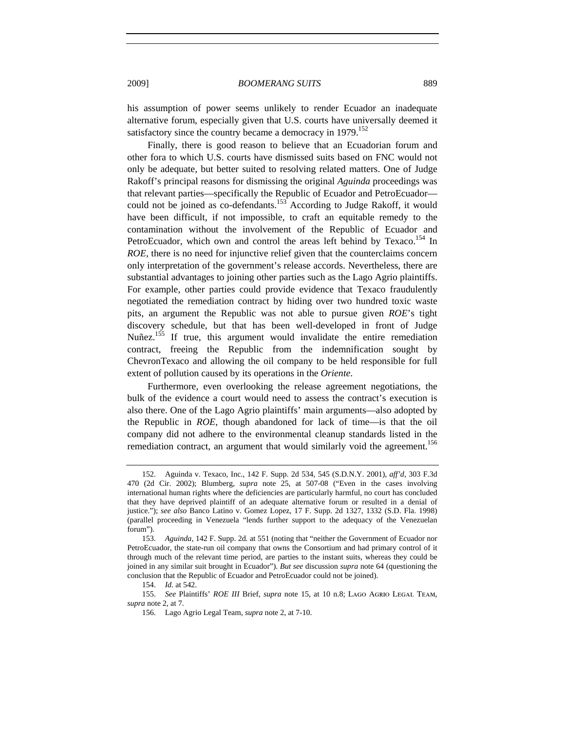his assumption of power seems unlikely to render Ecuador an inadequate alternative forum, especially given that U.S. courts have universally deemed it satisfactory since the country became a democracy in 1979.[152]

Finally, there is good reason to believe that an Ecuadorian forum and other fora to which U.S. courts have dismissed suits based on FNC would not only be adequate, but better suited to resolving related matters. One of Judge Rakoff's principal reasons for dismissing the original *Aguinda* proceedings was that relevant parties—specifically the Republic of Ecuador and PetroEcuador—could not be joined as co-defendants.[153] According to Judge Rakoff, it would have been difficult, if not impossible, to craft an equitable remedy to the contamination without the involvement of the Republic of Ecuador and PetroEcuador, which own and control the areas left behind by Texaco.[154] In *ROE*, there is no need for injunctive relief given that the counterclaims concern only interpretation of the government's release accords. Nevertheless, there are substantial advantages to joining other parties such as the Lago Agrio plaintiffs. For example, other parties could provide evidence that Texaco fraudulently negotiated the remediation contract by hiding over two hundred toxic waste pits, an argument the Republic was not able to pursue given *ROE*'s tight discovery schedule, but that has been well-developed in front of Judge Nuñez.[155] If true, this argument would invalidate the entire remediation contract, freeing the Republic from the indemnification sought by ChevronTexaco and allowing the oil company to be held responsible for full extent of pollution caused by its operations in the *Oriente*.

Furthermore, even overlooking the release agreement negotiations, the bulk of the evidence a court would need to assess the contract's execution is also there. One of the Lago Agrio plaintiffs' main arguments—also adopted by the Republic in *ROE*, though abandoned for lack of time—is that the oil company did not adhere to the environmental cleanup standards listed in the remediation contract, an argument that would similarly void the agreement.[156]

---

152. Aguinda v. Texaco, Inc., 142 F. Supp. 2d 534, 545 (S.D.N.Y. 2001), *aff'd*, 303 F.3d 470 (2d Cir. 2002); Blumberg, *supra* note 25, at 507-08 ("Even in the cases involving international human rights where the deficiencies are particularly harmful, no court has concluded that they have deprived plaintiff of an adequate alternative forum or resulted in a denial of justice."); *see also* Banco Latino v. Gomez Lopez, 17 F. Supp. 2d 1327, 1332 (S.D. Fla. 1998) (parallel proceeding in Venezuela "lends further support to the adequacy of the Venezuelan forum").

153. *Aguinda*, 142 F. Supp. 2d. at 551 (noting that "neither the Government of Ecuador nor PetroEcuador, the state-run oil company that owns the Consortium and had primary control of it through much of the relevant time period, are parties to the instant suits, whereas they could be joined in any similar suit brought in Ecuador"). *But see* discussion *supra* note 64 (questioning the conclusion that the Republic of Ecuador and PetroEcuador could not be joined).

154. *Id.* at 542.

155. *See* Plaintiffs' *ROE III* Brief, *supra* note 15, at 10 n.8; LAGO AGRIO LEGAL TEAM, *supra* note 2, at 7.

156. Lago Agrio Legal Team, *supra* note 2, at 7-10.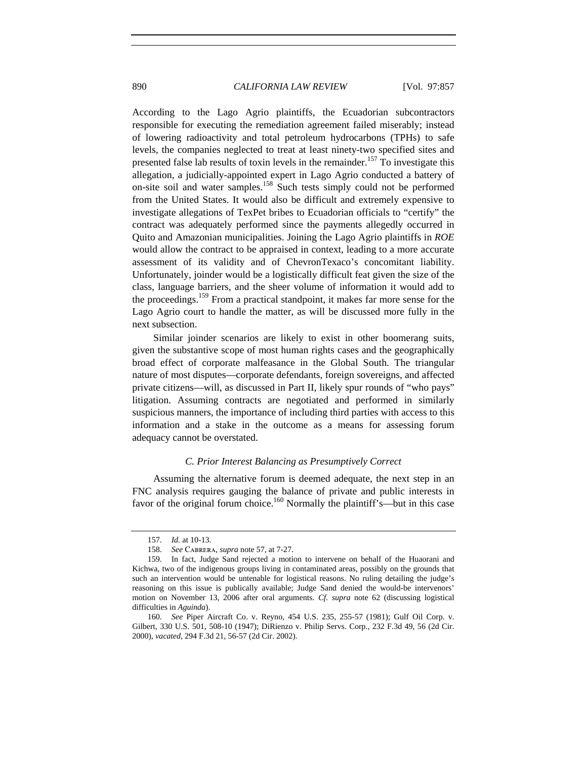According to the Lago Agrio plaintiffs, the Ecuadorian subcontractors responsible for executing the remediation agreement failed miserably; instead of lowering radioactivity and total petroleum hydrocarbons (TPHs) to safe levels, the companies neglected to treat at least ninety-two specified sites and presented false lab results of toxin levels in the remainder.[157] To investigate this allegation, a judicially-appointed expert in Lago Agrio conducted a battery of on-site soil and water samples.[158] Such tests simply could not be performed from the United States. It would also be difficult and extremely expensive to investigate allegations of TexPet bribes to Ecuadorian officials to "certify" the contract was adequately performed since the payments allegedly occurred in Quito and Amazonian municipalities. Joining the Lago Agrio plaintiffs in *ROE* would allow the contract to be appraised in context, leading to a more accurate assessment of its validity and of ChevronTexaco's concomitant liability. Unfortunately, joinder would be a logistically difficult feat given the size of the class, language barriers, and the sheer volume of information it would add to the proceedings.[159] From a practical standpoint, it makes far more sense for the Lago Agrio court to handle the matter, as will be discussed more fully in the next subsection.

Similar joinder scenarios are likely to exist in other boomerang suits, given the substantive scope of most human rights cases and the geographically broad effect of corporate malfeasance in the Global South. The triangular nature of most disputes—corporate defendants, foreign sovereigns, and affected private citizens—will, as discussed in Part II, likely spur rounds of "who pays" litigation. Assuming contracts are negotiated and performed in similarly suspicious manners, the importance of including third parties with access to this information and a stake in the outcome as a means for assessing forum adequacy cannot be overstated.

### *C. Prior Interest Balancing as Presumptively Correct*

Assuming the alternative forum is deemed adequate, the next step in an FNC analysis requires gauging the balance of private and public interests in favor of the original forum choice.[160] Normally the plaintiff's—but in this case

---

157. *Id.* at 10-13.

158. *See* Cabrera, *supra* note 57, at 7-27.

159. In fact, Judge Sand rejected a motion to intervene on behalf of the Huaorani and Kichwa, two of the indigenous groups living in contaminated areas, possibly on the grounds that such an intervention would be untenable for logistical reasons. No ruling detailing the judge's reasoning on this issue is publically available; Judge Sand denied the would-be intervenors' motion on November 13, 2006 after oral arguments. *Cf. supra* note 62 (discussing logistical difficulties in *Aguinda*).

160. *See* Piper Aircraft Co. v. Reyno, 454 U.S. 235, 255-57 (1981); Gulf Oil Corp. v. Gilbert, 330 U.S. 501, 508-10 (1947); DiRienzo v. Philip Servs. Corp., 232 F.3d 49, 56 (2d Cir. 2000), *vacated*, 294 F.3d 21, 56-57 (2d Cir. 2002).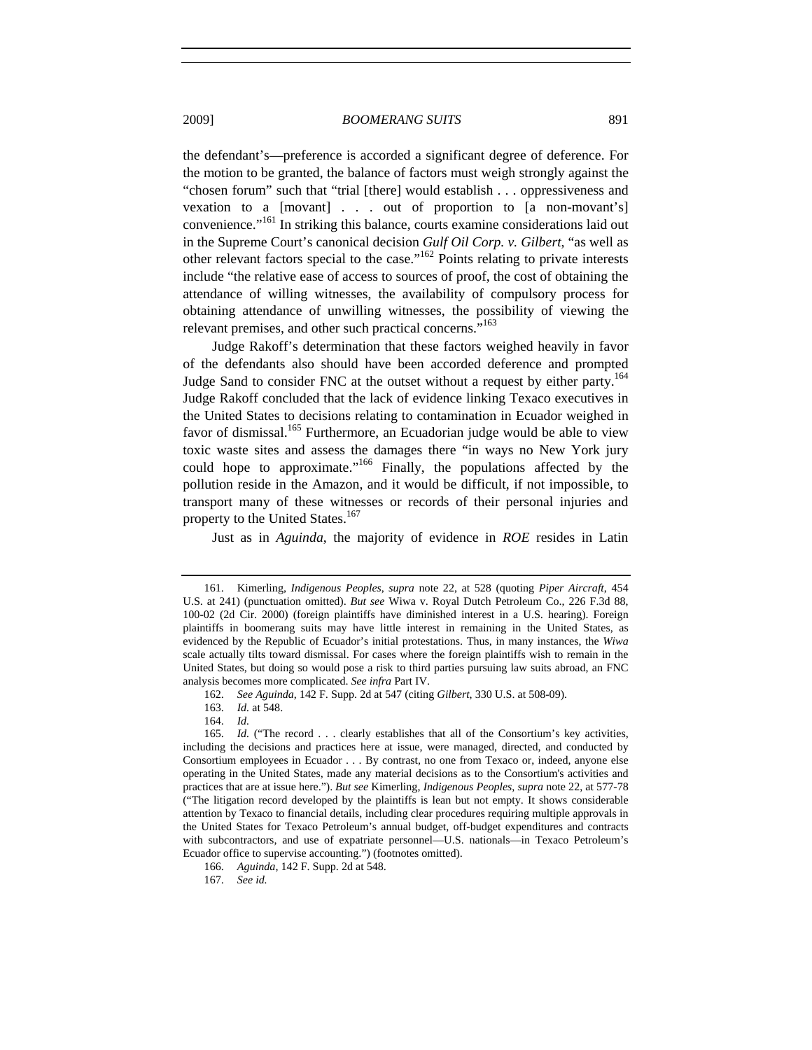the defendant's—preference is accorded a significant degree of deference. For the motion to be granted, the balance of factors must weigh strongly against the "chosen forum" such that "trial [there] would establish . . . oppressiveness and vexation to a [movant] . . . out of proportion to [a non-movant's] convenience."[161] In striking this balance, courts examine considerations laid out in the Supreme Court's canonical decision *Gulf Oil Corp. v. Gilbert*, "as well as other relevant factors special to the case."[162] Points relating to private interests include "the relative ease of access to sources of proof, the cost of obtaining the attendance of willing witnesses, the availability of compulsory process for obtaining attendance of unwilling witnesses, the possibility of viewing the relevant premises, and other such practical concerns."[163]

Judge Rakoff's determination that these factors weighed heavily in favor of the defendants also should have been accorded deference and prompted Judge Sand to consider FNC at the outset without a request by either party.[164] Judge Rakoff concluded that the lack of evidence linking Texaco executives in the United States to decisions relating to contamination in Ecuador weighed in favor of dismissal.[165] Furthermore, an Ecuadorian judge would be able to view toxic waste sites and assess the damages there "in ways no New York jury could hope to approximate."[166] Finally, the populations affected by the pollution reside in the Amazon, and it would be difficult, if not impossible, to transport many of these witnesses or records of their personal injuries and property to the United States.[167]

Just as in *Aguinda*, the majority of evidence in *ROE* resides in Latin

---

161. Kimerling, *Indigenous Peoples*, *supra* note 22, at 528 (quoting *Piper Aircraft*, 454 U.S. at 241) (punctuation omitted). *But see* Wiwa v. Royal Dutch Petroleum Co., 226 F.3d 88, 100-02 (2d Cir. 2000) (foreign plaintiffs have diminished interest in a U.S. hearing). Foreign plaintiffs in boomerang suits may have little interest in remaining in the United States, as evidenced by the Republic of Ecuador's initial protestations. Thus, in many instances, the *Wiwa* scale actually tilts toward dismissal. For cases where the foreign plaintiffs wish to remain in the United States, but doing so would pose a risk to third parties pursuing law suits abroad, an FNC analysis becomes more complicated. *See infra* Part IV.

162. *See Aguinda*, 142 F. Supp. 2d at 547 (citing *Gilbert*, 330 U.S. at 508-09).

163. *Id.* at 548.

164. *Id.*

165. *Id.* ("The record . . . clearly establishes that all of the Consortium's key activities, including the decisions and practices here at issue, were managed, directed, and conducted by Consortium employees in Ecuador . . . By contrast, no one from Texaco or, indeed, anyone else operating in the United States, made any material decisions as to the Consortium's activities and practices that are at issue here."). *But see* Kimerling, *Indigenous Peoples*, *supra* note 22, at 577-78 ("The litigation record developed by the plaintiffs is lean but not empty. It shows considerable attention by Texaco to financial details, including clear procedures requiring multiple approvals in the United States for Texaco Petroleum's annual budget, off-budget expenditures and contracts with subcontractors, and use of expatriate personnel—U.S. nationals—in Texaco Petroleum's Ecuador office to supervise accounting.") (footnotes omitted).

166. *Aguinda*, 142 F. Supp. 2d at 548.

167. *See id.*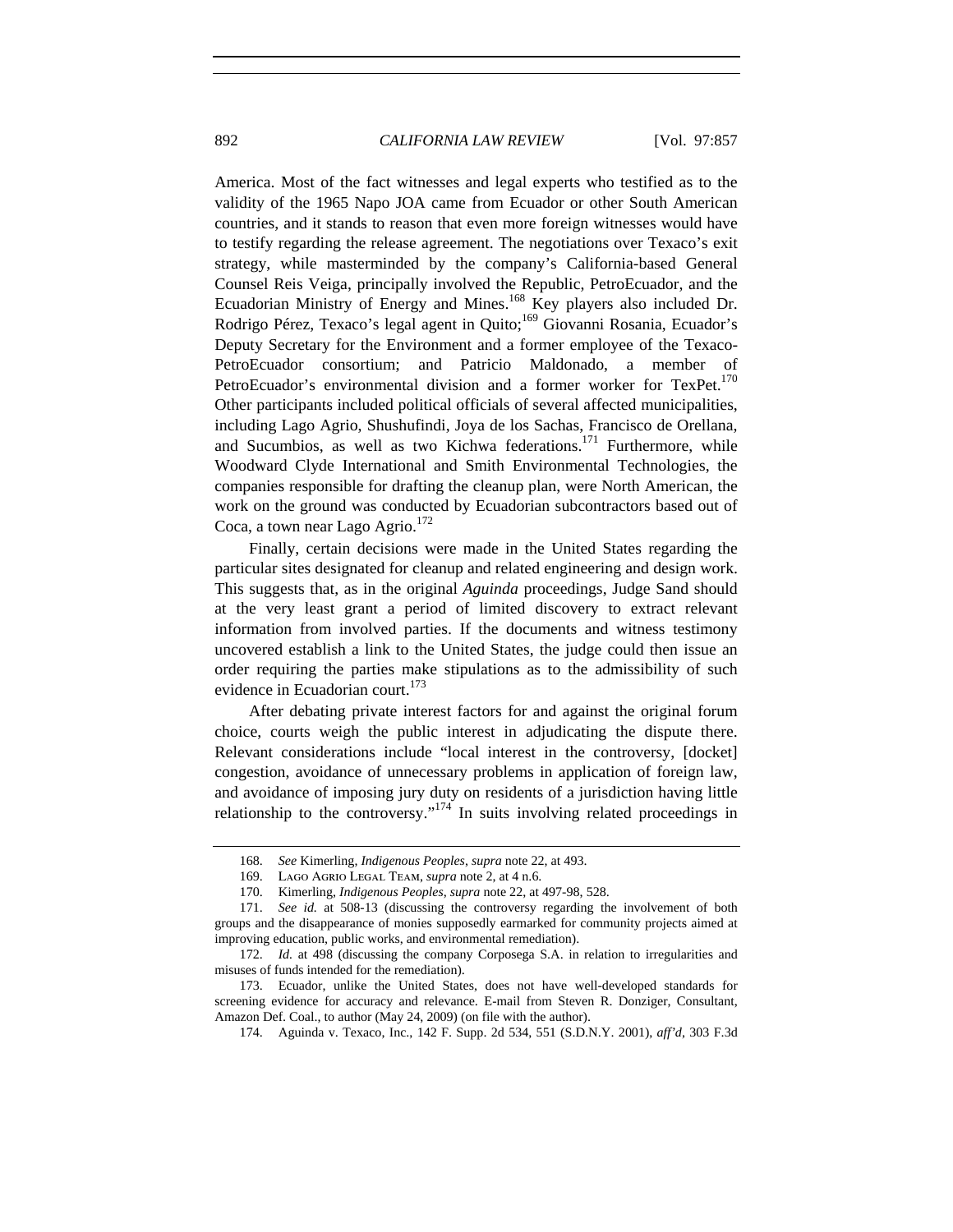America. Most of the fact witnesses and legal experts who testified as to the validity of the 1965 Napo JOA came from Ecuador or other South American countries, and it stands to reason that even more foreign witnesses would have to testify regarding the release agreement. The negotiations over Texaco's exit strategy, while masterminded by the company's California-based General Counsel Reis Veiga, principally involved the Republic, PetroEcuador, and the Ecuadorian Ministry of Energy and Mines.[168] Key players also included Dr. Rodrigo Pérez, Texaco's legal agent in Quito;[169] Giovanni Rosania, Ecuador's Deputy Secretary for the Environment and a former employee of the Texaco-PetroEcuador consortium; and Patricio Maldonado, a member of PetroEcuador's environmental division and a former worker for TexPet.[170] Other participants included political officials of several affected municipalities, including Lago Agrio, Shushufindi, Joya de los Sachas, Francisco de Orellana, and Sucumbios, as well as two Kichwa federations.[171] Furthermore, while Woodward Clyde International and Smith Environmental Technologies, the companies responsible for drafting the cleanup plan, were North American, the work on the ground was conducted by Ecuadorian subcontractors based out of Coca, a town near Lago Agrio.[172]

Finally, certain decisions were made in the United States regarding the particular sites designated for cleanup and related engineering and design work. This suggests that, as in the original *Aguinda* proceedings, Judge Sand should at the very least grant a period of limited discovery to extract relevant information from involved parties. If the documents and witness testimony uncovered establish a link to the United States, the judge could then issue an order requiring the parties make stipulations as to the admissibility of such evidence in Ecuadorian court.[173]

After debating private interest factors for and against the original forum choice, courts weigh the public interest in adjudicating the dispute there. Relevant considerations include "local interest in the controversy, [docket] congestion, avoidance of unnecessary problems in application of foreign law, and avoidance of imposing jury duty on residents of a jurisdiction having little relationship to the controversy."[174] In suits involving related proceedings in

---

168. *See* Kimerling, *Indigenous Peoples*, *supra* note 22, at 493.

169. Lago Agrio Legal Team, *supra* note 2, at 4 n.6.

170. Kimerling, *Indigenous Peoples*, *supra* note 22, at 497-98, 528.

171. *See id.* at 508-13 (discussing the controversy regarding the involvement of both groups and the disappearance of monies supposedly earmarked for community projects aimed at improving education, public works, and environmental remediation).

172. *Id.* at 498 (discussing the company Corposega S.A. in relation to irregularities and misuses of funds intended for the remediation).

173. Ecuador, unlike the United States, does not have well-developed standards for screening evidence for accuracy and relevance. E-mail from Steven R. Donziger, Consultant, Amazon Def. Coal., to author (May 24, 2009) (on file with the author).

174. Aguinda v. Texaco, Inc., 142 F. Supp. 2d 534, 551 (S.D.N.Y. 2001), *aff'd*, 303 F.3d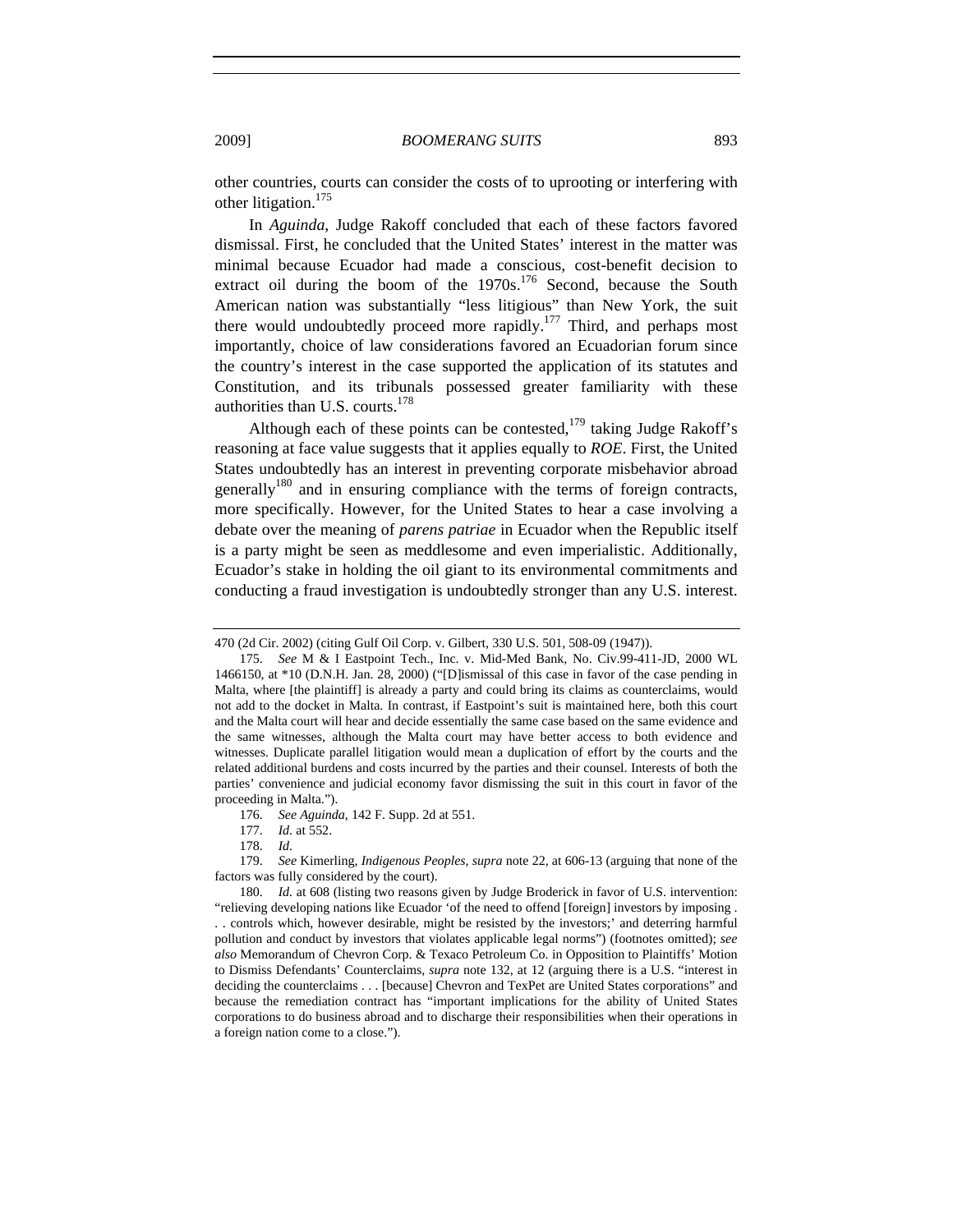other countries, courts can consider the costs of to uprooting or interfering with other litigation.[175]

In *Aguinda*, Judge Rakoff concluded that each of these factors favored dismissal. First, he concluded that the United States' interest in the matter was minimal because Ecuador had made a conscious, cost-benefit decision to extract oil during the boom of the 1970s.[176] Second, because the South American nation was substantially "less litigious" than New York, the suit there would undoubtedly proceed more rapidly.[177] Third, and perhaps most importantly, choice of law considerations favored an Ecuadorian forum since the country's interest in the case supported the application of its statutes and Constitution, and its tribunals possessed greater familiarity with these authorities than U.S. courts.[178]

Although each of these points can be contested,[179] taking Judge Rakoff's reasoning at face value suggests that it applies equally to *ROE*. First, the United States undoubtedly has an interest in preventing corporate misbehavior abroad generally[180] and in ensuring compliance with the terms of foreign contracts, more specifically. However, for the United States to hear a case involving a debate over the meaning of *parens patriae* in Ecuador when the Republic itself is a party might be seen as meddlesome and even imperialistic. Additionally, Ecuador's stake in holding the oil giant to its environmental commitments and conducting a fraud investigation is undoubtedly stronger than any U.S. interest.

---

470 (2d Cir. 2002) (citing Gulf Oil Corp. v. Gilbert, 330 U.S. 501, 508-09 (1947)).

175. *See* M & I Eastpoint Tech., Inc. v. Mid-Med Bank, No. Civ.99-411-JD, 2000 WL 1466150, at *10 (D.N.H. Jan. 28, 2000) ("[D]ismissal of this case in favor of the case pending in Malta, where [the plaintiff] is already a party and could bring its claims as counterclaims, would not add to the docket in Malta. In contrast, if Eastpoint's suit is maintained here, both this court and the Malta court will hear and decide essentially the same case based on the same evidence and the same witnesses, although the Malta court may have better access to both evidence and witnesses. Duplicate parallel litigation would mean a duplication of effort by the courts and the related additional burdens and costs incurred by the parties and their counsel. Interests of both the parties' convenience and judicial economy favor dismissing the suit in this court in favor of the proceeding in Malta.").

176. *See Aguinda*, 142 F. Supp. 2d at 551.

177. *Id.* at 552.

178. *Id.*

179. *See* Kimerling, *Indigenous Peoples*, *supra* note 22, at 606-13 (arguing that none of the factors was fully considered by the court).

180. *Id.* at 608 (listing two reasons given by Judge Broderick in favor of U.S. intervention: "relieving developing nations like Ecuador 'of the need to offend [foreign] investors by imposing . . . controls which, however desirable, might be resisted by the investors;' and deterring harmful pollution and conduct by investors that violates applicable legal norms") (footnotes omitted); *see also* Memorandum of Chevron Corp. & Texaco Petroleum Co. in Opposition to Plaintiffs' Motion to Dismiss Defendants' Counterclaims, *supra* note 132, at 12 (arguing there is a U.S. "interest in deciding the counterclaims . . . [because] Chevron and TexPet are United States corporations" and because the remediation contract has "important implications for the ability of United States corporations to do business abroad and to discharge their responsibilities when their operations in a foreign nation come to a close.").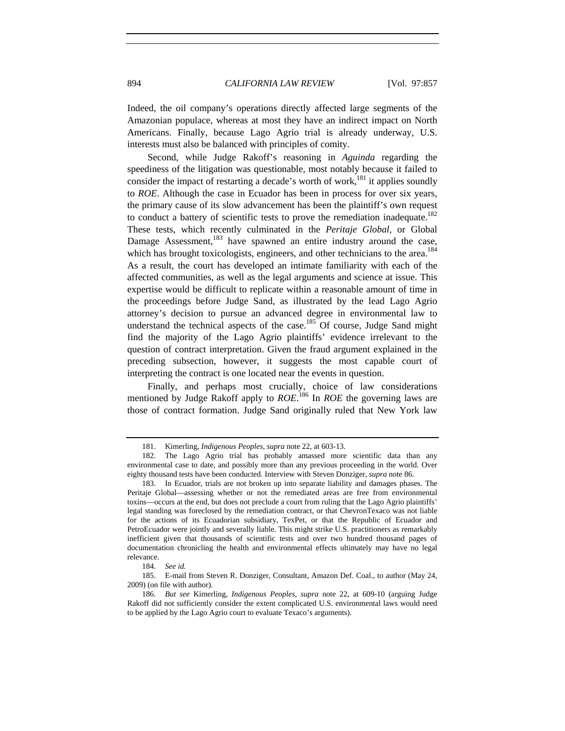Indeed, the oil company's operations directly affected large segments of the Amazonian populace, whereas at most they have an indirect impact on North Americans. Finally, because Lago Agrio trial is already underway, U.S. interests must also be balanced with principles of comity.

Second, while Judge Rakoff's reasoning in *Aguinda* regarding the speediness of the litigation was questionable, most notably because it failed to consider the impact of restarting a decade's worth of work,[181] it applies soundly to *ROE*. Although the case in Ecuador has been in process for over six years, the primary cause of its slow advancement has been the plaintiff's own request to conduct a battery of scientific tests to prove the remediation inadequate.[182] These tests, which recently culminated in the *Peritaje Global*, or Global Damage Assessment,[183] have spawned an entire industry around the case, which has brought toxicologists, engineers, and other technicians to the area.[184] As a result, the court has developed an intimate familiarity with each of the affected communities, as well as the legal arguments and science at issue. This expertise would be difficult to replicate within a reasonable amount of time in the proceedings before Judge Sand, as illustrated by the lead Lago Agrio attorney's decision to pursue an advanced degree in environmental law to understand the technical aspects of the case.[185] Of course, Judge Sand might find the majority of the Lago Agrio plaintiffs' evidence irrelevant to the question of contract interpretation. Given the fraud argument explained in the preceding subsection, however, it suggests the most capable court of interpreting the contract is one located near the events in question.

Finally, and perhaps most crucially, choice of law considerations mentioned by Judge Rakoff apply to *ROE*.[186] In *ROE* the governing laws are those of contract formation. Judge Sand originally ruled that New York law

---

181. Kimerling, *Indigenous Peoples*, *supra* note 22, at 603-13.

182. The Lago Agrio trial has probably amassed more scientific data than any environmental case to date, and possibly more than any previous proceeding in the world. Over eighty thousand tests have been conducted. Interview with Steven Donziger, *supra* note 86.

183. In Ecuador, trials are not broken up into separate liability and damages phases. The Peritaje Global—assessing whether or not the remediated areas are free from environmental toxins—occurs at the end, but does not preclude a court from ruling that the Lago Agrio plaintiffs' legal standing was foreclosed by the remediation contract, or that ChevronTexaco was not liable for the actions of its Ecuadorian subsidiary, TexPet, or that the Republic of Ecuador and PetroEcuador were jointly and severally liable. This might strike U.S. practitioners as remarkably inefficient given that thousands of scientific tests and over two hundred thousand pages of documentation chronicling the health and environmental effects ultimately may have no legal relevance.

184. *See id.*

185. E-mail from Steven R. Donziger, Consultant, Amazon Def. Coal., to author (May 24, 2009) (on file with author).

186. *But see* Kimerling, *Indigenous Peoples*, *supra* note 22, at 609-10 (arguing Judge Rakoff did not sufficiently consider the extent complicated U.S. environmental laws would need to be applied by the Lago Agrio court to evaluate Texaco's arguments).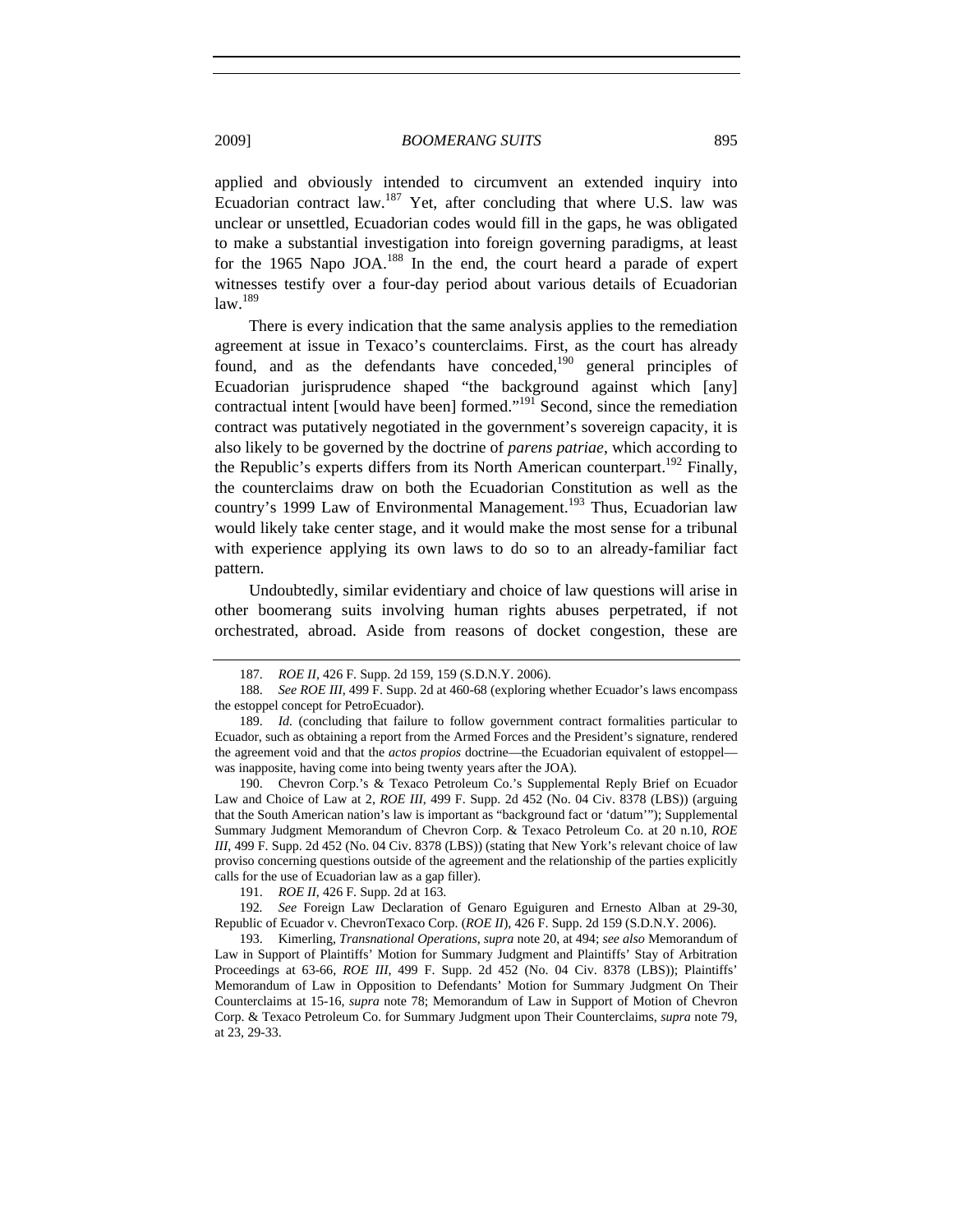applied and obviously intended to circumvent an extended inquiry into Ecuadorian contract law.[187] Yet, after concluding that where U.S. law was unclear or unsettled, Ecuadorian codes would fill in the gaps, he was obligated to make a substantial investigation into foreign governing paradigms, at least for the 1965 Napo JOA.[188] In the end, the court heard a parade of expert witnesses testify over a four-day period about various details of Ecuadorian law.[189]

There is every indication that the same analysis applies to the remediation agreement at issue in Texaco's counterclaims. First, as the court has already found, and as the defendants have conceded,[190] general principles of Ecuadorian jurisprudence shaped "the background against which [any] contractual intent [would have been] formed."[191] Second, since the remediation contract was putatively negotiated in the government's sovereign capacity, it is also likely to be governed by the doctrine of *parens patriae*, which according to the Republic's experts differs from its North American counterpart.[192] Finally, the counterclaims draw on both the Ecuadorian Constitution as well as the country's 1999 Law of Environmental Management.[193] Thus, Ecuadorian law would likely take center stage, and it would make the most sense for a tribunal with experience applying its own laws to do so to an already-familiar fact pattern.

Undoubtedly, similar evidentiary and choice of law questions will arise in other boomerang suits involving human rights abuses perpetrated, if not orchestrated, abroad. Aside from reasons of docket congestion, these are

---

187. *ROE II*, 426 F. Supp. 2d 159, 159 (S.D.N.Y. 2006).

188. *See ROE III*, 499 F. Supp. 2d at 460-68 (exploring whether Ecuador's laws encompass the estoppel concept for PetroEcuador).

189. *Id.* (concluding that failure to follow government contract formalities particular to Ecuador, such as obtaining a report from the Armed Forces and the President's signature, rendered the agreement void and that the *actos propios* doctrine—the Ecuadorian equivalent of estoppel—was inapposite, having come into being twenty years after the JOA).

190. Chevron Corp.'s & Texaco Petroleum Co.'s Supplemental Reply Brief on Ecuador Law and Choice of Law at 2, *ROE III*, 499 F. Supp. 2d 452 (No. 04 Civ. 8378 (LBS)) (arguing that the South American nation's law is important as "background fact or 'datum'"); Supplemental Summary Judgment Memorandum of Chevron Corp. & Texaco Petroleum Co. at 20 n.10, *ROE III*, 499 F. Supp. 2d 452 (No. 04 Civ. 8378 (LBS)) (stating that New York's relevant choice of law proviso concerning questions outside of the agreement and the relationship of the parties explicitly calls for the use of Ecuadorian law as a gap filler).

191. *ROE II*, 426 F. Supp. 2d at 163.

192. *See* Foreign Law Declaration of Genaro Eguiguren and Ernesto Alban at 29-30, Republic of Ecuador v. ChevronTexaco Corp. (*ROE II*), 426 F. Supp. 2d 159 (S.D.N.Y. 2006).

193. Kimerling, *Transnational Operations*, *supra* note 20, at 494; *see also* Memorandum of Law in Support of Plaintiffs' Motion for Summary Judgment and Plaintiffs' Stay of Arbitration Proceedings at 63-66, *ROE III*, 499 F. Supp. 2d 452 (No. 04 Civ. 8378 (LBS)); Plaintiffs' Memorandum of Law in Opposition to Defendants' Motion for Summary Judgment On Their Counterclaims at 15-16, *supra* note 78; Memorandum of Law in Support of Motion of Chevron Corp. & Texaco Petroleum Co. for Summary Judgment upon Their Counterclaims, *supra* note 79, at 23, 29-33.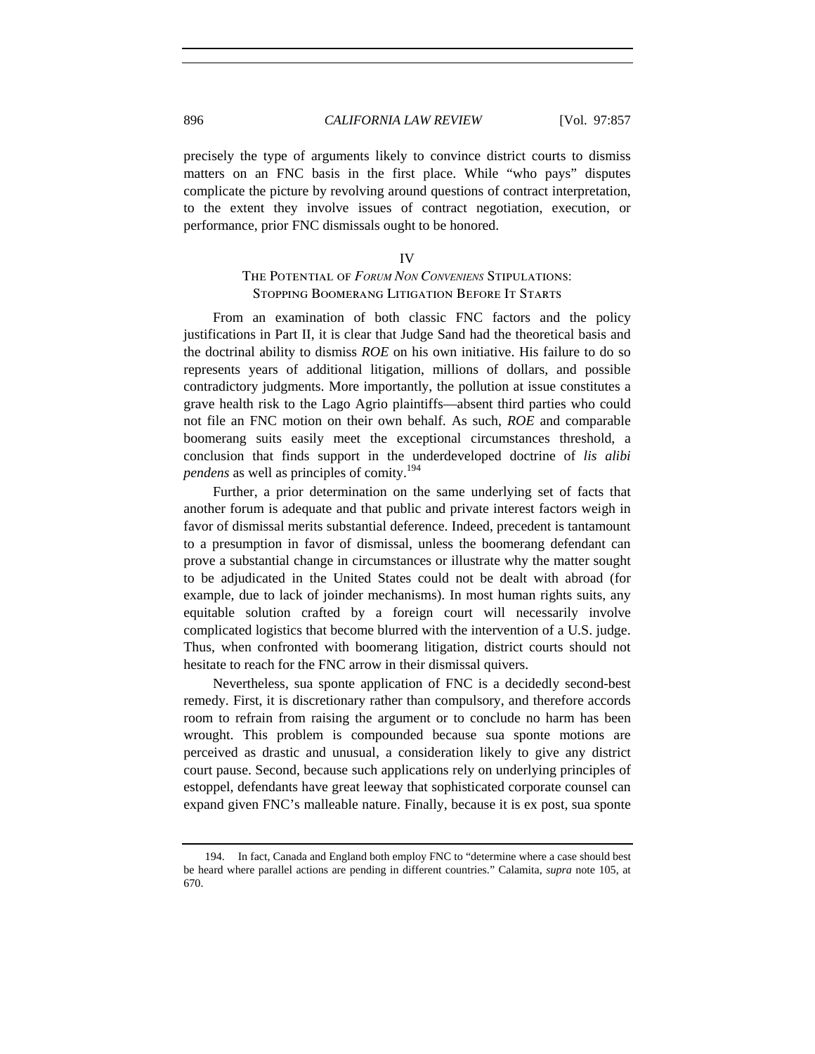precisely the type of arguments likely to convince district courts to dismiss matters on an FNC basis in the first place. While "who pays" disputes complicate the picture by revolving around questions of contract interpretation, to the extent they involve issues of contract negotiation, execution, or performance, prior FNC dismissals ought to be honored.

## IV
## The Potential of *Forum Non Conveniens* Stipulations: Stopping Boomerang Litigation Before It Starts

From an examination of both classic FNC factors and the policy justifications in Part II, it is clear that Judge Sand had the theoretical basis and the doctrinal ability to dismiss *ROE* on his own initiative. His failure to do so represents years of additional litigation, millions of dollars, and possible contradictory judgments. More importantly, the pollution at issue constitutes a grave health risk to the Lago Agrio plaintiffs—absent third parties who could not file an FNC motion on their own behalf. As such, *ROE* and comparable boomerang suits easily meet the exceptional circumstances threshold, a conclusion that finds support in the underdeveloped doctrine of *lis alibi pendens* as well as principles of comity.[194]

Further, a prior determination on the same underlying set of facts that another forum is adequate and that public and private interest factors weigh in favor of dismissal merits substantial deference. Indeed, precedent is tantamount to a presumption in favor of dismissal, unless the boomerang defendant can prove a substantial change in circumstances or illustrate why the matter sought to be adjudicated in the United States could not be dealt with abroad (for example, due to lack of joinder mechanisms). In most human rights suits, any equitable solution crafted by a foreign court will necessarily involve complicated logistics that become blurred with the intervention of a U.S. judge. Thus, when confronted with boomerang litigation, district courts should not hesitate to reach for the FNC arrow in their dismissal quivers.

Nevertheless, sua sponte application of FNC is a decidedly second-best remedy. First, it is discretionary rather than compulsory, and therefore accords room to refrain from raising the argument or to conclude no harm has been wrought. This problem is compounded because sua sponte motions are perceived as drastic and unusual, a consideration likely to give any district court pause. Second, because such applications rely on underlying principles of estoppel, defendants have great leeway that sophisticated corporate counsel can expand given FNC's malleable nature. Finally, because it is ex post, sua sponte

194. In fact, Canada and England both employ FNC to "determine where a case should best be heard where parallel actions are pending in different countries." Calamita, *supra* note 105, at 670.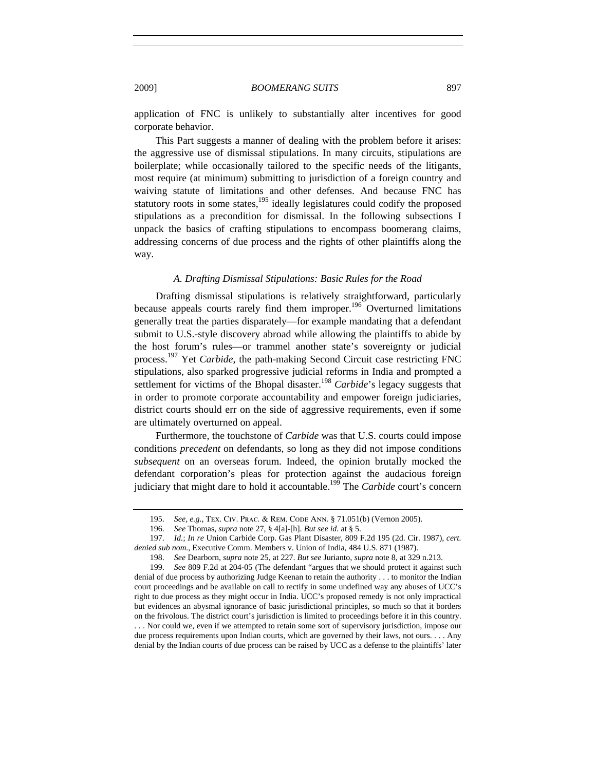application of FNC is unlikely to substantially alter incentives for good corporate behavior.

This Part suggests a manner of dealing with the problem before it arises: the aggressive use of dismissal stipulations. In many circuits, stipulations are boilerplate; while occasionally tailored to the specific needs of the litigants, most require (at minimum) submitting to jurisdiction of a foreign country and waiving statute of limitations and other defenses. And because FNC has statutory roots in some states,[195] ideally legislatures could codify the proposed stipulations as a precondition for dismissal. In the following subsections I unpack the basics of crafting stipulations to encompass boomerang claims, addressing concerns of due process and the rights of other plaintiffs along the way.

### *A. Drafting Dismissal Stipulations: Basic Rules for the Road*

Drafting dismissal stipulations is relatively straightforward, particularly because appeals courts rarely find them improper.[196] Overturned limitations generally treat the parties disparately—for example mandating that a defendant submit to U.S.-style discovery abroad while allowing the plaintiffs to abide by the host forum's rules—or trammel another state's sovereignty or judicial process.[197] Yet *Carbide*, the path-making Second Circuit case restricting FNC stipulations, also sparked progressive judicial reforms in India and prompted a settlement for victims of the Bhopal disaster.[198] *Carbide*'s legacy suggests that in order to promote corporate accountability and empower foreign judiciaries, district courts should err on the side of aggressive requirements, even if some are ultimately overturned on appeal.

Furthermore, the touchstone of *Carbide* was that U.S. courts could impose conditions *precedent* on defendants, so long as they did not impose conditions *subsequent* on an overseas forum. Indeed, the opinion brutally mocked the defendant corporation's pleas for protection against the audacious foreign judiciary that might dare to hold it accountable.[199] The *Carbide* court's concern

---

195. *See, e.g.*, TEX. CIV. PRAC. & REM. CODE ANN. § 71.051(b) (Vernon 2005).

196. *See* Thomas, *supra* note 27, § 4[a]-[h]. *But see id.* at § 5.

197. *Id.*; *In re* Union Carbide Corp. Gas Plant Disaster, 809 F.2d 195 (2d. Cir. 1987), *cert. denied sub nom.*, Executive Comm. Members v. Union of India, 484 U.S. 871 (1987).

198. *See* Dearborn, *supra* note 25, at 227. *But see* Jurianto, *supra* note 8, at 329 n.213.

199. *See* 809 F.2d at 204-05 (The defendant "argues that we should protect it against such denial of due process by authorizing Judge Keenan to retain the authority . . . to monitor the Indian court proceedings and be available on call to rectify in some undefined way any abuses of UCC's right to due process as they might occur in India. UCC's proposed remedy is not only impractical but evidences an abysmal ignorance of basic jurisdictional principles, so much so that it borders on the frivolous. The district court's jurisdiction is limited to proceedings before it in this country. . . . Nor could we, even if we attempted to retain some sort of supervisory jurisdiction, impose our due process requirements upon Indian courts, which are governed by their laws, not ours. . . . Any denial by the Indian courts of due process can be raised by UCC as a defense to the plaintiffs' later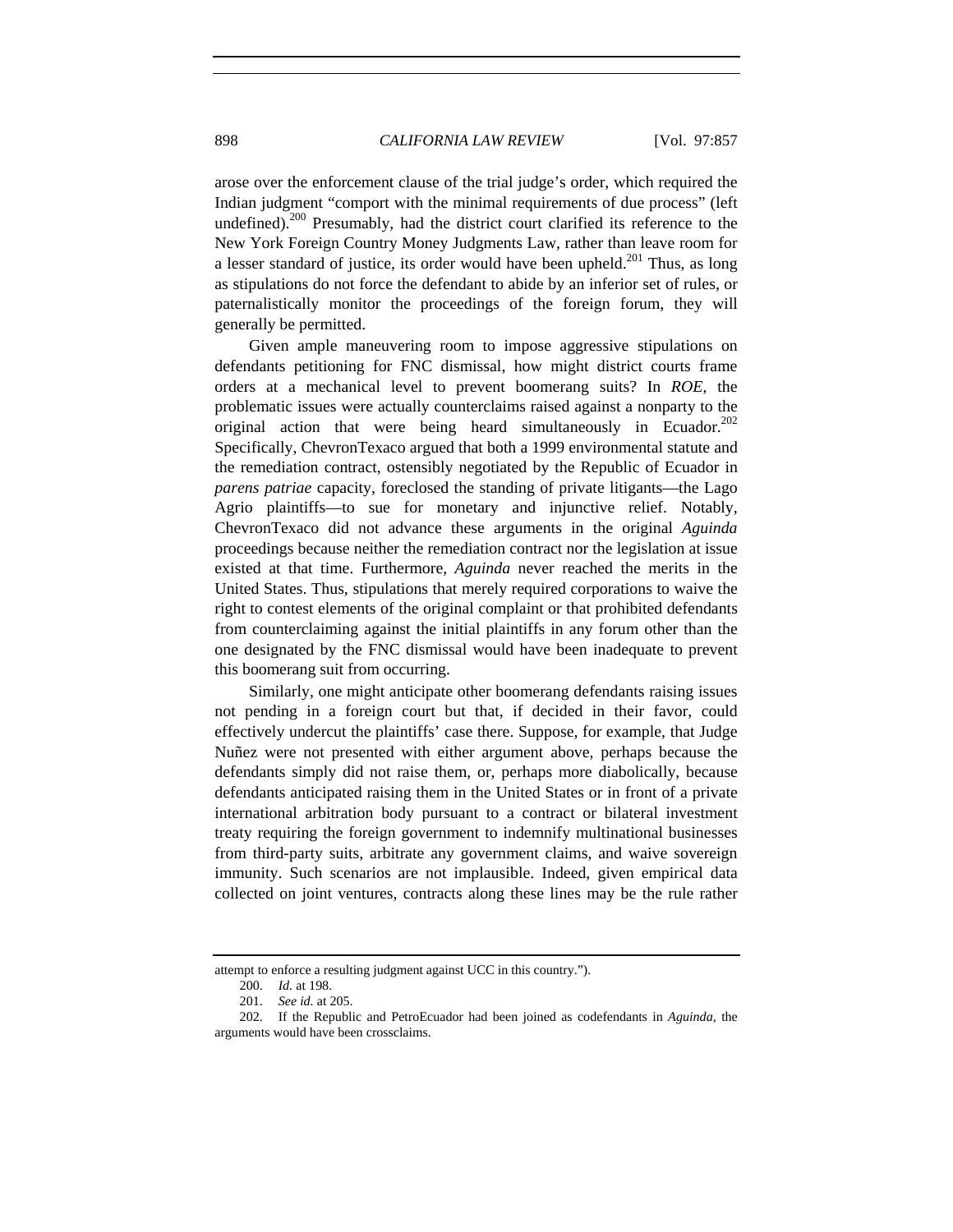arose over the enforcement clause of the trial judge's order, which required the Indian judgment "comport with the minimal requirements of due process" (left undefined).[200] Presumably, had the district court clarified its reference to the New York Foreign Country Money Judgments Law, rather than leave room for a lesser standard of justice, its order would have been upheld.[201] Thus, as long as stipulations do not force the defendant to abide by an inferior set of rules, or paternalistically monitor the proceedings of the foreign forum, they will generally be permitted.

Given ample maneuvering room to impose aggressive stipulations on defendants petitioning for FNC dismissal, how might district courts frame orders at a mechanical level to prevent boomerang suits? In *ROE*, the problematic issues were actually counterclaims raised against a nonparty to the original action that were being heard simultaneously in Ecuador.[202] Specifically, ChevronTexaco argued that both a 1999 environmental statute and the remediation contract, ostensibly negotiated by the Republic of Ecuador in *parens patriae* capacity, foreclosed the standing of private litigants—the Lago Agrio plaintiffs—to sue for monetary and injunctive relief. Notably, ChevronTexaco did not advance these arguments in the original *Aguinda* proceedings because neither the remediation contract nor the legislation at issue existed at that time. Furthermore, *Aguinda* never reached the merits in the United States. Thus, stipulations that merely required corporations to waive the right to contest elements of the original complaint or that prohibited defendants from counterclaiming against the initial plaintiffs in any forum other than the one designated by the FNC dismissal would have been inadequate to prevent this boomerang suit from occurring.

Similarly, one might anticipate other boomerang defendants raising issues not pending in a foreign court but that, if decided in their favor, could effectively undercut the plaintiffs' case there. Suppose, for example, that Judge Nuñez were not presented with either argument above, perhaps because the defendants simply did not raise them, or, perhaps more diabolically, because defendants anticipated raising them in the United States or in front of a private international arbitration body pursuant to a contract or bilateral investment treaty requiring the foreign government to indemnify multinational businesses from third-party suits, arbitrate any government claims, and waive sovereign immunity. Such scenarios are not implausible. Indeed, given empirical data collected on joint ventures, contracts along these lines may be the rule rather

---

attempt to enforce a resulting judgment against UCC in this country.").

200. *Id.* at 198.

201. *See id.* at 205.

202. If the Republic and PetroEcuador had been joined as codefendants in *Aguinda*, the arguments would have been crossclaims.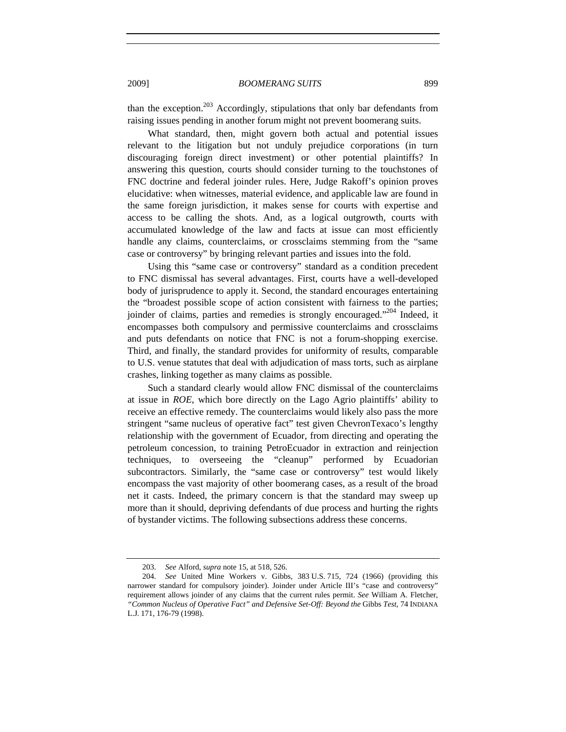than the exception.[203] Accordingly, stipulations that only bar defendants from raising issues pending in another forum might not prevent boomerang suits.

What standard, then, might govern both actual and potential issues relevant to the litigation but not unduly prejudice corporations (in turn discouraging foreign direct investment) or other potential plaintiffs? In answering this question, courts should consider turning to the touchstones of FNC doctrine and federal joinder rules. Here, Judge Rakoff's opinion proves elucidative: when witnesses, material evidence, and applicable law are found in the same foreign jurisdiction, it makes sense for courts with expertise and access to be calling the shots. And, as a logical outgrowth, courts with accumulated knowledge of the law and facts at issue can most efficiently handle any claims, counterclaims, or crossclaims stemming from the "same case or controversy" by bringing relevant parties and issues into the fold.

Using this "same case or controversy" standard as a condition precedent to FNC dismissal has several advantages. First, courts have a well-developed body of jurisprudence to apply it. Second, the standard encourages entertaining the "broadest possible scope of action consistent with fairness to the parties; joinder of claims, parties and remedies is strongly encouraged."[204] Indeed, it encompasses both compulsory and permissive counterclaims and crossclaims and puts defendants on notice that FNC is not a forum-shopping exercise. Third, and finally, the standard provides for uniformity of results, comparable to U.S. venue statutes that deal with adjudication of mass torts, such as airplane crashes, linking together as many claims as possible.

Such a standard clearly would allow FNC dismissal of the counterclaims at issue in *ROE*, which bore directly on the Lago Agrio plaintiffs' ability to receive an effective remedy. The counterclaims would likely also pass the more stringent "same nucleus of operative fact" test given ChevronTexaco's lengthy relationship with the government of Ecuador, from directing and operating the petroleum concession, to training PetroEcuador in extraction and reinjection techniques, to overseeing the "cleanup" performed by Ecuadorian subcontractors. Similarly, the "same case or controversy" test would likely encompass the vast majority of other boomerang cases, as a result of the broad net it casts. Indeed, the primary concern is that the standard may sweep up more than it should, depriving defendants of due process and hurting the rights of bystander victims. The following subsections address these concerns.

---

203. *See* Alford, *supra* note 15, at 518, 526.

204. *See* United Mine Workers v. Gibbs, 383 U.S. 715, 724 (1966) (providing this narrower standard for compulsory joinder). Joinder under Article III's "case and controversy" requirement allows joinder of any claims that the current rules permit. *See* William A. Fletcher, *"Common Nucleus of Operative Fact" and Defensive Set-Off: Beyond the* Gibbs *Test*, 74 INDIANA L.J. 171, 176-79 (1998).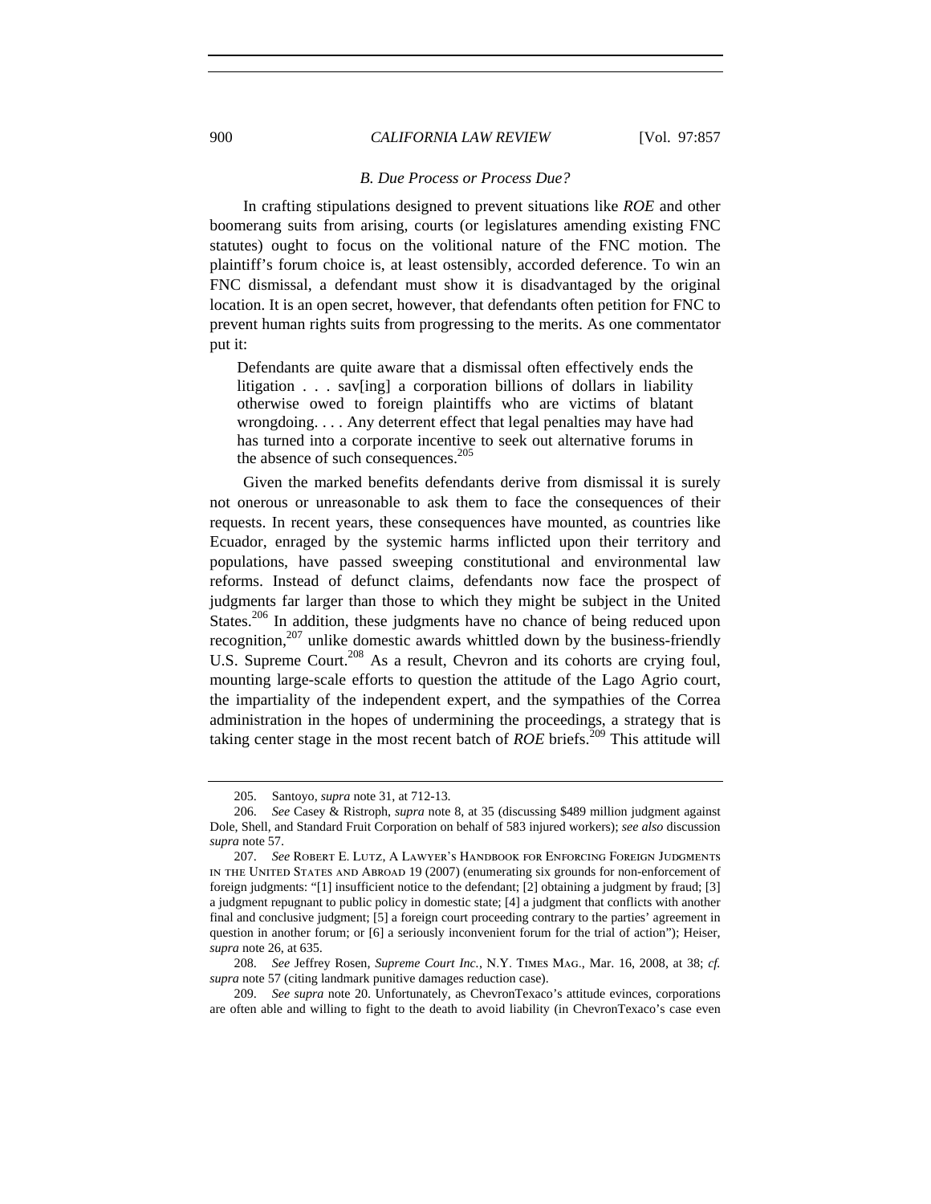### *B. Due Process or Process Due?*

In crafting stipulations designed to prevent situations like *ROE* and other boomerang suits from arising, courts (or legislatures amending existing FNC statutes) ought to focus on the volitional nature of the FNC motion. The plaintiff's forum choice is, at least ostensibly, accorded deference. To win an FNC dismissal, a defendant must show it is disadvantaged by the original location. It is an open secret, however, that defendants often petition for FNC to prevent human rights suits from progressing to the merits. As one commentator put it:

> Defendants are quite aware that a dismissal often effectively ends the litigation . . . sav[ing] a corporation billions of dollars in liability otherwise owed to foreign plaintiffs who are victims of blatant wrongdoing. . . . Any deterrent effect that legal penalties may have had has turned into a corporate incentive to seek out alternative forums in the absence of such consequences.[205]

Given the marked benefits defendants derive from dismissal it is surely not onerous or unreasonable to ask them to face the consequences of their requests. In recent years, these consequences have mounted, as countries like Ecuador, enraged by the systemic harms inflicted upon their territory and populations, have passed sweeping constitutional and environmental law reforms. Instead of defunct claims, defendants now face the prospect of judgments far larger than those to which they might be subject in the United States.[206] In addition, these judgments have no chance of being reduced upon recognition,[207] unlike domestic awards whittled down by the business-friendly U.S. Supreme Court.[208] As a result, Chevron and its cohorts are crying foul, mounting large-scale efforts to question the attitude of the Lago Agrio court, the impartiality of the independent expert, and the sympathies of the Correa administration in the hopes of undermining the proceedings, a strategy that is taking center stage in the most recent batch of *ROE* briefs.[209] This attitude will

---

205. Santoyo, *supra* note 31, at 712-13.

206. *See* Casey & Ristroph, *supra* note 8, at 35 (discussing $489 million judgment against Dole, Shell, and Standard Fruit Corporation on behalf of 583 injured workers); *see also* discussion *supra* note 57.

207. *See* Robert E. Lutz, A Lawyer's Handbook for Enforcing Foreign Judgments in the United States and Abroad 19 (2007) (enumerating six grounds for non-enforcement of foreign judgments: "[1] insufficient notice to the defendant; [2] obtaining a judgment by fraud; [3] a judgment repugnant to public policy in domestic state; [4] a judgment that conflicts with another final and conclusive judgment; [5] a foreign court proceeding contrary to the parties' agreement in question in another forum; or [6] a seriously inconvenient forum for the trial of action"); Heiser, *supra* note 26, at 635.

208. *See* Jeffrey Rosen, *Supreme Court Inc.*, N.Y. Times Mag., Mar. 16, 2008, at 38; *cf. supra* note 57 (citing landmark punitive damages reduction case).

209. *See supra* note 20. Unfortunately, as ChevronTexaco's attitude evinces, corporations are often able and willing to fight to the death to avoid liability (in ChevronTexaco's case even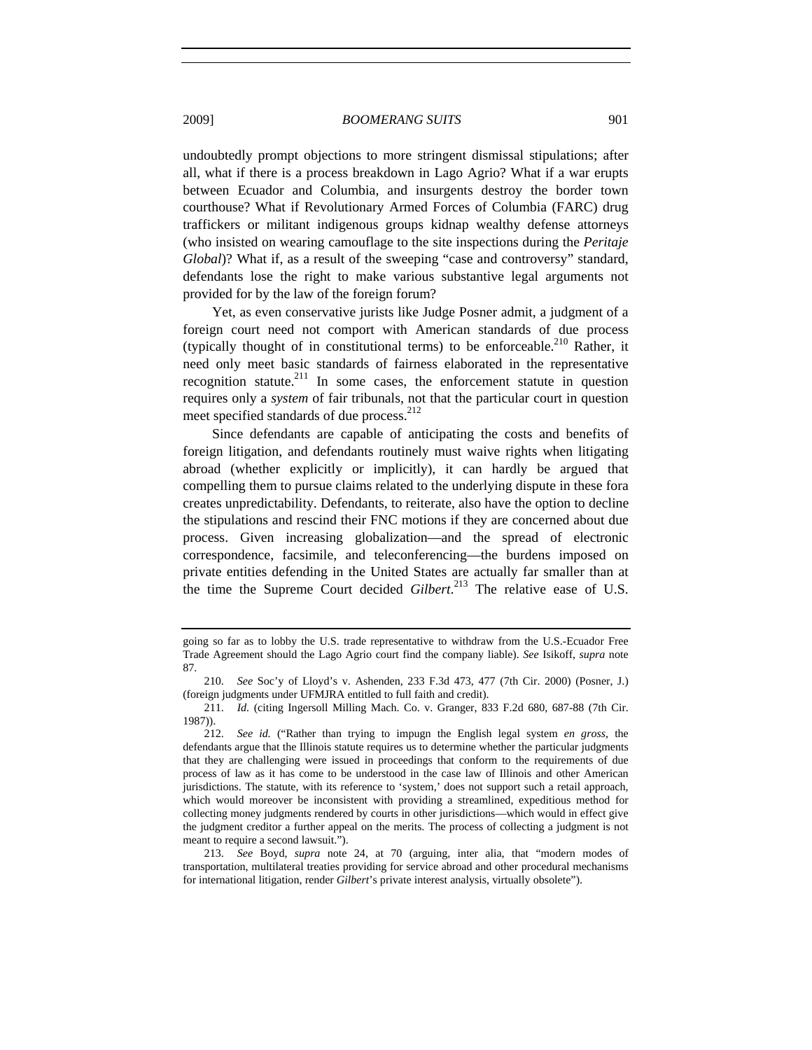undoubtedly prompt objections to more stringent dismissal stipulations; after all, what if there is a process breakdown in Lago Agrio? What if a war erupts between Ecuador and Columbia, and insurgents destroy the border town courthouse? What if Revolutionary Armed Forces of Columbia (FARC) drug traffickers or militant indigenous groups kidnap wealthy defense attorneys (who insisted on wearing camouflage to the site inspections during the *Peritaje Global*)? What if, as a result of the sweeping "case and controversy" standard, defendants lose the right to make various substantive legal arguments not provided for by the law of the foreign forum?

Yet, as even conservative jurists like Judge Posner admit, a judgment of a foreign court need not comport with American standards of due process (typically thought of in constitutional terms) to be enforceable.[210] Rather, it need only meet basic standards of fairness elaborated in the representative recognition statute.[211] In some cases, the enforcement statute in question requires only a *system* of fair tribunals, not that the particular court in question meet specified standards of due process.[212]

Since defendants are capable of anticipating the costs and benefits of foreign litigation, and defendants routinely must waive rights when litigating abroad (whether explicitly or implicitly), it can hardly be argued that compelling them to pursue claims related to the underlying dispute in these fora creates unpredictability. Defendants, to reiterate, also have the option to decline the stipulations and rescind their FNC motions if they are concerned about due process. Given increasing globalization—and the spread of electronic correspondence, facsimile, and teleconferencing—the burdens imposed on private entities defending in the United States are actually far smaller than at the time the Supreme Court decided *Gilbert*.[213] The relative ease of U.S.

---

going so far as to lobby the U.S. trade representative to withdraw from the U.S.-Ecuador Free Trade Agreement should the Lago Agrio court find the company liable). *See* Isikoff, *supra* note 87.

210. *See* Soc'y of Lloyd's v. Ashenden, 233 F.3d 473, 477 (7th Cir. 2000) (Posner, J.) (foreign judgments under UFMJRA entitled to full faith and credit).

211. *Id.* (citing Ingersoll Milling Mach. Co. v. Granger, 833 F.2d 680, 687-88 (7th Cir. 1987)).

212. *See id.* ("Rather than trying to impugn the English legal system *en gross*, the defendants argue that the Illinois statute requires us to determine whether the particular judgments that they are challenging were issued in proceedings that conform to the requirements of due process of law as it has come to be understood in the case law of Illinois and other American jurisdictions. The statute, with its reference to 'system,' does not support such a retail approach, which would moreover be inconsistent with providing a streamlined, expeditious method for collecting money judgments rendered by courts in other jurisdictions—which would in effect give the judgment creditor a further appeal on the merits. The process of collecting a judgment is not meant to require a second lawsuit.").

213. *See* Boyd, *supra* note 24, at 70 (arguing, inter alia, that "modern modes of transportation, multilateral treaties providing for service abroad and other procedural mechanisms for international litigation, render *Gilbert*'s private interest analysis, virtually obsolete").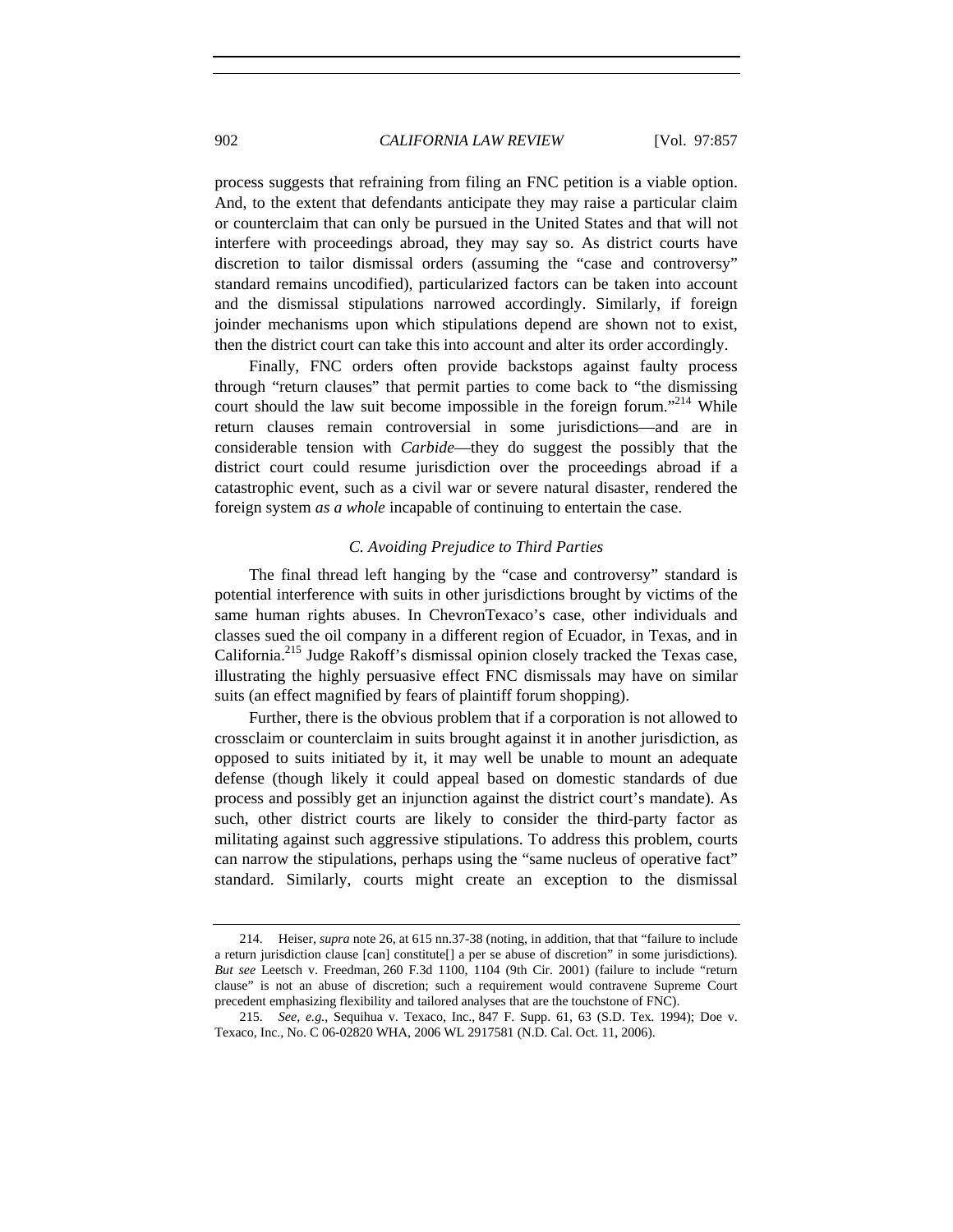process suggests that refraining from filing an FNC petition is a viable option. And, to the extent that defendants anticipate they may raise a particular claim or counterclaim that can only be pursued in the United States and that will not interfere with proceedings abroad, they may say so. As district courts have discretion to tailor dismissal orders (assuming the "case and controversy" standard remains uncodified), particularized factors can be taken into account and the dismissal stipulations narrowed accordingly. Similarly, if foreign joinder mechanisms upon which stipulations depend are shown not to exist, then the district court can take this into account and alter its order accordingly.

Finally, FNC orders often provide backstops against faulty process through "return clauses" that permit parties to come back to "the dismissing court should the law suit become impossible in the foreign forum."[214] While return clauses remain controversial in some jurisdictions—and are in considerable tension with *Carbide*—they do suggest the possibly that the district court could resume jurisdiction over the proceedings abroad if a catastrophic event, such as a civil war or severe natural disaster, rendered the foreign system *as a whole* incapable of continuing to entertain the case.

### *C. Avoiding Prejudice to Third Parties*

The final thread left hanging by the "case and controversy" standard is potential interference with suits in other jurisdictions brought by victims of the same human rights abuses. In ChevronTexaco's case, other individuals and classes sued the oil company in a different region of Ecuador, in Texas, and in California.[215] Judge Rakoff's dismissal opinion closely tracked the Texas case, illustrating the highly persuasive effect FNC dismissals may have on similar suits (an effect magnified by fears of plaintiff forum shopping).

Further, there is the obvious problem that if a corporation is not allowed to crossclaim or counterclaim in suits brought against it in another jurisdiction, as opposed to suits initiated by it, it may well be unable to mount an adequate defense (though likely it could appeal based on domestic standards of due process and possibly get an injunction against the district court's mandate). As such, other district courts are likely to consider the third-party factor as militating against such aggressive stipulations. To address this problem, courts can narrow the stipulations, perhaps using the "same nucleus of operative fact" standard. Similarly, courts might create an exception to the dismissal

---

214. Heiser, *supra* note 26, at 615 nn.37-38 (noting, in addition, that that "failure to include a return jurisdiction clause [can] constitute[] a per se abuse of discretion" in some jurisdictions). *But see* Leetsch v. Freedman, 260 F.3d 1100, 1104 (9th Cir. 2001) (failure to include "return clause" is not an abuse of discretion; such a requirement would contravene Supreme Court precedent emphasizing flexibility and tailored analyses that are the touchstone of FNC).

215. *See, e.g.*, Sequihua v. Texaco, Inc., 847 F. Supp. 61, 63 (S.D. Tex. 1994); Doe v. Texaco, Inc., No. C 06-02820 WHA, 2006 WL 2917581 (N.D. Cal. Oct. 11, 2006).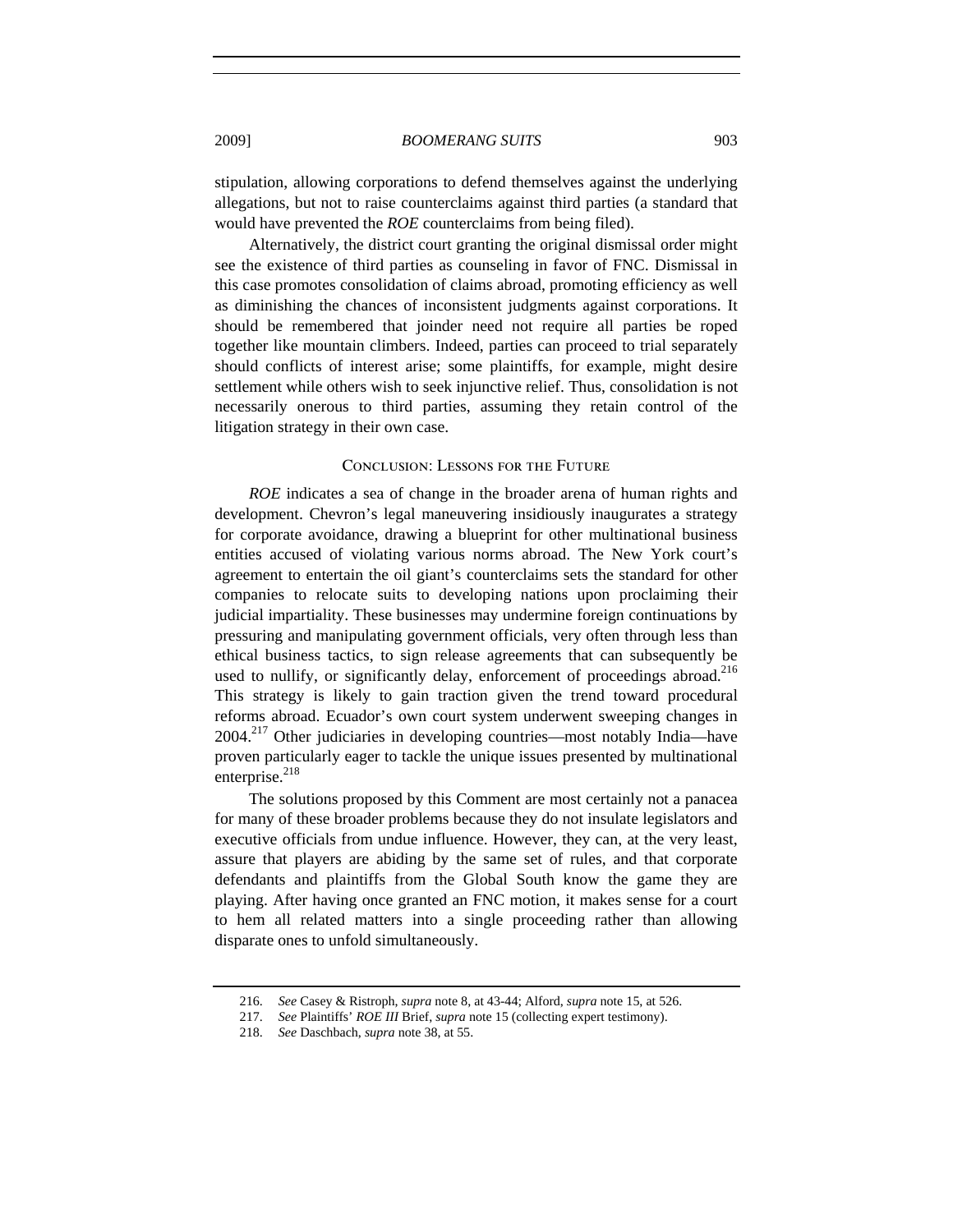stipulation, allowing corporations to defend themselves against the underlying allegations, but not to raise counterclaims against third parties (a standard that would have prevented the *ROE* counterclaims from being filed).

Alternatively, the district court granting the original dismissal order might see the existence of third parties as counseling in favor of FNC. Dismissal in this case promotes consolidation of claims abroad, promoting efficiency as well as diminishing the chances of inconsistent judgments against corporations. It should be remembered that joinder need not require all parties be roped together like mountain climbers. Indeed, parties can proceed to trial separately should conflicts of interest arise; some plaintiffs, for example, might desire settlement while others wish to seek injunctive relief. Thus, consolidation is not necessarily onerous to third parties, assuming they retain control of the litigation strategy in their own case.

## Conclusion: Lessons for the Future

*ROE* indicates a sea of change in the broader arena of human rights and development. Chevron's legal maneuvering insidiously inaugurates a strategy for corporate avoidance, drawing a blueprint for other multinational business entities accused of violating various norms abroad. The New York court's agreement to entertain the oil giant's counterclaims sets the standard for other companies to relocate suits to developing nations upon proclaiming their judicial impartiality. These businesses may undermine foreign continuations by pressuring and manipulating government officials, very often through less than ethical business tactics, to sign release agreements that can subsequently be used to nullify, or significantly delay, enforcement of proceedings abroad.[216] This strategy is likely to gain traction given the trend toward procedural reforms abroad. Ecuador's own court system underwent sweeping changes in 2004.[217] Other judiciaries in developing countries—most notably India—have proven particularly eager to tackle the unique issues presented by multinational enterprise.[218]

The solutions proposed by this Comment are most certainly not a panacea for many of these broader problems because they do not insulate legislators and executive officials from undue influence. However, they can, at the very least, assure that players are abiding by the same set of rules, and that corporate defendants and plaintiffs from the Global South know the game they are playing. After having once granted an FNC motion, it makes sense for a court to hem all related matters into a single proceeding rather than allowing disparate ones to unfold simultaneously.

---

216. *See* Casey & Ristroph, *supra* note 8, at 43-44; Alford, *supra* note 15, at 526.

217. *See* Plaintiffs' *ROE III* Brief, *supra* note 15 (collecting expert testimony).

218. *See* Daschbach, *supra* note 38, at 55.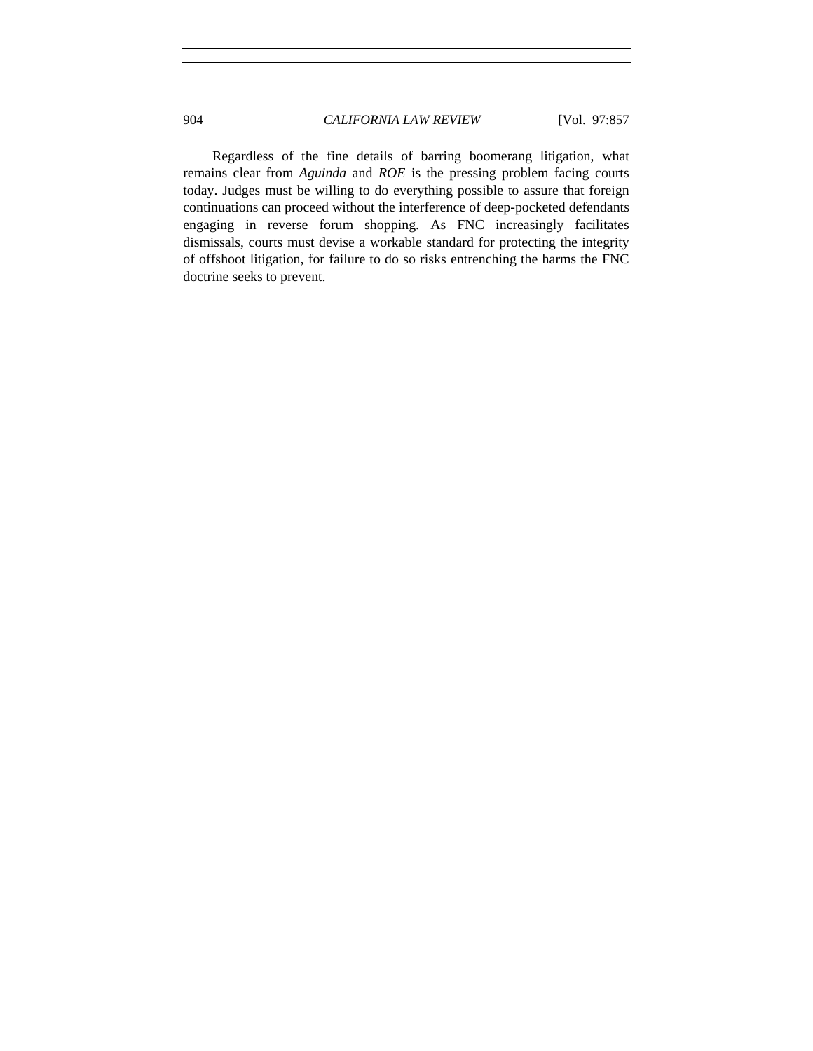Regardless of the fine details of barring boomerang litigation, what remains clear from *Aguinda* and *ROE* is the pressing problem facing courts today. Judges must be willing to do everything possible to assure that foreign continuations can proceed without the interference of deep-pocketed defendants engaging in reverse forum shopping. As FNC increasingly facilitates dismissals, courts must devise a workable standard for protecting the integrity of offshoot litigation, for failure to do so risks entrenching the harms the FNC doctrine seeks to prevent.